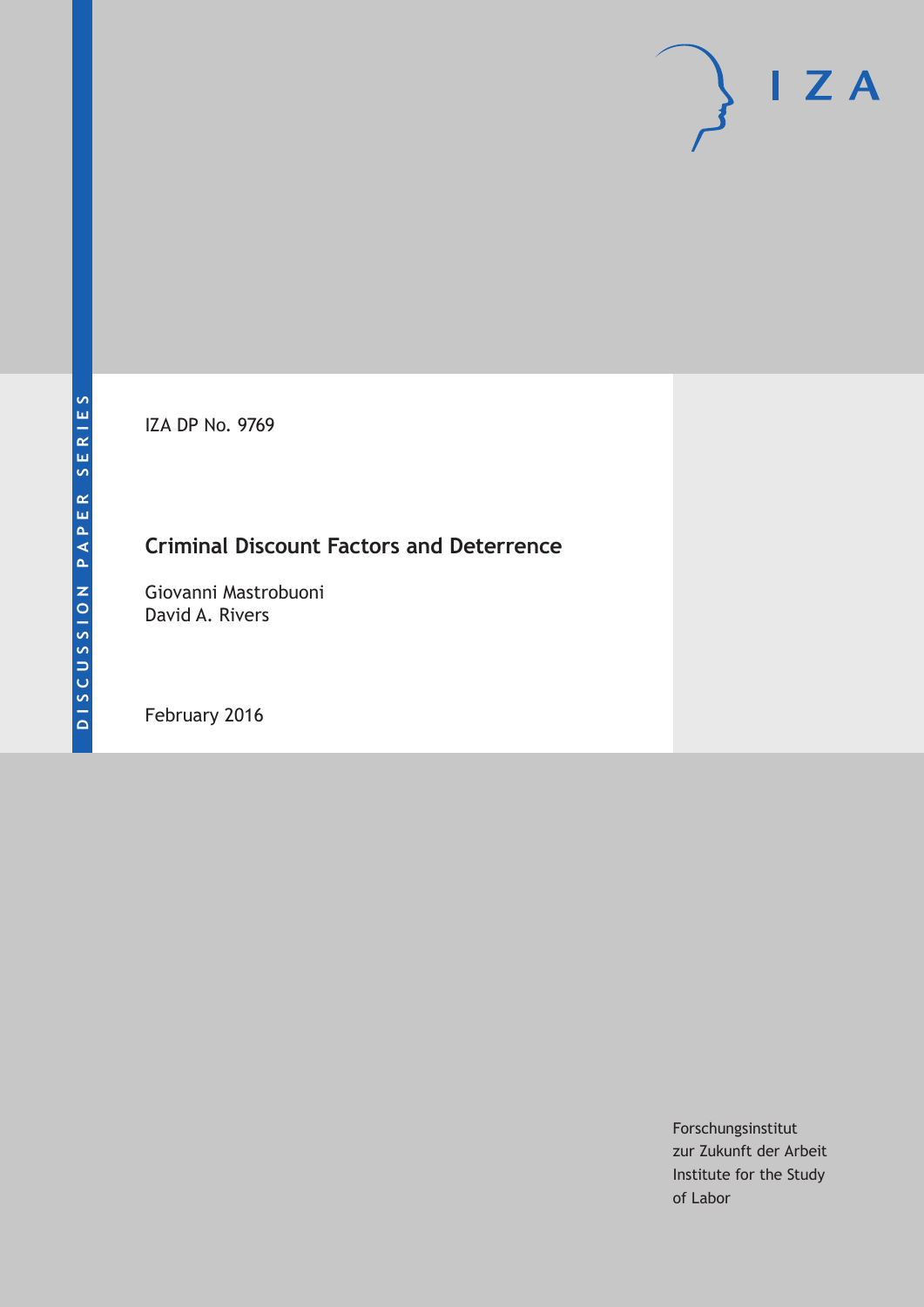DISCUSSION PAPER SERIES

IZA DP No. 9769

# Criminal Discount Factors and Deterrence

Giovanni Mastrobuoni
David A. Rivers

February 2016

Forschungsinstitut
zur Zukunft der Arbeit
Institute for the Study
of Labor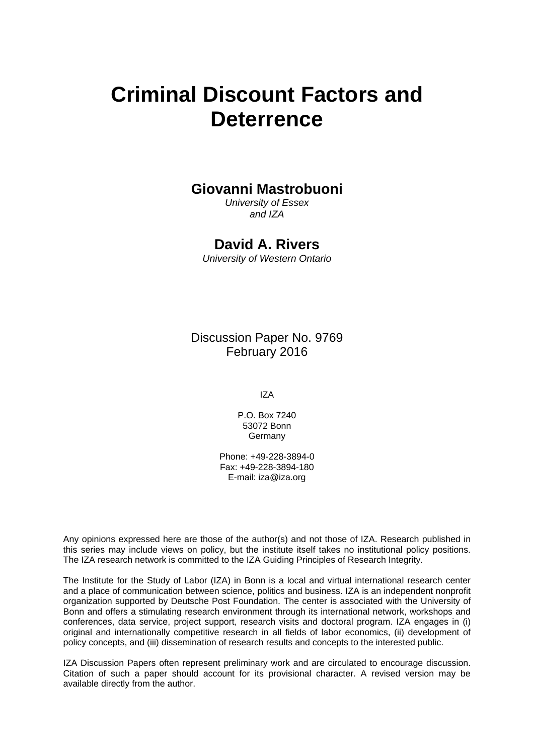# Criminal Discount Factors and Deterrence

**Giovanni Mastrobuoni**
*University of Essex*
*and IZA*

**David A. Rivers**
*University of Western Ontario*

Discussion Paper No. 9769
February 2016

IZA

P.O. Box 7240
53072 Bonn
Germany

Phone: +49-228-3894-0
Fax: +49-228-3894-180
E-mail: iza@iza.org

Any opinions expressed here are those of the author(s) and not those of IZA. Research published in this series may include views on policy, but the institute itself takes no institutional policy positions. The IZA research network is committed to the IZA Guiding Principles of Research Integrity.

The Institute for the Study of Labor (IZA) in Bonn is a local and virtual international research center and a place of communication between science, politics and business. IZA is an independent nonprofit organization supported by Deutsche Post Foundation. The center is associated with the University of Bonn and offers a stimulating research environment through its international network, workshops and conferences, data service, project support, research visits and doctoral program. IZA engages in (i) original and internationally competitive research in all fields of labor economics, (ii) development of policy concepts, and (iii) dissemination of research results and concepts to the interested public.

IZA Discussion Papers often represent preliminary work and are circulated to encourage discussion. Citation of such a paper should account for its provisional character. A revised version may be available directly from the author.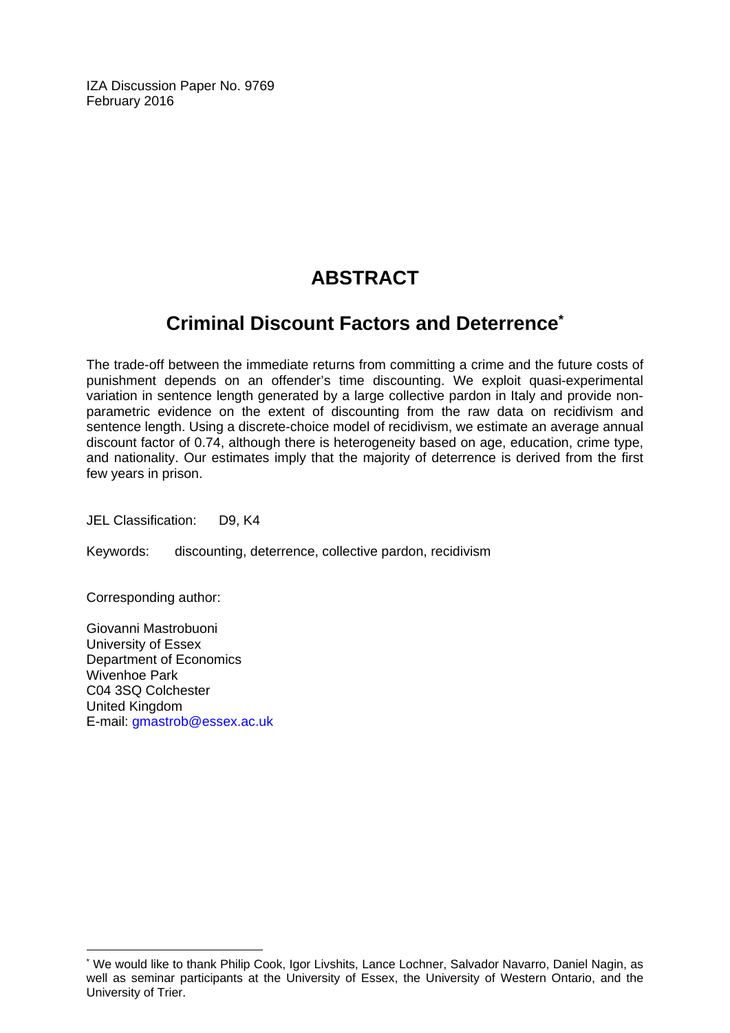IZA Discussion Paper No. 9769
February 2016

# ABSTRACT

## Criminal Discount Factors and Deterrence[*]

The trade-off between the immediate returns from committing a crime and the future costs of punishment depends on an offender's time discounting. We exploit quasi-experimental variation in sentence length generated by a large collective pardon in Italy and provide non-parametric evidence on the extent of discounting from the raw data on recidivism and sentence length. Using a discrete-choice model of recidivism, we estimate an average annual discount factor of 0.74, although there is heterogeneity based on age, education, crime type, and nationality. Our estimates imply that the majority of deterrence is derived from the first few years in prison.

JEL Classification: D9, K4

Keywords: discounting, deterrence, collective pardon, recidivism

Corresponding author:

Giovanni Mastrobuoni
University of Essex
Department of Economics
Wivenhoe Park
C04 3SQ Colchester
United Kingdom
E-mail: gmastrob@essex.ac.uk

---

[*] We would like to thank Philip Cook, Igor Livshits, Lance Lochner, Salvador Navarro, Daniel Nagin, as well as seminar participants at the University of Essex, the University of Western Ontario, and the University of Trier.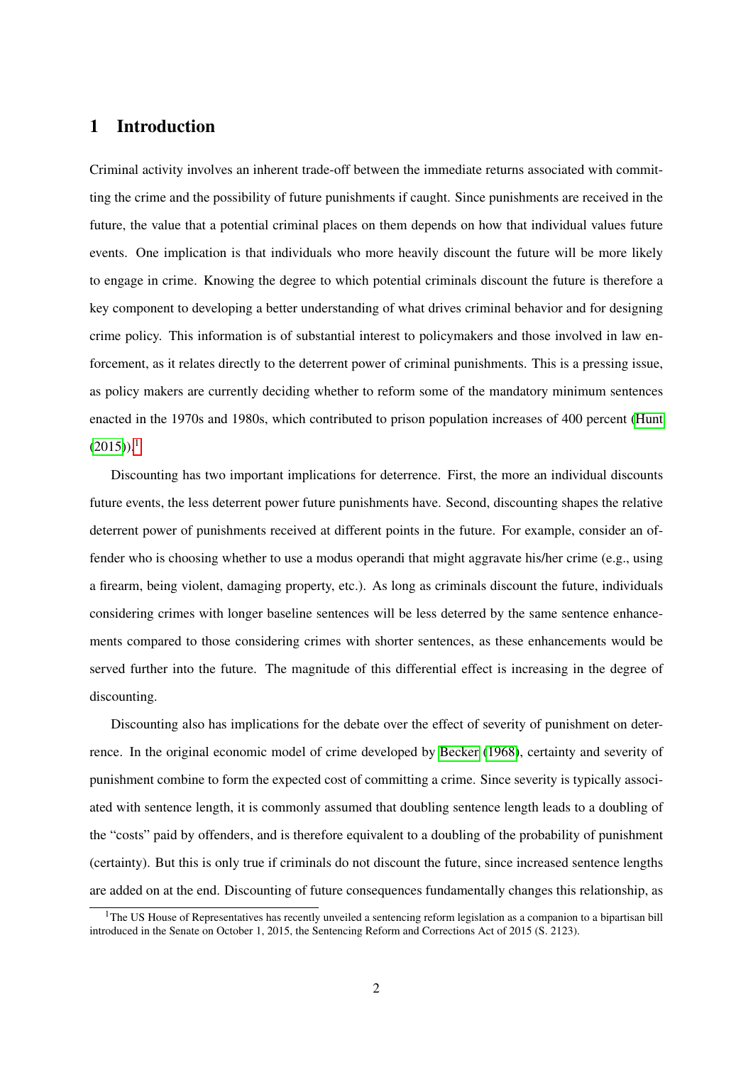## 1 Introduction

Criminal activity involves an inherent trade-off between the immediate returns associated with committing the crime and the possibility of future punishments if caught. Since punishments are received in the future, the value that a potential criminal places on them depends on how that individual values future events. One implication is that individuals who more heavily discount the future will be more likely to engage in crime. Knowing the degree to which potential criminals discount the future is therefore a key component to developing a better understanding of what drives criminal behavior and for designing crime policy. This information is of substantial interest to policymakers and those involved in law enforcement, as it relates directly to the deterrent power of criminal punishments. This is a pressing issue, as policy makers are currently deciding whether to reform some of the mandatory minimum sentences enacted in the 1970s and 1980s, which contributed to prison population increases of 400 percent (Hunt (2015)).[1]

Discounting has two important implications for deterrence. First, the more an individual discounts future events, the less deterrent power future punishments have. Second, discounting shapes the relative deterrent power of punishments received at different points in the future. For example, consider an offender who is choosing whether to use a modus operandi that might aggravate his/her crime (e.g., using a firearm, being violent, damaging property, etc.). As long as criminals discount the future, individuals considering crimes with longer baseline sentences will be less deterred by the same sentence enhancements compared to those considering crimes with shorter sentences, as these enhancements would be served further into the future. The magnitude of this differential effect is increasing in the degree of discounting.

Discounting also has implications for the debate over the effect of severity of punishment on deterrence. In the original economic model of crime developed by Becker (1968), certainty and severity of punishment combine to form the expected cost of committing a crime. Since severity is typically associated with sentence length, it is commonly assumed that doubling sentence length leads to a doubling of the "costs" paid by offenders, and is therefore equivalent to a doubling of the probability of punishment (certainty). But this is only true if criminals do not discount the future, since increased sentence lengths are added on at the end. Discounting of future consequences fundamentally changes this relationship, as

[1] The US House of Representatives has recently unveiled a sentencing reform legislation as a companion to a bipartisan bill introduced in the Senate on October 1, 2015, the Sentencing Reform and Corrections Act of 2015 (S. 2123).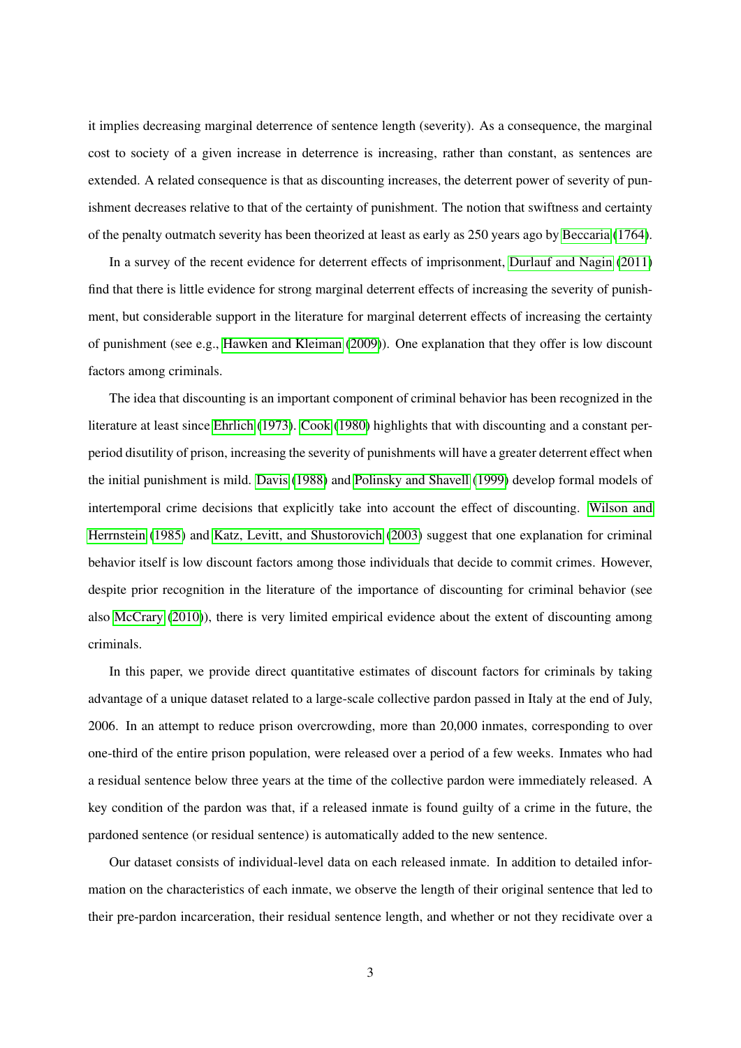it implies decreasing marginal deterrence of sentence length (severity). As a consequence, the marginal cost to society of a given increase in deterrence is increasing, rather than constant, as sentences are extended. A related consequence is that as discounting increases, the deterrent power of severity of punishment decreases relative to that of the certainty of punishment. The notion that swiftness and certainty of the penalty outmatch severity has been theorized at least as early as 250 years ago by Beccaria (1764).

In a survey of the recent evidence for deterrent effects of imprisonment, Durlauf and Nagin (2011) find that there is little evidence for strong marginal deterrent effects of increasing the severity of punishment, but considerable support in the literature for marginal deterrent effects of increasing the certainty of punishment (see e.g., Hawken and Kleiman (2009)). One explanation that they offer is low discount factors among criminals.

The idea that discounting is an important component of criminal behavior has been recognized in the literature at least since Ehrlich (1973). Cook (1980) highlights that with discounting and a constant per-period disutility of prison, increasing the severity of punishments will have a greater deterrent effect when the initial punishment is mild. Davis (1988) and Polinsky and Shavell (1999) develop formal models of intertemporal crime decisions that explicitly take into account the effect of discounting. Wilson and Herrnstein (1985) and Katz, Levitt, and Shustorovich (2003) suggest that one explanation for criminal behavior itself is low discount factors among those individuals that decide to commit crimes. However, despite prior recognition in the literature of the importance of discounting for criminal behavior (see also McCrary (2010)), there is very limited empirical evidence about the extent of discounting among criminals.

In this paper, we provide direct quantitative estimates of discount factors for criminals by taking advantage of a unique dataset related to a large-scale collective pardon passed in Italy at the end of July, 2006. In an attempt to reduce prison overcrowding, more than 20,000 inmates, corresponding to over one-third of the entire prison population, were released over a period of a few weeks. Inmates who had a residual sentence below three years at the time of the collective pardon were immediately released. A key condition of the pardon was that, if a released inmate is found guilty of a crime in the future, the pardoned sentence (or residual sentence) is automatically added to the new sentence.

Our dataset consists of individual-level data on each released inmate. In addition to detailed information on the characteristics of each inmate, we observe the length of their original sentence that led to their pre-pardon incarceration, their residual sentence length, and whether or not they recidivate over a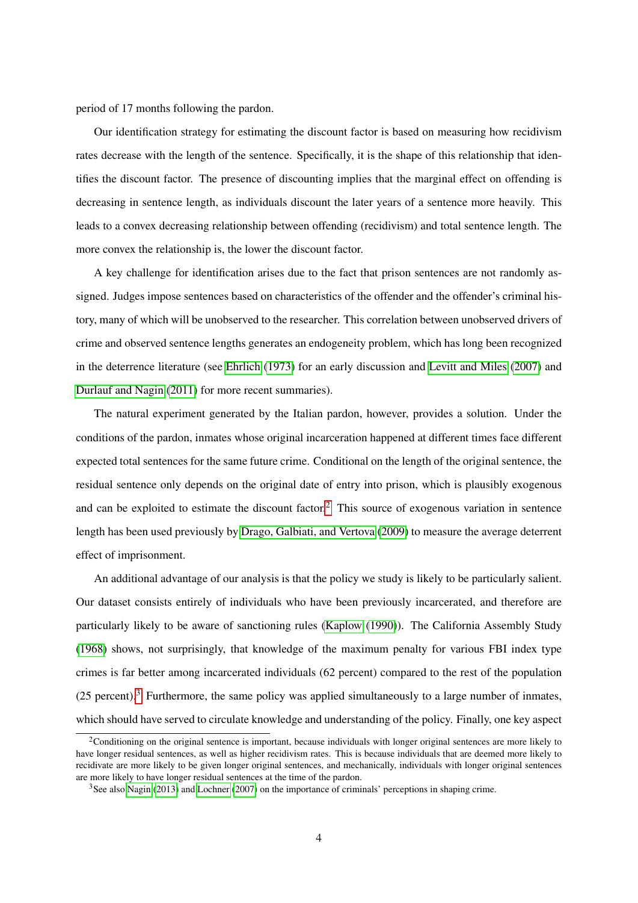period of 17 months following the pardon.

Our identification strategy for estimating the discount factor is based on measuring how recidivism rates decrease with the length of the sentence. Specifically, it is the shape of this relationship that identifies the discount factor. The presence of discounting implies that the marginal effect on offending is decreasing in sentence length, as individuals discount the later years of a sentence more heavily. This leads to a convex decreasing relationship between offending (recidivism) and total sentence length. The more convex the relationship is, the lower the discount factor.

A key challenge for identification arises due to the fact that prison sentences are not randomly assigned. Judges impose sentences based on characteristics of the offender and the offender's criminal history, many of which will be unobserved to the researcher. This correlation between unobserved drivers of crime and observed sentence lengths generates an endogeneity problem, which has long been recognized in the deterrence literature (see Ehrlich (1973) for an early discussion and Levitt and Miles (2007) and Durlauf and Nagin (2011) for more recent summaries).

The natural experiment generated by the Italian pardon, however, provides a solution. Under the conditions of the pardon, inmates whose original incarceration happened at different times face different expected total sentences for the same future crime. Conditional on the length of the original sentence, the residual sentence only depends on the original date of entry into prison, which is plausibly exogenous and can be exploited to estimate the discount factor.[2] This source of exogenous variation in sentence length has been used previously by Drago, Galbiati, and Vertova (2009) to measure the average deterrent effect of imprisonment.

An additional advantage of our analysis is that the policy we study is likely to be particularly salient. Our dataset consists entirely of individuals who have been previously incarcerated, and therefore are particularly likely to be aware of sanctioning rules (Kaplow (1990)). The California Assembly Study (1968) shows, not surprisingly, that knowledge of the maximum penalty for various FBI index type crimes is far better among incarcerated individuals (62 percent) compared to the rest of the population (25 percent).[3] Furthermore, the same policy was applied simultaneously to a large number of inmates, which should have served to circulate knowledge and understanding of the policy. Finally, one key aspect

[2] Conditioning on the original sentence is important, because individuals with longer original sentences are more likely to have longer residual sentences, as well as higher recidivism rates. This is because individuals that are deemed more likely to recidivate are more likely to be given longer original sentences, and mechanically, individuals with longer original sentences are more likely to have longer residual sentences at the time of the pardon.

[3] See also Nagin (2013) and Lochner (2007) on the importance of criminals' perceptions in shaping crime.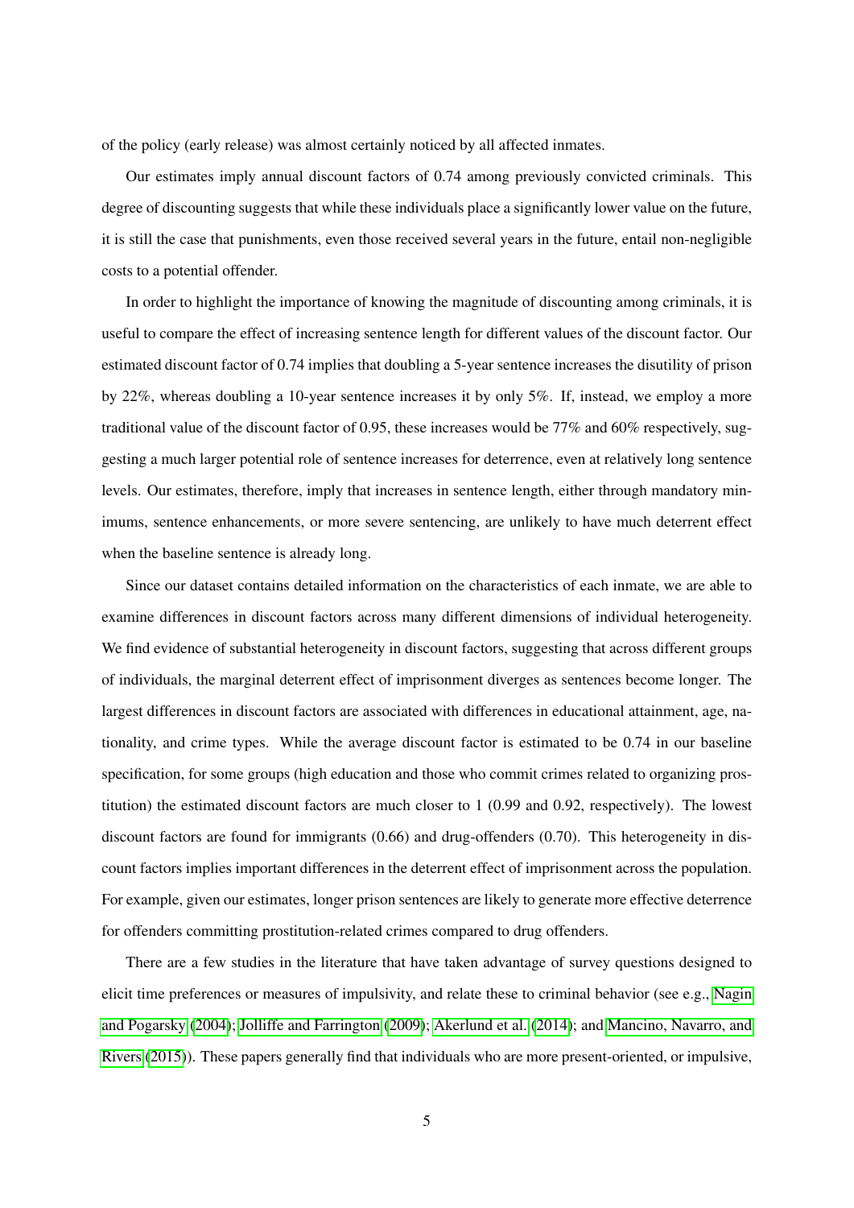of the policy (early release) was almost certainly noticed by all affected inmates.

Our estimates imply annual discount factors of 0.74 among previously convicted criminals. This degree of discounting suggests that while these individuals place a significantly lower value on the future, it is still the case that punishments, even those received several years in the future, entail non-negligible costs to a potential offender.

In order to highlight the importance of knowing the magnitude of discounting among criminals, it is useful to compare the effect of increasing sentence length for different values of the discount factor. Our estimated discount factor of 0.74 implies that doubling a 5-year sentence increases the disutility of prison by 22%, whereas doubling a 10-year sentence increases it by only 5%. If, instead, we employ a more traditional value of the discount factor of 0.95, these increases would be 77% and 60% respectively, suggesting a much larger potential role of sentence increases for deterrence, even at relatively long sentence levels. Our estimates, therefore, imply that increases in sentence length, either through mandatory minimums, sentence enhancements, or more severe sentencing, are unlikely to have much deterrent effect when the baseline sentence is already long.

Since our dataset contains detailed information on the characteristics of each inmate, we are able to examine differences in discount factors across many different dimensions of individual heterogeneity. We find evidence of substantial heterogeneity in discount factors, suggesting that across different groups of individuals, the marginal deterrent effect of imprisonment diverges as sentences become longer. The largest differences in discount factors are associated with differences in educational attainment, age, nationality, and crime types. While the average discount factor is estimated to be 0.74 in our baseline specification, for some groups (high education and those who commit crimes related to organizing prostitution) the estimated discount factors are much closer to 1 (0.99 and 0.92, respectively). The lowest discount factors are found for immigrants (0.66) and drug-offenders (0.70). This heterogeneity in discount factors implies important differences in the deterrent effect of imprisonment across the population. For example, given our estimates, longer prison sentences are likely to generate more effective deterrence for offenders committing prostitution-related crimes compared to drug offenders.

There are a few studies in the literature that have taken advantage of survey questions designed to elicit time preferences or measures of impulsivity, and relate these to criminal behavior (see e.g., Nagin and Pogarsky (2004); Jolliffe and Farrington (2009); Akerlund et al. (2014); and Mancino, Navarro, and Rivers (2015)). These papers generally find that individuals who are more present-oriented, or impulsive,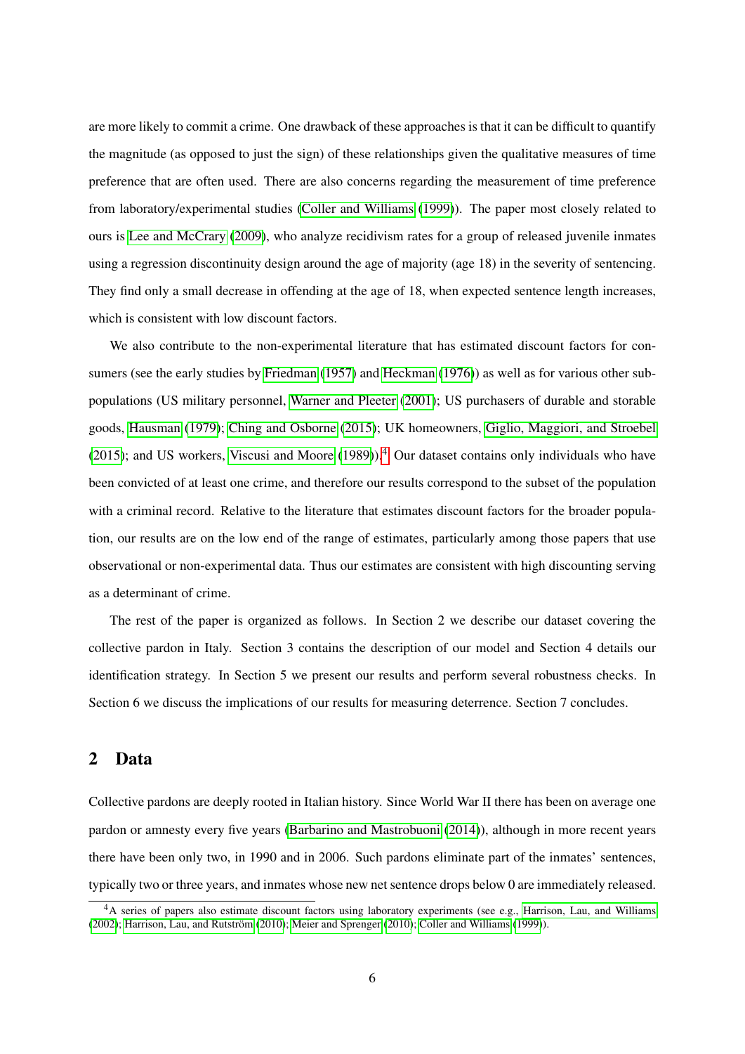are more likely to commit a crime. One drawback of these approaches is that it can be difficult to quantify the magnitude (as opposed to just the sign) of these relationships given the qualitative measures of time preference that are often used. There are also concerns regarding the measurement of time preference from laboratory/experimental studies (Coller and Williams (1999)). The paper most closely related to ours is Lee and McCrary (2009), who analyze recidivism rates for a group of released juvenile inmates using a regression discontinuity design around the age of majority (age 18) in the severity of sentencing. They find only a small decrease in offending at the age of 18, when expected sentence length increases, which is consistent with low discount factors.

We also contribute to the non-experimental literature that has estimated discount factors for consumers (see the early studies by Friedman (1957) and Heckman (1976)) as well as for various other subpopulations (US military personnel, Warner and Pleeter (2001); US purchasers of durable and storable goods, Hausman (1979); Ching and Osborne (2015); UK homeowners, Giglio, Maggiori, and Stroebel (2015); and US workers, Viscusi and Moore (1989)).[4] Our dataset contains only individuals who have been convicted of at least one crime, and therefore our results correspond to the subset of the population with a criminal record. Relative to the literature that estimates discount factors for the broader population, our results are on the low end of the range of estimates, particularly among those papers that use observational or non-experimental data. Thus our estimates are consistent with high discounting serving as a determinant of crime.

The rest of the paper is organized as follows. In Section 2 we describe our dataset covering the collective pardon in Italy. Section 3 contains the description of our model and Section 4 details our identification strategy. In Section 5 we present our results and perform several robustness checks. In Section 6 we discuss the implications of our results for measuring deterrence. Section 7 concludes.

## 2 Data

Collective pardons are deeply rooted in Italian history. Since World War II there has been on average one pardon or amnesty every five years (Barbarino and Mastrobuoni (2014)), although in more recent years there have been only two, in 1990 and in 2006. Such pardons eliminate part of the inmates' sentences, typically two or three years, and inmates whose new net sentence drops below 0 are immediately released.

[4] A series of papers also estimate discount factors using laboratory experiments (see e.g., Harrison, Lau, and Williams (2002); Harrison, Lau, and Rutström (2010); Meier and Sprenger (2010); Coller and Williams (1999)).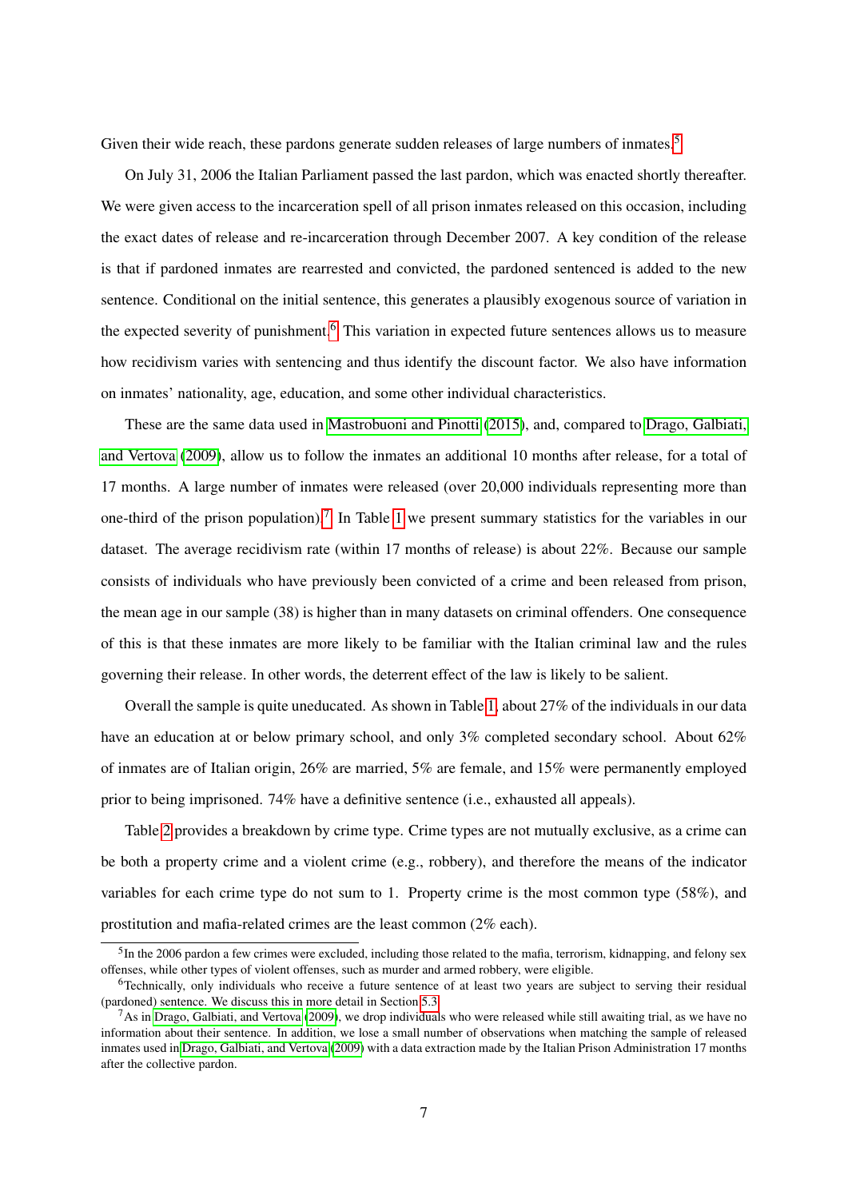Given their wide reach, these pardons generate sudden releases of large numbers of inmates.[5]

On July 31, 2006 the Italian Parliament passed the last pardon, which was enacted shortly thereafter. We were given access to the incarceration spell of all prison inmates released on this occasion, including the exact dates of release and re-incarceration through December 2007. A key condition of the release is that if pardoned inmates are rearrested and convicted, the pardoned sentenced is added to the new sentence. Conditional on the initial sentence, this generates a plausibly exogenous source of variation in the expected severity of punishment.[6] This variation in expected future sentences allows us to measure how recidivism varies with sentencing and thus identify the discount factor. We also have information on inmates' nationality, age, education, and some other individual characteristics.

These are the same data used in Mastrobuoni and Pinotti (2015), and, compared to Drago, Galbiati, and Vertova (2009), allow us to follow the inmates an additional 10 months after release, for a total of 17 months. A large number of inmates were released (over 20,000 individuals representing more than one-third of the prison population).[7] In Table 1 we present summary statistics for the variables in our dataset. The average recidivism rate (within 17 months of release) is about 22%. Because our sample consists of individuals who have previously been convicted of a crime and been released from prison, the mean age in our sample (38) is higher than in many datasets on criminal offenders. One consequence of this is that these inmates are more likely to be familiar with the Italian criminal law and the rules governing their release. In other words, the deterrent effect of the law is likely to be salient.

Overall the sample is quite uneducated. As shown in Table 1, about 27% of the individuals in our data have an education at or below primary school, and only 3% completed secondary school. About 62% of inmates are of Italian origin, 26% are married, 5% are female, and 15% were permanently employed prior to being imprisoned. 74% have a definitive sentence (i.e., exhausted all appeals).

Table 2 provides a breakdown by crime type. Crime types are not mutually exclusive, as a crime can be both a property crime and a violent crime (e.g., robbery), and therefore the means of the indicator variables for each crime type do not sum to 1. Property crime is the most common type (58%), and prostitution and mafia-related crimes are the least common (2% each).

[5] In the 2006 pardon a few crimes were excluded, including those related to the mafia, terrorism, kidnapping, and felony sex offenses, while other types of violent offenses, such as murder and armed robbery, were eligible.

[6] Technically, only individuals who receive a future sentence of at least two years are subject to serving their residual (pardoned) sentence. We discuss this in more detail in Section 5.3.

[7] As in Drago, Galbiati, and Vertova (2009), we drop individuals who were released while still awaiting trial, as we have no information about their sentence. In addition, we lose a small number of observations when matching the sample of released inmates used in Drago, Galbiati, and Vertova (2009) with a data extraction made by the Italian Prison Administration 17 months after the collective pardon.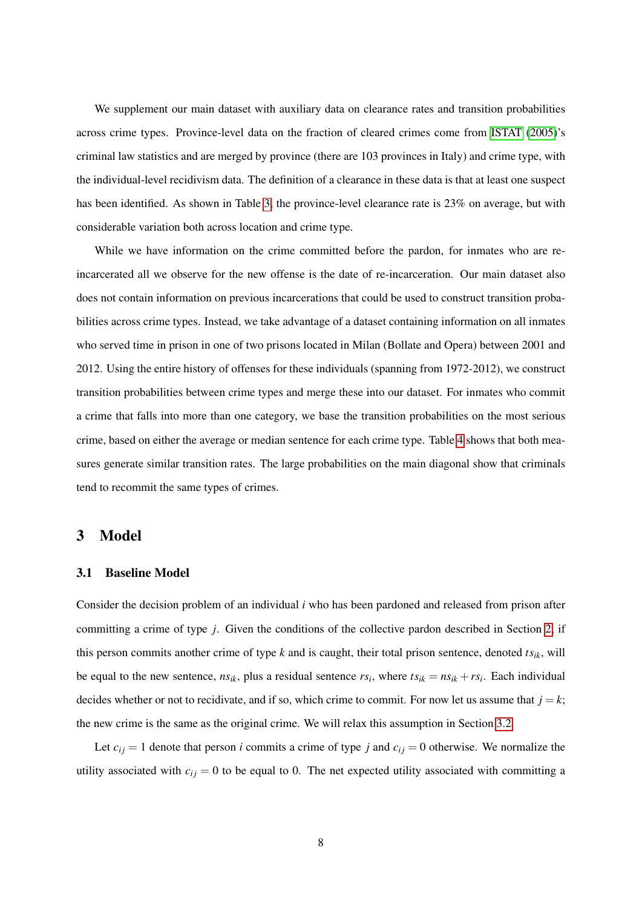We supplement our main dataset with auxiliary data on clearance rates and transition probabilities across crime types. Province-level data on the fraction of cleared crimes come from ISTAT (2005)'s criminal law statistics and are merged by province (there are 103 provinces in Italy) and crime type, with the individual-level recidivism data. The definition of a clearance in these data is that at least one suspect has been identified. As shown in Table 3, the province-level clearance rate is 23% on average, but with considerable variation both across location and crime type.

While we have information on the crime committed before the pardon, for inmates who are re-incarcerated all we observe for the new offense is the date of re-incarceration. Our main dataset also does not contain information on previous incarcerations that could be used to construct transition probabilities across crime types. Instead, we take advantage of a dataset containing information on all inmates who served time in prison in one of two prisons located in Milan (Bollate and Opera) between 2001 and 2012. Using the entire history of offenses for these individuals (spanning from 1972-2012), we construct transition probabilities between crime types and merge these into our dataset. For inmates who commit a crime that falls into more than one category, we base the transition probabilities on the most serious crime, based on either the average or median sentence for each crime type. Table 4 shows that both measures generate similar transition rates. The large probabilities on the main diagonal show that criminals tend to recommit the same types of crimes.

# 3 Model

## 3.1 Baseline Model

Consider the decision problem of an individual $i$ who has been pardoned and released from prison after committing a crime of type $j$. Given the conditions of the collective pardon described in Section 2, if this person commits another crime of type $k$ and is caught, their total prison sentence, denoted $ts_{ik}$, will be equal to the new sentence, $ns_{ik}$, plus a residual sentence $rs_i$, where $ts_{ik} = ns_{ik} + rs_i$. Each individual decides whether or not to recidivate, and if so, which crime to commit. For now let us assume that $j = k$; the new crime is the same as the original crime. We will relax this assumption in Section 3.2.

Let $c_{ij} = 1$ denote that person $i$ commits a crime of type $j$ and $c_{ij} = 0$ otherwise. We normalize the utility associated with $c_{ij} = 0$ to be equal to 0. The net expected utility associated with committing a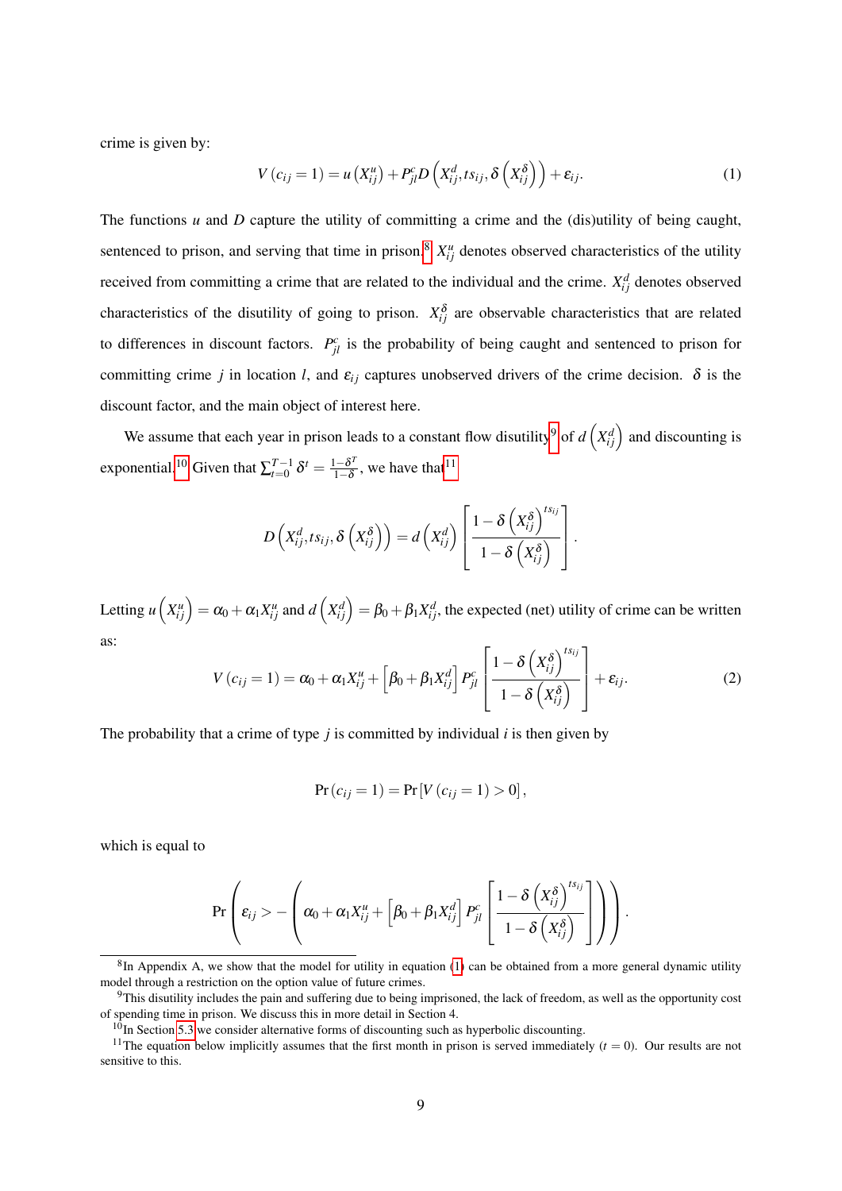crime is given by:

$$V(c_{ij}=1) = u\left(X_{ij}^{u}\right) + P_{jl}^{c} D\left(X_{ij}^{d}, ts_{ij}, \delta\left(X_{ij}^{\delta}\right)\right) + \varepsilon_{ij}. \tag{1}$$

The functions $u$ and $D$ capture the utility of committing a crime and the (dis)utility of being caught, sentenced to prison, and serving that time in prison.[8] $X_{ij}^{u}$ denotes observed characteristics of the utility received from committing a crime that are related to the individual and the crime. $X_{ij}^{d}$ denotes observed characteristics of the disutility of going to prison. $X_{ij}^{\delta}$ are observable characteristics that are related to differences in discount factors. $P_{jl}^{c}$ is the probability of being caught and sentenced to prison for committing crime $j$ in location $l$, and $\varepsilon_{ij}$ captures unobserved drivers of the crime decision. $\delta$ is the discount factor, and the main object of interest here.

We assume that each year in prison leads to a constant flow disutility[9] of $d\left(X_{ij}^{d}\right)$ and discounting is exponential.[10] Given that $\sum_{t=0}^{T-1} \delta^{t} = \frac{1-\delta^{T}}{1-\delta}$, we have that[11]

$$D\left(X_{ij}^{d}, ts_{ij}, \delta\left(X_{ij}^{\delta}\right)\right) = d\left(X_{ij}^{d}\right)\left[\frac{1-\delta\left(X_{ij}^{\delta}\right)^{ts_{ij}}}{1-\delta\left(X_{ij}^{\delta}\right)}\right].$$

Letting $u\left(X_{ij}^{u}\right) = \alpha_0 + \alpha_1 X_{ij}^{u}$ and $d\left(X_{ij}^{d}\right) = \beta_0 + \beta_1 X_{ij}^{d}$, the expected (net) utility of crime can be written as:

$$V(c_{ij}=1) = \alpha_0 + \alpha_1 X_{ij}^{u} + \left[\beta_0 + \beta_1 X_{ij}^{d}\right] P_{jl}^{c}\left[\frac{1-\delta\left(X_{ij}^{\delta}\right)^{ts_{ij}}}{1-\delta\left(X_{ij}^{\delta}\right)}\right] + \varepsilon_{ij}. \tag{2}$$

The probability that a crime of type $j$ is committed by individual $i$ is then given by

$$\Pr(c_{ij}=1) = \Pr\left[V(c_{ij}=1) > 0\right],$$

which is equal to

$$\Pr\left(\varepsilon_{ij} > -\left(\alpha_0 + \alpha_1 X_{ij}^{u} + \left[\beta_0 + \beta_1 X_{ij}^{d}\right] P_{jl}^{c}\left[\frac{1-\delta\left(X_{ij}^{\delta}\right)^{ts_{ij}}}{1-\delta\left(X_{ij}^{\delta}\right)}\right]\right)\right).$$

---

[8] In Appendix A, we show that the model for utility in equation (1) can be obtained from a more general dynamic utility model through a restriction on the option value of future crimes.

[9] This disutility includes the pain and suffering due to being imprisoned, the lack of freedom, as well as the opportunity cost of spending time in prison. We discuss this in more detail in Section 4.

[10] In Section 5.3 we consider alternative forms of discounting such as hyperbolic discounting.

[11] The equation below implicitly assumes that the first month in prison is served immediately ($t = 0$). Our results are not sensitive to this.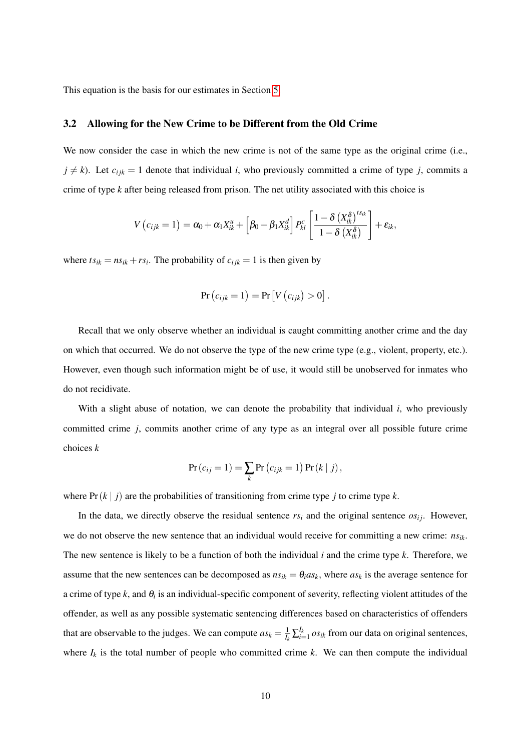This equation is the basis for our estimates in Section 5.

### 3.2 Allowing for the New Crime to be Different from the Old Crime

We now consider the case in which the new crime is not of the same type as the original crime (i.e., $j \neq k$). Let $c_{ijk} = 1$ denote that individual $i$, who previously committed a crime of type $j$, commits a crime of type $k$ after being released from prison. The net utility associated with this choice is

$$V\left(c_{ijk} = 1\right) = \alpha_0 + \alpha_1 X_{ik}^{u} + \left[\beta_0 + \beta_1 X_{ik}^{d}\right] P_{kl}^{c} \left[\frac{1 - \delta\left(X_{ik}^{\delta}\right)^{ts_{ik}}}{1 - \delta\left(X_{ik}^{\delta}\right)}\right] + \varepsilon_{ik},$$

where $ts_{ik} = ns_{ik} + rs_i$. The probability of $c_{ijk} = 1$ is then given by

$$\Pr\left(c_{ijk} = 1\right) = \Pr\left[V\left(c_{ijk}\right) > 0\right].$$

Recall that we only observe whether an individual is caught committing another crime and the day on which that occurred. We do not observe the type of the new crime type (e.g., violent, property, etc.). However, even though such information might be of use, it would still be unobserved for inmates who do not recidivate.

With a slight abuse of notation, we can denote the probability that individual $i$, who previously committed crime $j$, commits another crime of any type as an integral over all possible future crime choices $k$

$$\Pr\left(c_{ij} = 1\right) = \sum_k \Pr\left(c_{ijk} = 1\right) \Pr\left(k \mid j\right),$$

where $\Pr\left(k \mid j\right)$ are the probabilities of transitioning from crime type $j$ to crime type $k$.

In the data, we directly observe the residual sentence $rs_i$ and the original sentence $os_{ij}$. However, we do not observe the new sentence that an individual would receive for committing a new crime: $ns_{ik}$. The new sentence is likely to be a function of both the individual $i$ and the crime type $k$. Therefore, we assume that the new sentences can be decomposed as $ns_{ik} = \theta_i as_k$, where $as_k$ is the average sentence for a crime of type $k$, and $\theta_i$ is an individual-specific component of severity, reflecting violent attitudes of the offender, as well as any possible systematic sentencing differences based on characteristics of offenders that are observable to the judges. We can compute $as_k = \frac{1}{I_k} \sum_{i=1}^{I_k} os_{ik}$ from our data on original sentences, where $I_k$ is the total number of people who committed crime $k$. We can then compute the individual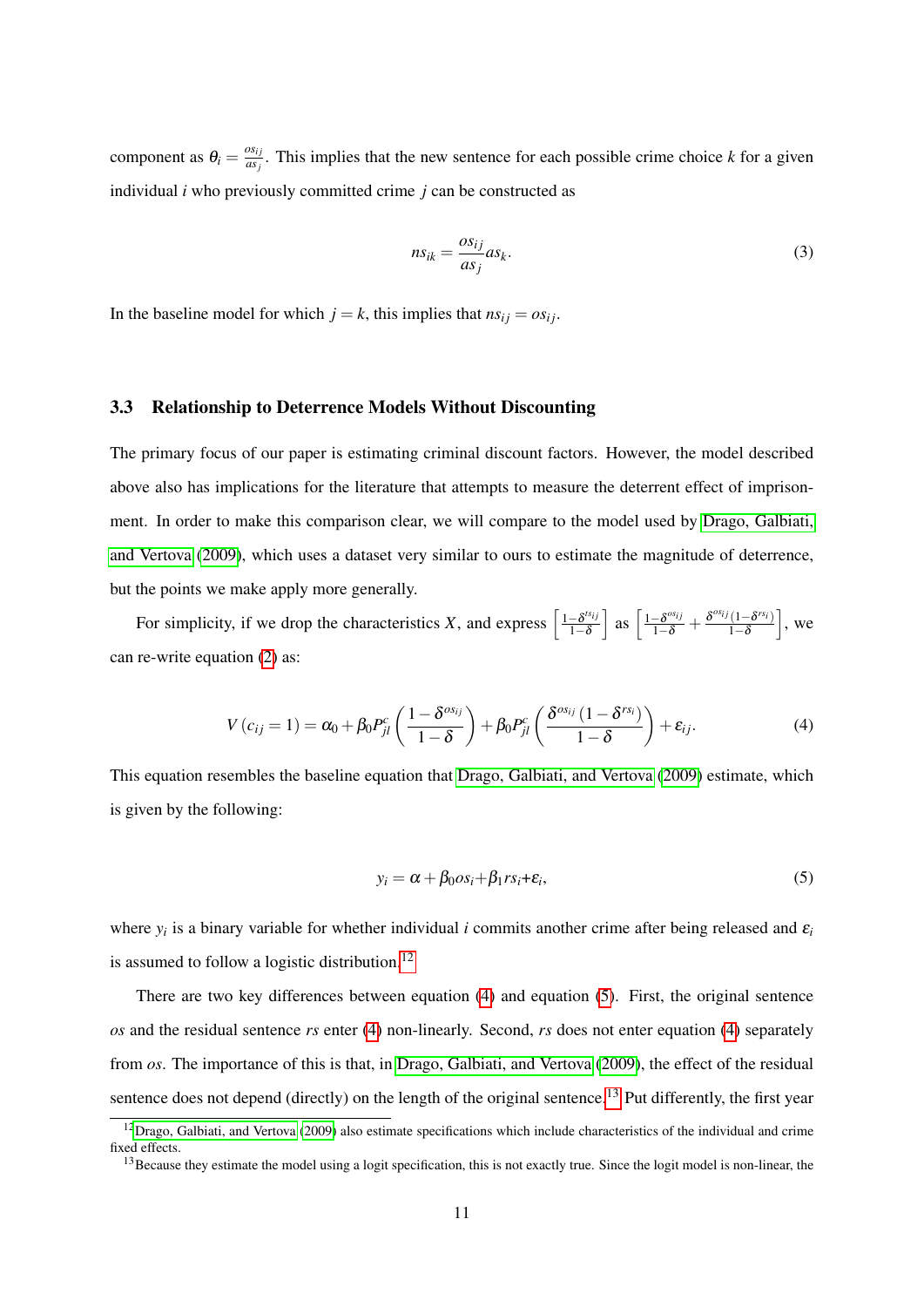component as $\theta_i = \frac{os_{ij}}{as_j}$. This implies that the new sentence for each possible crime choice $k$ for a given individual $i$ who previously committed crime $j$ can be constructed as

$$ns_{ik} = \frac{os_{ij}}{as_j} as_k. \tag{3}$$

In the baseline model for which $j = k$, this implies that $ns_{ij} = os_{ij}$.

### 3.3 Relationship to Deterrence Models Without Discounting

The primary focus of our paper is estimating criminal discount factors. However, the model described above also has implications for the literature that attempts to measure the deterrent effect of imprisonment. In order to make this comparison clear, we will compare to the model used by Drago, Galbiati, and Vertova (2009), which uses a dataset very similar to ours to estimate the magnitude of deterrence, but the points we make apply more generally.

For simplicity, if we drop the characteristics $X$, and express $\left[\frac{1-\delta^{ts_{ij}}}{1-\delta}\right]$ as $\left[\frac{1-\delta^{os_{ij}}}{1-\delta} + \frac{\delta^{os_{ij}}(1-\delta^{rs_i})}{1-\delta}\right]$, we can re-write equation (2) as:

$$V(c_{ij} = 1) = \alpha_0 + \beta_0 P_{jl}^c \left(\frac{1-\delta^{os_{ij}}}{1-\delta}\right) + \beta_0 P_{jl}^c \left(\frac{\delta^{os_{ij}}(1-\delta^{rs_i})}{1-\delta}\right) + \varepsilon_{ij}. \tag{4}$$

This equation resembles the baseline equation that Drago, Galbiati, and Vertova (2009) estimate, which is given by the following:

$$y_i = \alpha + \beta_0 os_i + \beta_1 rs_i + \varepsilon_i, \tag{5}$$

where $y_i$ is a binary variable for whether individual $i$ commits another crime after being released and $\varepsilon_i$ is assumed to follow a logistic distribution.[12]

There are two key differences between equation (4) and equation (5). First, the original sentence $os$ and the residual sentence $rs$ enter (4) non-linearly. Second, $rs$ does not enter equation (4) separately from $os$. The importance of this is that, in Drago, Galbiati, and Vertova (2009), the effect of the residual sentence does not depend (directly) on the length of the original sentence.[13] Put differently, the first year

[12] Drago, Galbiati, and Vertova (2009) also estimate specifications which include characteristics of the individual and crime fixed effects.

[13] Because they estimate the model using a logit specification, this is not exactly true. Since the logit model is non-linear, the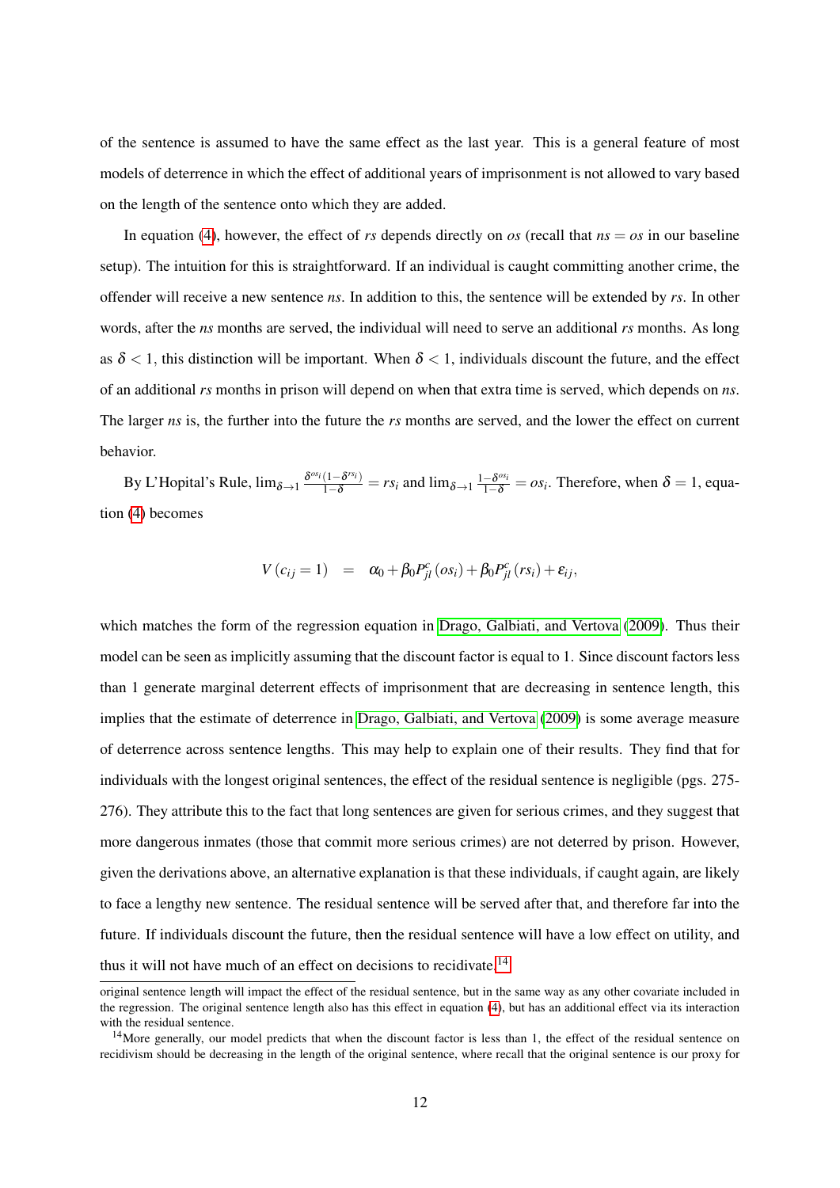of the sentence is assumed to have the same effect as the last year. This is a general feature of most models of deterrence in which the effect of additional years of imprisonment is not allowed to vary based on the length of the sentence onto which they are added.

In equation (4), however, the effect of $rs$ depends directly on $os$ (recall that $ns = os$ in our baseline setup). The intuition for this is straightforward. If an individual is caught committing another crime, the offender will receive a new sentence $ns$. In addition to this, the sentence will be extended by $rs$. In other words, after the $ns$ months are served, the individual will need to serve an additional $rs$ months. As long as $\delta < 1$, this distinction will be important. When $\delta < 1$, individuals discount the future, and the effect of an additional $rs$ months in prison will depend on when that extra time is served, which depends on $ns$. The larger $ns$ is, the further into the future the $rs$ months are served, and the lower the effect on current behavior.

By L'Hopital's Rule, $\lim_{\delta \to 1} \frac{\delta^{os_i}(1-\delta^{rs_i})}{1-\delta} = rs_i$ and $\lim_{\delta \to 1} \frac{1-\delta^{os_i}}{1-\delta} = os_i$. Therefore, when $\delta = 1$, equation (4) becomes

$$V(c_{ij} = 1) \quad = \quad \alpha_0 + \beta_0 P^c_{jl}(os_i) + \beta_0 P^c_{jl}(rs_i) + \varepsilon_{ij},$$

which matches the form of the regression equation in Drago, Galbiati, and Vertova (2009). Thus their model can be seen as implicitly assuming that the discount factor is equal to 1. Since discount factors less than 1 generate marginal deterrent effects of imprisonment that are decreasing in sentence length, this implies that the estimate of deterrence in Drago, Galbiati, and Vertova (2009) is some average measure of deterrence across sentence lengths. This may help to explain one of their results. They find that for individuals with the longest original sentences, the effect of the residual sentence is negligible (pgs. 275-276). They attribute this to the fact that long sentences are given for serious crimes, and they suggest that more dangerous inmates (those that commit more serious crimes) are not deterred by prison. However, given the derivations above, an alternative explanation is that these individuals, if caught again, are likely to face a lengthy new sentence. The residual sentence will be served after that, and therefore far into the future. If individuals discount the future, then the residual sentence will have a low effect on utility, and thus it will not have much of an effect on decisions to recidivate.[14]

---

original sentence length will impact the effect of the residual sentence, but in the same way as any other covariate included in the regression. The original sentence length also has this effect in equation (4), but has an additional effect via its interaction with the residual sentence.

[14]More generally, our model predicts that when the discount factor is less than 1, the effect of the residual sentence on recidivism should be decreasing in the length of the original sentence, where recall that the original sentence is our proxy for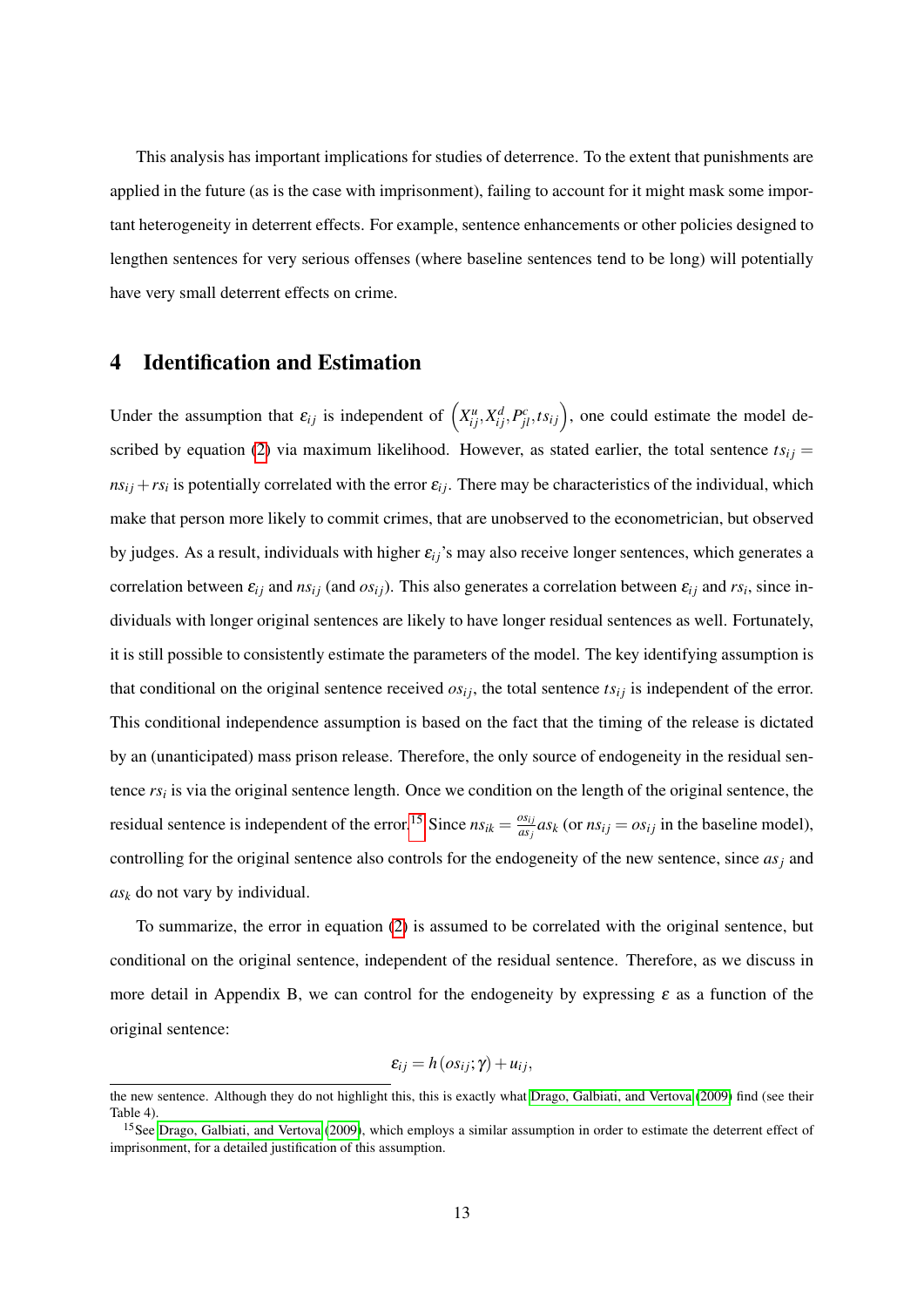This analysis has important implications for studies of deterrence. To the extent that punishments are applied in the future (as is the case with imprisonment), failing to account for it might mask some important heterogeneity in deterrent effects. For example, sentence enhancements or other policies designed to lengthen sentences for very serious offenses (where baseline sentences tend to be long) will potentially have very small deterrent effects on crime.

## 4 Identification and Estimation

Under the assumption that $\varepsilon_{ij}$ is independent of $\left(X_{ij}^{u}, X_{ij}^{d}, P_{jl}^{c}, ts_{ij}\right)$, one could estimate the model described by equation (2) via maximum likelihood. However, as stated earlier, the total sentence $ts_{ij} = ns_{ij} + rs_i$ is potentially correlated with the error $\varepsilon_{ij}$. There may be characteristics of the individual, which make that person more likely to commit crimes, that are unobserved to the econometrician, but observed by judges. As a result, individuals with higher $\varepsilon_{ij}$'s may also receive longer sentences, which generates a correlation between $\varepsilon_{ij}$ and $ns_{ij}$ (and $os_{ij}$). This also generates a correlation between $\varepsilon_{ij}$ and $rs_i$, since individuals with longer original sentences are likely to have longer residual sentences as well. Fortunately, it is still possible to consistently estimate the parameters of the model. The key identifying assumption is that conditional on the original sentence received $os_{ij}$, the total sentence $ts_{ij}$ is independent of the error. This conditional independence assumption is based on the fact that the timing of the release is dictated by an (unanticipated) mass prison release. Therefore, the only source of endogeneity in the residual sentence $rs_i$ is via the original sentence length. Once we condition on the length of the original sentence, the residual sentence is independent of the error.[15] Since $ns_{ik} = \frac{os_{ij}}{as_j} as_k$ (or $ns_{ij} = os_{ij}$ in the baseline model), controlling for the original sentence also controls for the endogeneity of the new sentence, since $as_j$ and $as_k$ do not vary by individual.

To summarize, the error in equation (2) is assumed to be correlated with the original sentence, but conditional on the original sentence, independent of the residual sentence. Therefore, as we discuss in more detail in Appendix B, we can control for the endogeneity by expressing $\varepsilon$ as a function of the original sentence:

$$\varepsilon_{ij} = h\left(os_{ij}; \gamma\right) + u_{ij},$$

---

the new sentence. Although they do not highlight this, this is exactly what Drago, Galbiati, and Vertova (2009) find (see their Table 4).

[15] See Drago, Galbiati, and Vertova (2009), which employs a similar assumption in order to estimate the deterrent effect of imprisonment, for a detailed justification of this assumption.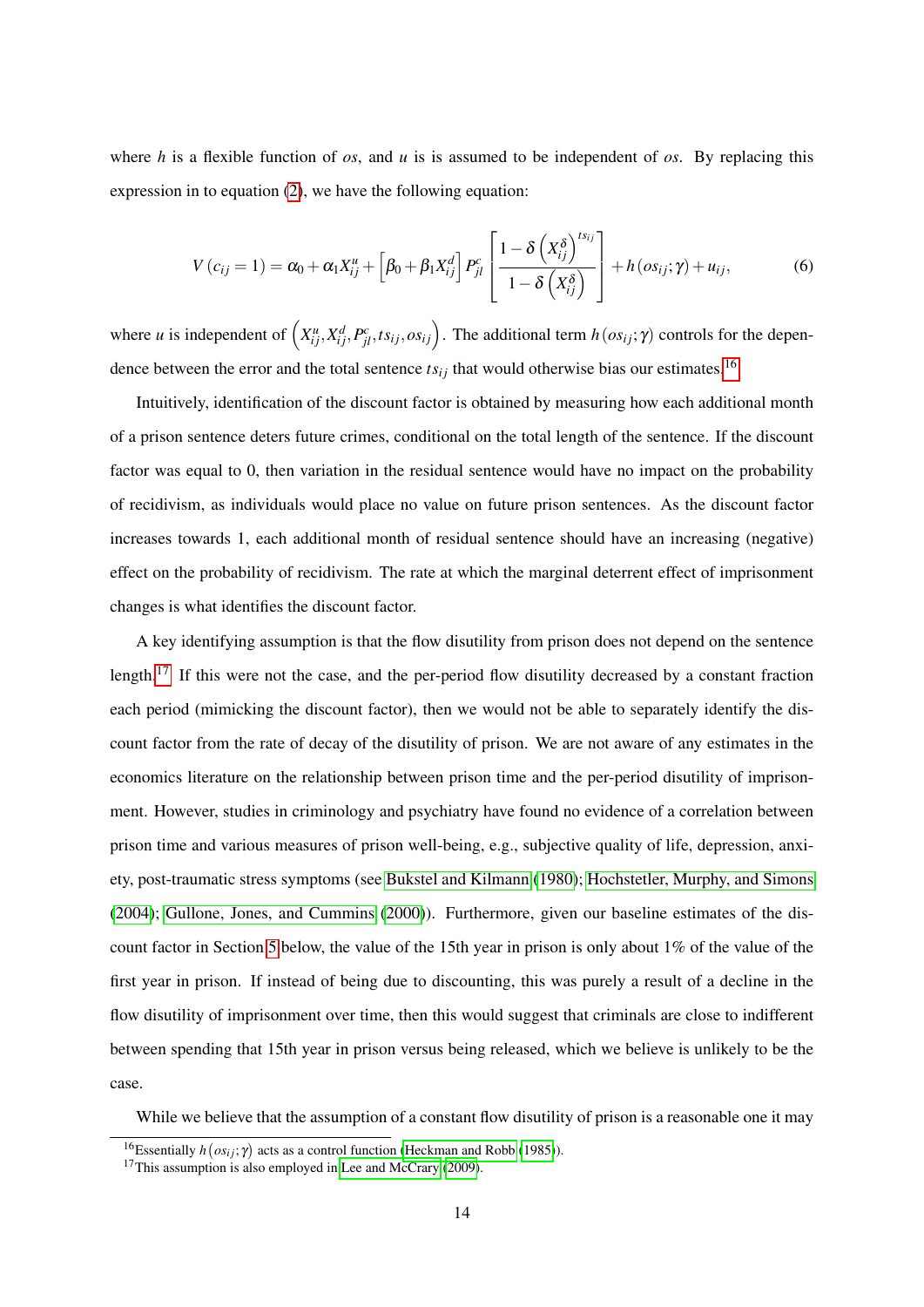where $h$ is a flexible function of $os$, and $u$ is is assumed to be independent of $os$. By replacing this expression in to equation (2), we have the following equation:

$$V(c_{ij}=1) = \alpha_0 + \alpha_1 X_{ij}^u + \left[\beta_0 + \beta_1 X_{ij}^d\right] P_{jl}^c \left[\frac{1-\delta\left(X_{ij}^{\delta}\right)^{ts_{ij}}}{1-\delta\left(X_{ij}^{\delta}\right)}\right] + h(os_{ij};\gamma) + u_{ij}, \tag{6}$$

where $u$ is independent of $\left(X_{ij}^u, X_{ij}^d, P_{jl}^c, ts_{ij}, os_{ij}\right)$. The additional term $h(os_{ij};\gamma)$ controls for the dependence between the error and the total sentence $ts_{ij}$ that would otherwise bias our estimates.[16]

Intuitively, identification of the discount factor is obtained by measuring how each additional month of a prison sentence deters future crimes, conditional on the total length of the sentence. If the discount factor was equal to 0, then variation in the residual sentence would have no impact on the probability of recidivism, as individuals would place no value on future prison sentences. As the discount factor increases towards 1, each additional month of residual sentence should have an increasing (negative) effect on the probability of recidivism. The rate at which the marginal deterrent effect of imprisonment changes is what identifies the discount factor.

A key identifying assumption is that the flow disutility from prison does not depend on the sentence length.[17] If this were not the case, and the per-period flow disutility decreased by a constant fraction each period (mimicking the discount factor), then we would not be able to separately identify the discount factor from the rate of decay of the disutility of prison. We are not aware of any estimates in the economics literature on the relationship between prison time and the per-period disutility of imprisonment. However, studies in criminology and psychiatry have found no evidence of a correlation between prison time and various measures of prison well-being, e.g., subjective quality of life, depression, anxiety, post-traumatic stress symptoms (see Bukstel and Kilmann (1980); Hochstetler, Murphy, and Simons (2004); Gullone, Jones, and Cummins (2000)). Furthermore, given our baseline estimates of the discount factor in Section 5 below, the value of the 15th year in prison is only about 1% of the value of the first year in prison. If instead of being due to discounting, this was purely a result of a decline in the flow disutility of imprisonment over time, then this would suggest that criminals are close to indifferent between spending that 15th year in prison versus being released, which we believe is unlikely to be the case.

While we believe that the assumption of a constant flow disutility of prison is a reasonable one it may

---

[16] Essentially $h(os_{ij};\gamma)$ acts as a control function (Heckman and Robb (1985)).

[17] This assumption is also employed in Lee and McCrary (2009).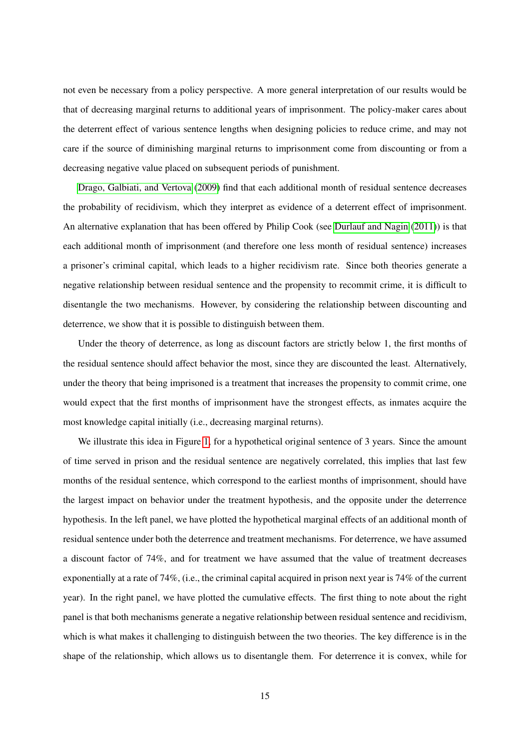not even be necessary from a policy perspective. A more general interpretation of our results would be that of decreasing marginal returns to additional years of imprisonment. The policy-maker cares about the deterrent effect of various sentence lengths when designing policies to reduce crime, and may not care if the source of diminishing marginal returns to imprisonment come from discounting or from a decreasing negative value placed on subsequent periods of punishment.

Drago, Galbiati, and Vertova (2009) find that each additional month of residual sentence decreases the probability of recidivism, which they interpret as evidence of a deterrent effect of imprisonment. An alternative explanation that has been offered by Philip Cook (see Durlauf and Nagin (2011)) is that each additional month of imprisonment (and therefore one less month of residual sentence) increases a prisoner's criminal capital, which leads to a higher recidivism rate. Since both theories generate a negative relationship between residual sentence and the propensity to recommit crime, it is difficult to disentangle the two mechanisms. However, by considering the relationship between discounting and deterrence, we show that it is possible to distinguish between them.

Under the theory of deterrence, as long as discount factors are strictly below 1, the first months of the residual sentence should affect behavior the most, since they are discounted the least. Alternatively, under the theory that being imprisoned is a treatment that increases the propensity to commit crime, one would expect that the first months of imprisonment have the strongest effects, as inmates acquire the most knowledge capital initially (i.e., decreasing marginal returns).

We illustrate this idea in Figure 1, for a hypothetical original sentence of 3 years. Since the amount of time served in prison and the residual sentence are negatively correlated, this implies that last few months of the residual sentence, which correspond to the earliest months of imprisonment, should have the largest impact on behavior under the treatment hypothesis, and the opposite under the deterrence hypothesis. In the left panel, we have plotted the hypothetical marginal effects of an additional month of residual sentence under both the deterrence and treatment mechanisms. For deterrence, we have assumed a discount factor of 74%, and for treatment we have assumed that the value of treatment decreases exponentially at a rate of 74%, (i.e., the criminal capital acquired in prison next year is 74% of the current year). In the right panel, we have plotted the cumulative effects. The first thing to note about the right panel is that both mechanisms generate a negative relationship between residual sentence and recidivism, which is what makes it challenging to distinguish between the two theories. The key difference is in the shape of the relationship, which allows us to disentangle them. For deterrence it is convex, while for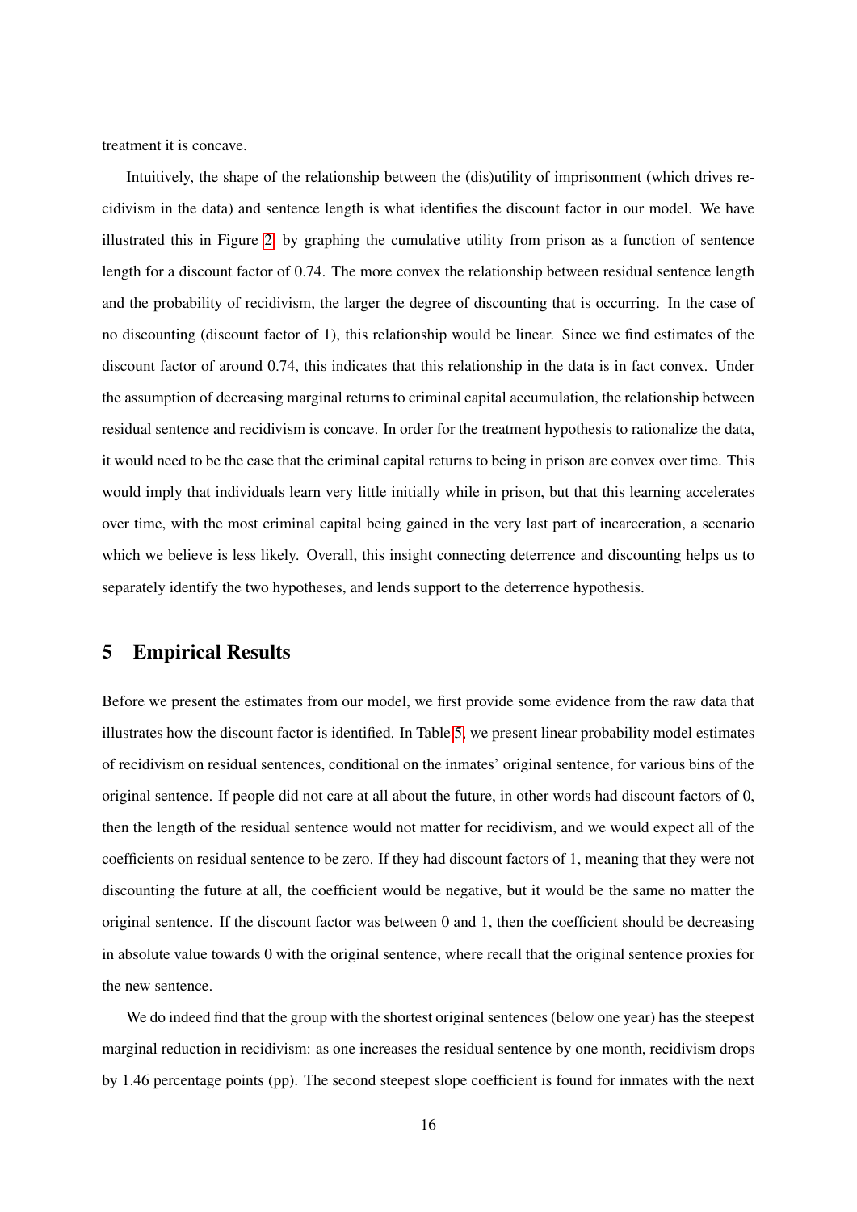treatment it is concave.

Intuitively, the shape of the relationship between the (dis)utility of imprisonment (which drives recidivism in the data) and sentence length is what identifies the discount factor in our model. We have illustrated this in Figure 2, by graphing the cumulative utility from prison as a function of sentence length for a discount factor of 0.74. The more convex the relationship between residual sentence length and the probability of recidivism, the larger the degree of discounting that is occurring. In the case of no discounting (discount factor of 1), this relationship would be linear. Since we find estimates of the discount factor of around 0.74, this indicates that this relationship in the data is in fact convex. Under the assumption of decreasing marginal returns to criminal capital accumulation, the relationship between residual sentence and recidivism is concave. In order for the treatment hypothesis to rationalize the data, it would need to be the case that the criminal capital returns to being in prison are convex over time. This would imply that individuals learn very little initially while in prison, but that this learning accelerates over time, with the most criminal capital being gained in the very last part of incarceration, a scenario which we believe is less likely. Overall, this insight connecting deterrence and discounting helps us to separately identify the two hypotheses, and lends support to the deterrence hypothesis.

## 5 Empirical Results

Before we present the estimates from our model, we first provide some evidence from the raw data that illustrates how the discount factor is identified. In Table 5, we present linear probability model estimates of recidivism on residual sentences, conditional on the inmates' original sentence, for various bins of the original sentence. If people did not care at all about the future, in other words had discount factors of 0, then the length of the residual sentence would not matter for recidivism, and we would expect all of the coefficients on residual sentence to be zero. If they had discount factors of 1, meaning that they were not discounting the future at all, the coefficient would be negative, but it would be the same no matter the original sentence. If the discount factor was between 0 and 1, then the coefficient should be decreasing in absolute value towards 0 with the original sentence, where recall that the original sentence proxies for the new sentence.

We do indeed find that the group with the shortest original sentences (below one year) has the steepest marginal reduction in recidivism: as one increases the residual sentence by one month, recidivism drops by 1.46 percentage points (pp). The second steepest slope coefficient is found for inmates with the next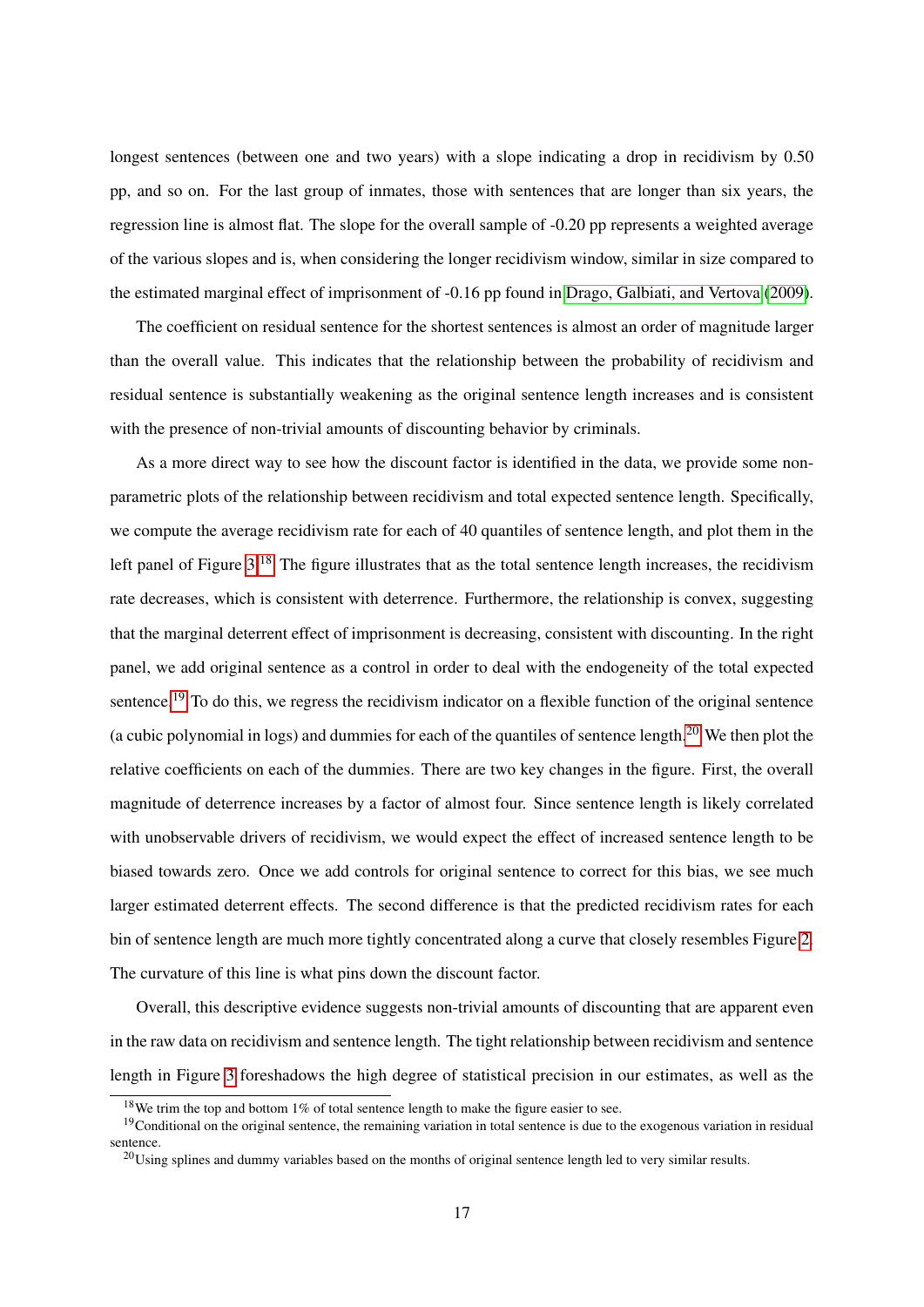longest sentences (between one and two years) with a slope indicating a drop in recidivism by 0.50 pp, and so on. For the last group of inmates, those with sentences that are longer than six years, the regression line is almost flat. The slope for the overall sample of -0.20 pp represents a weighted average of the various slopes and is, when considering the longer recidivism window, similar in size compared to the estimated marginal effect of imprisonment of -0.16 pp found in Drago, Galbiati, and Vertova (2009).

The coefficient on residual sentence for the shortest sentences is almost an order of magnitude larger than the overall value. This indicates that the relationship between the probability of recidivism and residual sentence is substantially weakening as the original sentence length increases and is consistent with the presence of non-trivial amounts of discounting behavior by criminals.

As a more direct way to see how the discount factor is identified in the data, we provide some non-parametric plots of the relationship between recidivism and total expected sentence length. Specifically, we compute the average recidivism rate for each of 40 quantiles of sentence length, and plot them in the left panel of Figure 3.[18] The figure illustrates that as the total sentence length increases, the recidivism rate decreases, which is consistent with deterrence. Furthermore, the relationship is convex, suggesting that the marginal deterrent effect of imprisonment is decreasing, consistent with discounting. In the right panel, we add original sentence as a control in order to deal with the endogeneity of the total expected sentence.[19] To do this, we regress the recidivism indicator on a flexible function of the original sentence (a cubic polynomial in logs) and dummies for each of the quantiles of sentence length.[20] We then plot the relative coefficients on each of the dummies. There are two key changes in the figure. First, the overall magnitude of deterrence increases by a factor of almost four. Since sentence length is likely correlated with unobservable drivers of recidivism, we would expect the effect of increased sentence length to be biased towards zero. Once we add controls for original sentence to correct for this bias, we see much larger estimated deterrent effects. The second difference is that the predicted recidivism rates for each bin of sentence length are much more tightly concentrated along a curve that closely resembles Figure 2. The curvature of this line is what pins down the discount factor.

Overall, this descriptive evidence suggests non-trivial amounts of discounting that are apparent even in the raw data on recidivism and sentence length. The tight relationship between recidivism and sentence length in Figure 3 foreshadows the high degree of statistical precision in our estimates, as well as the

[18] We trim the top and bottom 1% of total sentence length to make the figure easier to see.

[19] Conditional on the original sentence, the remaining variation in total sentence is due to the exogenous variation in residual sentence.

[20] Using splines and dummy variables based on the months of original sentence length led to very similar results.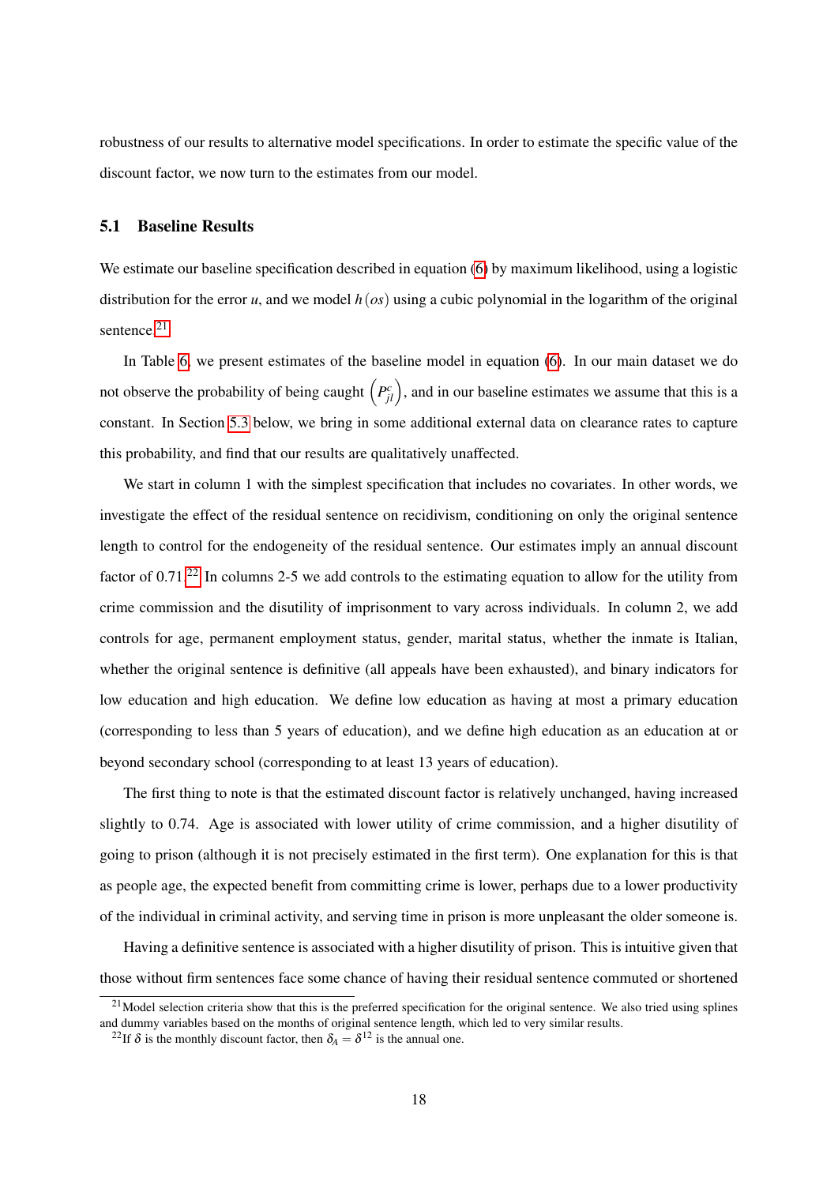robustness of our results to alternative model specifications. In order to estimate the specific value of the discount factor, we now turn to the estimates from our model.

## 5.1 Baseline Results

We estimate our baseline specification described in equation (6) by maximum likelihood, using a logistic distribution for the error $u$, and we model $h(os)$ using a cubic polynomial in the logarithm of the original sentence.[21]

In Table 6, we present estimates of the baseline model in equation (6). In our main dataset we do not observe the probability of being caught $\left(P^c_{jl}\right)$, and in our baseline estimates we assume that this is a constant. In Section 5.3 below, we bring in some additional external data on clearance rates to capture this probability, and find that our results are qualitatively unaffected.

We start in column 1 with the simplest specification that includes no covariates. In other words, we investigate the effect of the residual sentence on recidivism, conditioning on only the original sentence length to control for the endogeneity of the residual sentence. Our estimates imply an annual discount factor of 0.71.[22] In columns 2-5 we add controls to the estimating equation to allow for the utility from crime commission and the disutility of imprisonment to vary across individuals. In column 2, we add controls for age, permanent employment status, gender, marital status, whether the inmate is Italian, whether the original sentence is definitive (all appeals have been exhausted), and binary indicators for low education and high education. We define low education as having at most a primary education (corresponding to less than 5 years of education), and we define high education as an education at or beyond secondary school (corresponding to at least 13 years of education).

The first thing to note is that the estimated discount factor is relatively unchanged, having increased slightly to 0.74. Age is associated with lower utility of crime commission, and a higher disutility of going to prison (although it is not precisely estimated in the first term). One explanation for this is that as people age, the expected benefit from committing crime is lower, perhaps due to a lower productivity of the individual in criminal activity, and serving time in prison is more unpleasant the older someone is.

Having a definitive sentence is associated with a higher disutility of prison. This is intuitive given that those without firm sentences face some chance of having their residual sentence commuted or shortened

[21] Model selection criteria show that this is the preferred specification for the original sentence. We also tried using splines and dummy variables based on the months of original sentence length, which led to very similar results.

[22] If $\delta$ is the monthly discount factor, then $\delta_A = \delta^{12}$ is the annual one.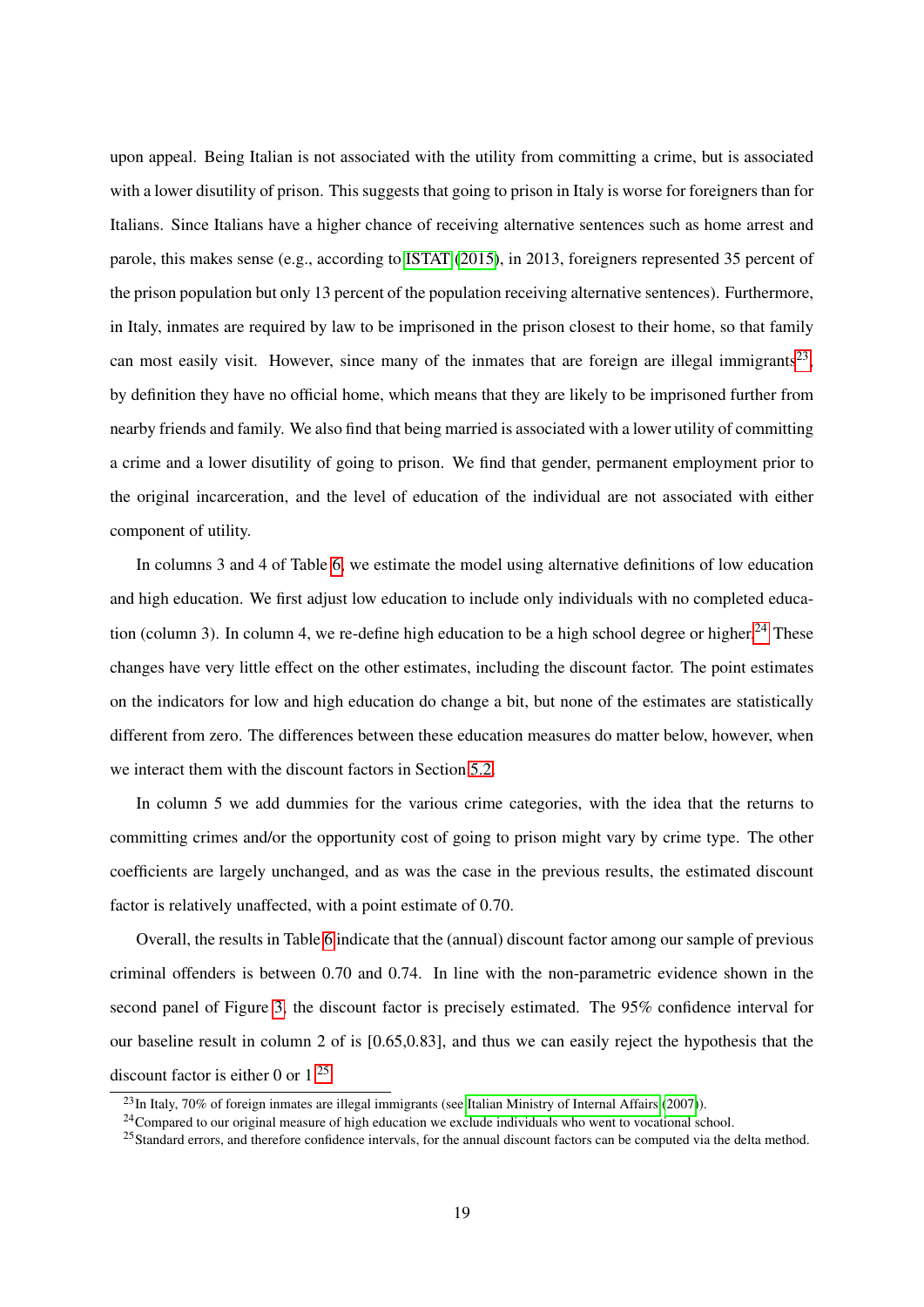upon appeal. Being Italian is not associated with the utility from committing a crime, but is associated with a lower disutility of prison. This suggests that going to prison in Italy is worse for foreigners than for Italians. Since Italians have a higher chance of receiving alternative sentences such as home arrest and parole, this makes sense (e.g., according to ISTAT (2015), in 2013, foreigners represented 35 percent of the prison population but only 13 percent of the population receiving alternative sentences). Furthermore, in Italy, inmates are required by law to be imprisoned in the prison closest to their home, so that family can most easily visit. However, since many of the inmates that are foreign are illegal immigrants[23], by definition they have no official home, which means that they are likely to be imprisoned further from nearby friends and family. We also find that being married is associated with a lower utility of committing a crime and a lower disutility of going to prison. We find that gender, permanent employment prior to the original incarceration, and the level of education of the individual are not associated with either component of utility.

In columns 3 and 4 of Table 6, we estimate the model using alternative definitions of low education and high education. We first adjust low education to include only individuals with no completed education (column 3). In column 4, we re-define high education to be a high school degree or higher.[24] These changes have very little effect on the other estimates, including the discount factor. The point estimates on the indicators for low and high education do change a bit, but none of the estimates are statistically different from zero. The differences between these education measures do matter below, however, when we interact them with the discount factors in Section 5.2.

In column 5 we add dummies for the various crime categories, with the idea that the returns to committing crimes and/or the opportunity cost of going to prison might vary by crime type. The other coefficients are largely unchanged, and as was the case in the previous results, the estimated discount factor is relatively unaffected, with a point estimate of 0.70.

Overall, the results in Table 6 indicate that the (annual) discount factor among our sample of previous criminal offenders is between 0.70 and 0.74. In line with the non-parametric evidence shown in the second panel of Figure 3, the discount factor is precisely estimated. The 95% confidence interval for our baseline result in column 2 of is [0.65,0.83], and thus we can easily reject the hypothesis that the discount factor is either 0 or 1.[25]

[23] In Italy, 70% of foreign inmates are illegal immigrants (see Italian Ministry of Internal Affairs (2007)).

[24] Compared to our original measure of high education we exclude individuals who went to vocational school.

[25] Standard errors, and therefore confidence intervals, for the annual discount factors can be computed via the delta method.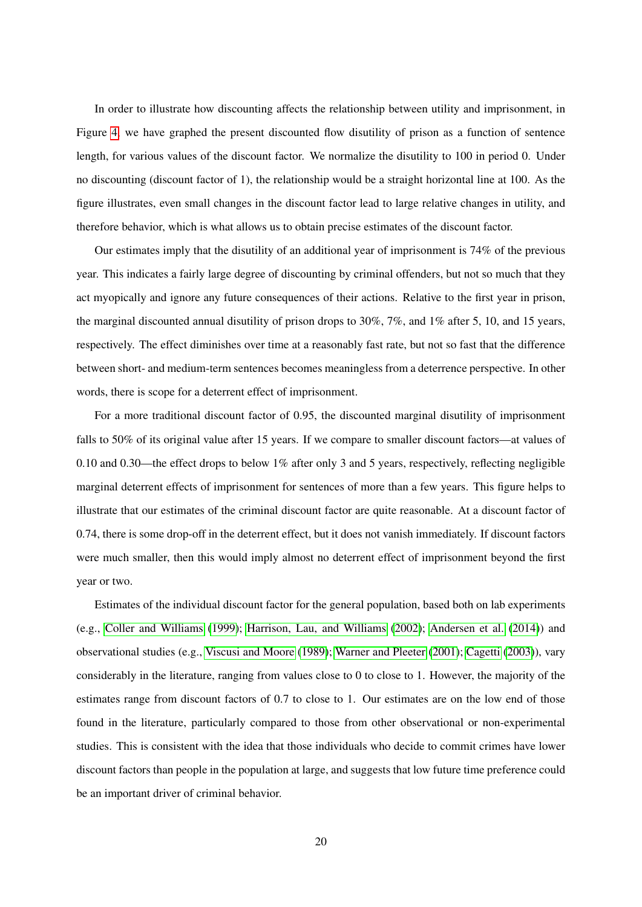In order to illustrate how discounting affects the relationship between utility and imprisonment, in Figure 4 we have graphed the present discounted flow disutility of prison as a function of sentence length, for various values of the discount factor. We normalize the disutility to 100 in period 0. Under no discounting (discount factor of 1), the relationship would be a straight horizontal line at 100. As the figure illustrates, even small changes in the discount factor lead to large relative changes in utility, and therefore behavior, which is what allows us to obtain precise estimates of the discount factor.

Our estimates imply that the disutility of an additional year of imprisonment is 74% of the previous year. This indicates a fairly large degree of discounting by criminal offenders, but not so much that they act myopically and ignore any future consequences of their actions. Relative to the first year in prison, the marginal discounted annual disutility of prison drops to 30%, 7%, and 1% after 5, 10, and 15 years, respectively. The effect diminishes over time at a reasonably fast rate, but not so fast that the difference between short- and medium-term sentences becomes meaningless from a deterrence perspective. In other words, there is scope for a deterrent effect of imprisonment.

For a more traditional discount factor of 0.95, the discounted marginal disutility of imprisonment falls to 50% of its original value after 15 years. If we compare to smaller discount factors—at values of 0.10 and 0.30—the effect drops to below 1% after only 3 and 5 years, respectively, reflecting negligible marginal deterrent effects of imprisonment for sentences of more than a few years. This figure helps to illustrate that our estimates of the criminal discount factor are quite reasonable. At a discount factor of 0.74, there is some drop-off in the deterrent effect, but it does not vanish immediately. If discount factors were much smaller, then this would imply almost no deterrent effect of imprisonment beyond the first year or two.

Estimates of the individual discount factor for the general population, based both on lab experiments (e.g., Coller and Williams (1999); Harrison, Lau, and Williams (2002); Andersen et al. (2014)) and observational studies (e.g., Viscusi and Moore (1989); Warner and Pleeter (2001); Cagetti (2003)), vary considerably in the literature, ranging from values close to 0 to close to 1. However, the majority of the estimates range from discount factors of 0.7 to close to 1. Our estimates are on the low end of those found in the literature, particularly compared to those from other observational or non-experimental studies. This is consistent with the idea that those individuals who decide to commit crimes have lower discount factors than people in the population at large, and suggests that low future time preference could be an important driver of criminal behavior.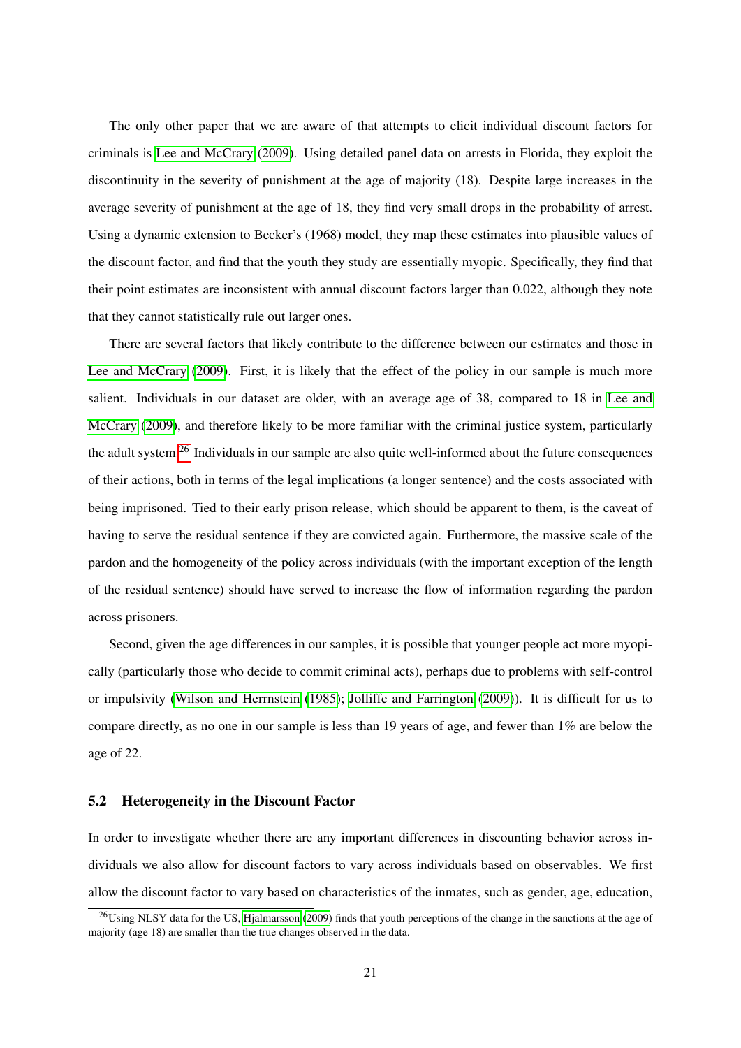The only other paper that we are aware of that attempts to elicit individual discount factors for criminals is Lee and McCrary (2009). Using detailed panel data on arrests in Florida, they exploit the discontinuity in the severity of punishment at the age of majority (18). Despite large increases in the average severity of punishment at the age of 18, they find very small drops in the probability of arrest. Using a dynamic extension to Becker's (1968) model, they map these estimates into plausible values of the discount factor, and find that the youth they study are essentially myopic. Specifically, they find that their point estimates are inconsistent with annual discount factors larger than 0.022, although they note that they cannot statistically rule out larger ones.

There are several factors that likely contribute to the difference between our estimates and those in Lee and McCrary (2009). First, it is likely that the effect of the policy in our sample is much more salient. Individuals in our dataset are older, with an average age of 38, compared to 18 in Lee and McCrary (2009), and therefore likely to be more familiar with the criminal justice system, particularly the adult system.[26] Individuals in our sample are also quite well-informed about the future consequences of their actions, both in terms of the legal implications (a longer sentence) and the costs associated with being imprisoned. Tied to their early prison release, which should be apparent to them, is the caveat of having to serve the residual sentence if they are convicted again. Furthermore, the massive scale of the pardon and the homogeneity of the policy across individuals (with the important exception of the length of the residual sentence) should have served to increase the flow of information regarding the pardon across prisoners.

Second, given the age differences in our samples, it is possible that younger people act more myopically (particularly those who decide to commit criminal acts), perhaps due to problems with self-control or impulsivity (Wilson and Herrnstein (1985); Jolliffe and Farrington (2009)). It is difficult for us to compare directly, as no one in our sample is less than 19 years of age, and fewer than 1% are below the age of 22.

### 5.2 Heterogeneity in the Discount Factor

In order to investigate whether there are any important differences in discounting behavior across individuals we also allow for discount factors to vary across individuals based on observables. We first allow the discount factor to vary based on characteristics of the inmates, such as gender, age, education,

[26] Using NLSY data for the US, Hjalmarsson (2009) finds that youth perceptions of the change in the sanctions at the age of majority (age 18) are smaller than the true changes observed in the data.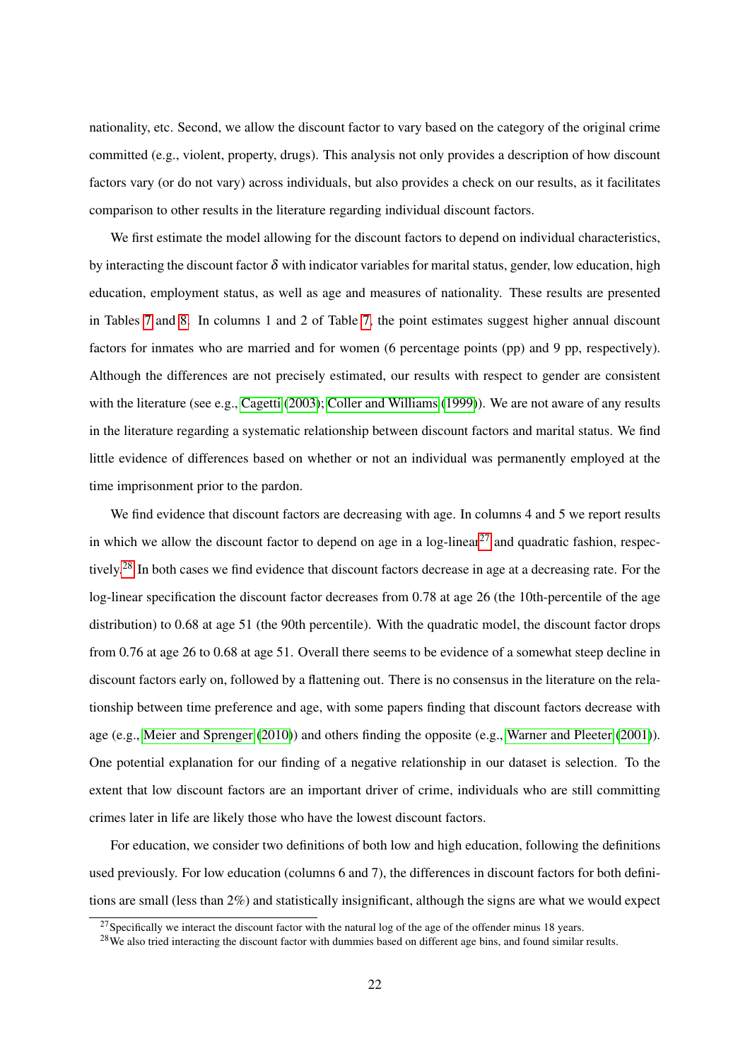nationality, etc. Second, we allow the discount factor to vary based on the category of the original crime committed (e.g., violent, property, drugs). This analysis not only provides a description of how discount factors vary (or do not vary) across individuals, but also provides a check on our results, as it facilitates comparison to other results in the literature regarding individual discount factors.

We first estimate the model allowing for the discount factors to depend on individual characteristics, by interacting the discount factor $\delta$ with indicator variables for marital status, gender, low education, high education, employment status, as well as age and measures of nationality. These results are presented in Tables 7 and 8. In columns 1 and 2 of Table 7, the point estimates suggest higher annual discount factors for inmates who are married and for women (6 percentage points (pp) and 9 pp, respectively). Although the differences are not precisely estimated, our results with respect to gender are consistent with the literature (see e.g., Cagetti (2003); Coller and Williams (1999)). We are not aware of any results in the literature regarding a systematic relationship between discount factors and marital status. We find little evidence of differences based on whether or not an individual was permanently employed at the time imprisonment prior to the pardon.

We find evidence that discount factors are decreasing with age. In columns 4 and 5 we report results in which we allow the discount factor to depend on age in a log-linear[27] and quadratic fashion, respectively.[28] In both cases we find evidence that discount factors decrease in age at a decreasing rate. For the log-linear specification the discount factor decreases from 0.78 at age 26 (the 10th-percentile of the age distribution) to 0.68 at age 51 (the 90th percentile). With the quadratic model, the discount factor drops from 0.76 at age 26 to 0.68 at age 51. Overall there seems to be evidence of a somewhat steep decline in discount factors early on, followed by a flattening out. There is no consensus in the literature on the relationship between time preference and age, with some papers finding that discount factors decrease with age (e.g., Meier and Sprenger (2010)) and others finding the opposite (e.g., Warner and Pleeter (2001)). One potential explanation for our finding of a negative relationship in our dataset is selection. To the extent that low discount factors are an important driver of crime, individuals who are still committing crimes later in life are likely those who have the lowest discount factors.

For education, we consider two definitions of both low and high education, following the definitions used previously. For low education (columns 6 and 7), the differences in discount factors for both definitions are small (less than 2%) and statistically insignificant, although the signs are what we would expect

[27] Specifically we interact the discount factor with the natural log of the age of the offender minus 18 years.

[28] We also tried interacting the discount factor with dummies based on different age bins, and found similar results.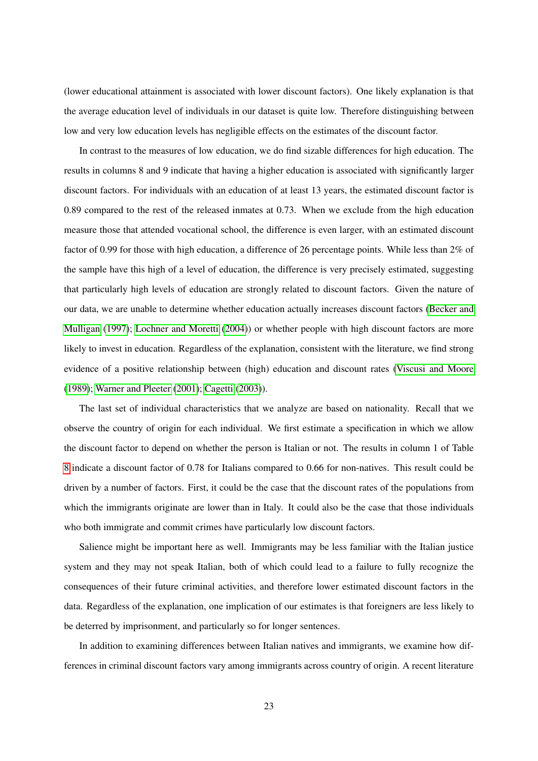(lower educational attainment is associated with lower discount factors). One likely explanation is that the average education level of individuals in our dataset is quite low. Therefore distinguishing between low and very low education levels has negligible effects on the estimates of the discount factor.

In contrast to the measures of low education, we do find sizable differences for high education. The results in columns 8 and 9 indicate that having a higher education is associated with significantly larger discount factors. For individuals with an education of at least 13 years, the estimated discount factor is 0.89 compared to the rest of the released inmates at 0.73. When we exclude from the high education measure those that attended vocational school, the difference is even larger, with an estimated discount factor of 0.99 for those with high education, a difference of 26 percentage points. While less than 2% of the sample have this high of a level of education, the difference is very precisely estimated, suggesting that particularly high levels of education are strongly related to discount factors. Given the nature of our data, we are unable to determine whether education actually increases discount factors (Becker and Mulligan (1997); Lochner and Moretti (2004)) or whether people with high discount factors are more likely to invest in education. Regardless of the explanation, consistent with the literature, we find strong evidence of a positive relationship between (high) education and discount rates (Viscusi and Moore (1989); Warner and Pleeter (2001); Cagetti (2003)).

The last set of individual characteristics that we analyze are based on nationality. Recall that we observe the country of origin for each individual. We first estimate a specification in which we allow the discount factor to depend on whether the person is Italian or not. The results in column 1 of Table 8 indicate a discount factor of 0.78 for Italians compared to 0.66 for non-natives. This result could be driven by a number of factors. First, it could be the case that the discount rates of the populations from which the immigrants originate are lower than in Italy. It could also be the case that those individuals who both immigrate and commit crimes have particularly low discount factors.

Salience might be important here as well. Immigrants may be less familiar with the Italian justice system and they may not speak Italian, both of which could lead to a failure to fully recognize the consequences of their future criminal activities, and therefore lower estimated discount factors in the data. Regardless of the explanation, one implication of our estimates is that foreigners are less likely to be deterred by imprisonment, and particularly so for longer sentences.

In addition to examining differences between Italian natives and immigrants, we examine how differences in criminal discount factors vary among immigrants across country of origin. A recent literature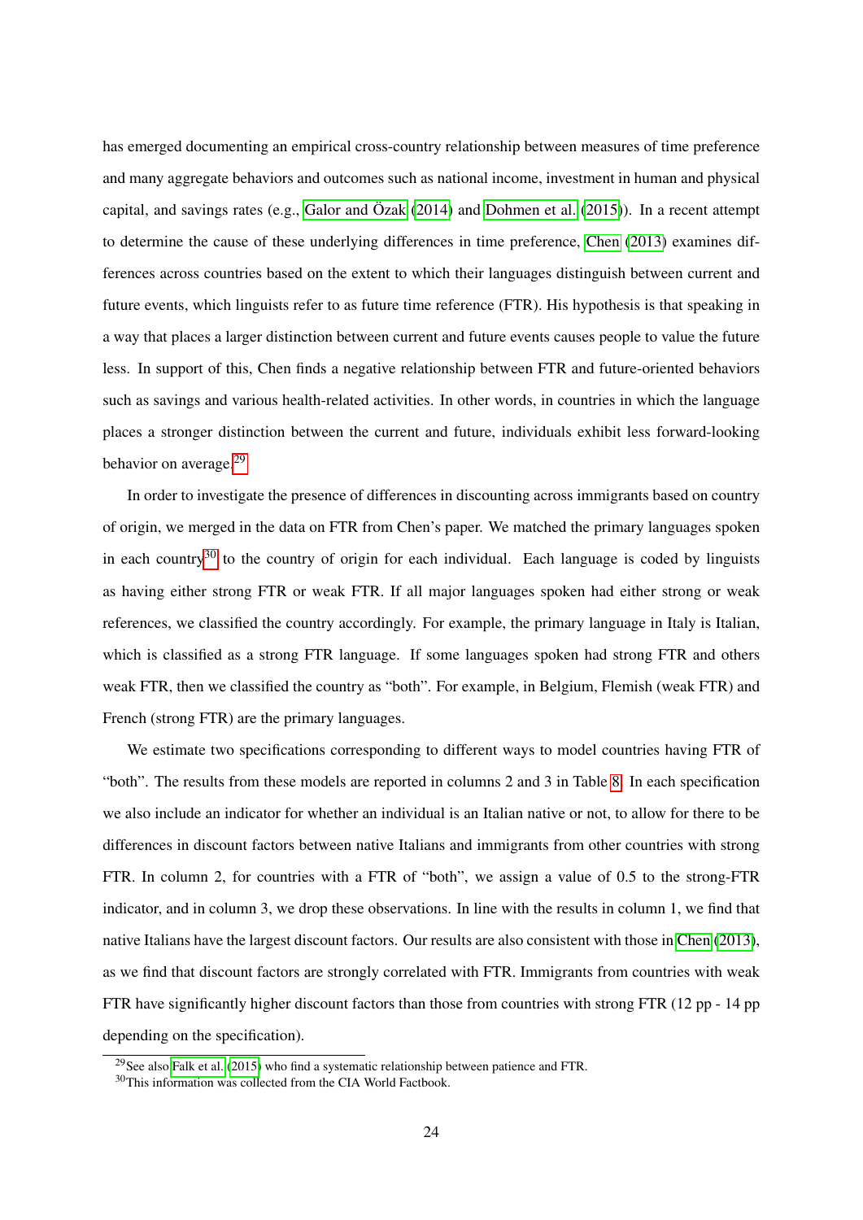has emerged documenting an empirical cross-country relationship between measures of time preference and many aggregate behaviors and outcomes such as national income, investment in human and physical capital, and savings rates (e.g., Galor and Özak (2014) and Dohmen et al. (2015)). In a recent attempt to determine the cause of these underlying differences in time preference, Chen (2013) examines differences across countries based on the extent to which their languages distinguish between current and future events, which linguists refer to as future time reference (FTR). His hypothesis is that speaking in a way that places a larger distinction between current and future events causes people to value the future less. In support of this, Chen finds a negative relationship between FTR and future-oriented behaviors such as savings and various health-related activities. In other words, in countries in which the language places a stronger distinction between the current and future, individuals exhibit less forward-looking behavior on average.[29]

In order to investigate the presence of differences in discounting across immigrants based on country of origin, we merged in the data on FTR from Chen's paper. We matched the primary languages spoken in each country[30] to the country of origin for each individual. Each language is coded by linguists as having either strong FTR or weak FTR. If all major languages spoken had either strong or weak references, we classified the country accordingly. For example, the primary language in Italy is Italian, which is classified as a strong FTR language. If some languages spoken had strong FTR and others weak FTR, then we classified the country as "both". For example, in Belgium, Flemish (weak FTR) and French (strong FTR) are the primary languages.

We estimate two specifications corresponding to different ways to model countries having FTR of "both". The results from these models are reported in columns 2 and 3 in Table 8. In each specification we also include an indicator for whether an individual is an Italian native or not, to allow for there to be differences in discount factors between native Italians and immigrants from other countries with strong FTR. In column 2, for countries with a FTR of "both", we assign a value of 0.5 to the strong-FTR indicator, and in column 3, we drop these observations. In line with the results in column 1, we find that native Italians have the largest discount factors. Our results are also consistent with those in Chen (2013), as we find that discount factors are strongly correlated with FTR. Immigrants from countries with weak FTR have significantly higher discount factors than those from countries with strong FTR (12 pp - 14 pp depending on the specification).

[29] See also Falk et al. (2015) who find a systematic relationship between patience and FTR.

[30] This information was collected from the CIA World Factbook.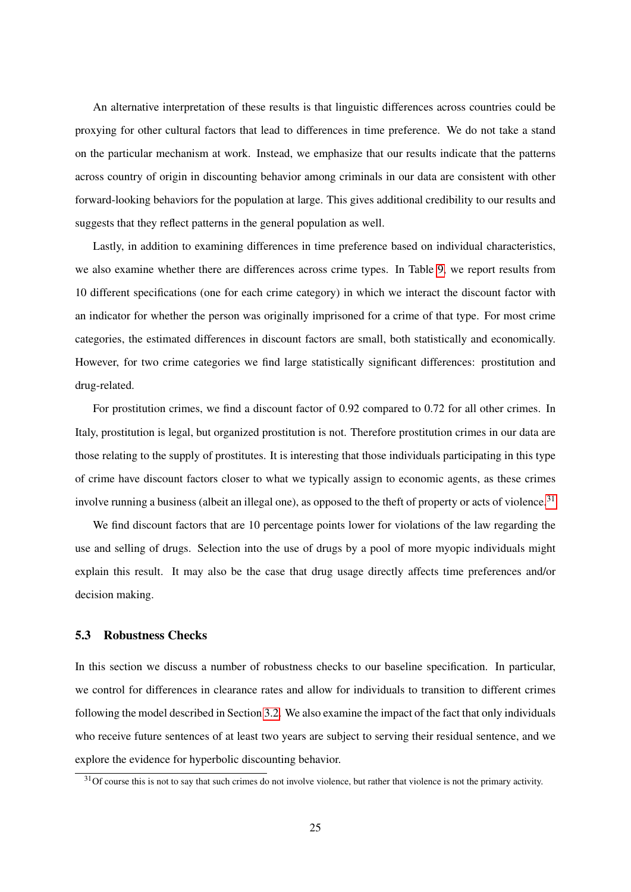An alternative interpretation of these results is that linguistic differences across countries could be proxying for other cultural factors that lead to differences in time preference. We do not take a stand on the particular mechanism at work. Instead, we emphasize that our results indicate that the patterns across country of origin in discounting behavior among criminals in our data are consistent with other forward-looking behaviors for the population at large. This gives additional credibility to our results and suggests that they reflect patterns in the general population as well.

Lastly, in addition to examining differences in time preference based on individual characteristics, we also examine whether there are differences across crime types. In Table 9, we report results from 10 different specifications (one for each crime category) in which we interact the discount factor with an indicator for whether the person was originally imprisoned for a crime of that type. For most crime categories, the estimated differences in discount factors are small, both statistically and economically. However, for two crime categories we find large statistically significant differences: prostitution and drug-related.

For prostitution crimes, we find a discount factor of 0.92 compared to 0.72 for all other crimes. In Italy, prostitution is legal, but organized prostitution is not. Therefore prostitution crimes in our data are those relating to the supply of prostitutes. It is interesting that those individuals participating in this type of crime have discount factors closer to what we typically assign to economic agents, as these crimes involve running a business (albeit an illegal one), as opposed to the theft of property or acts of violence.[31]

We find discount factors that are 10 percentage points lower for violations of the law regarding the use and selling of drugs. Selection into the use of drugs by a pool of more myopic individuals might explain this result. It may also be the case that drug usage directly affects time preferences and/or decision making.

### 5.3 Robustness Checks

In this section we discuss a number of robustness checks to our baseline specification. In particular, we control for differences in clearance rates and allow for individuals to transition to different crimes following the model described in Section 3.2. We also examine the impact of the fact that only individuals who receive future sentences of at least two years are subject to serving their residual sentence, and we explore the evidence for hyperbolic discounting behavior.

[31] Of course this is not to say that such crimes do not involve violence, but rather that violence is not the primary activity.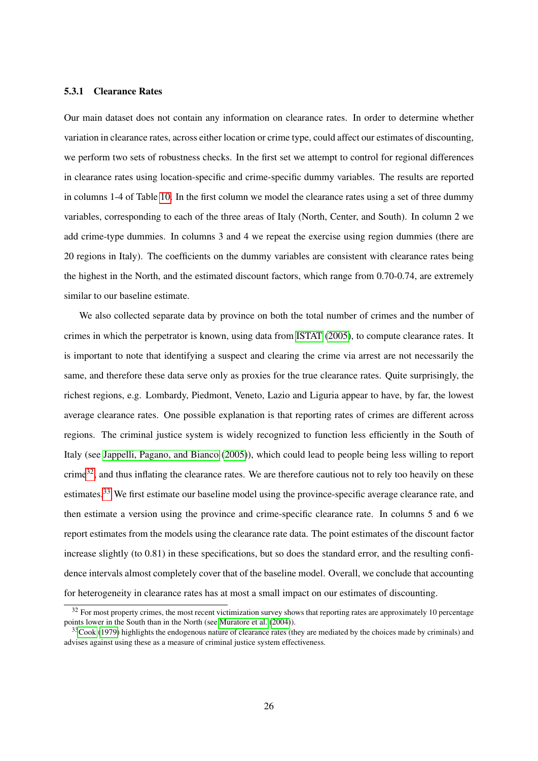#### 5.3.1 Clearance Rates

Our main dataset does not contain any information on clearance rates. In order to determine whether variation in clearance rates, across either location or crime type, could affect our estimates of discounting, we perform two sets of robustness checks. In the first set we attempt to control for regional differences in clearance rates using location-specific and crime-specific dummy variables. The results are reported in columns 1-4 of Table 10. In the first column we model the clearance rates using a set of three dummy variables, corresponding to each of the three areas of Italy (North, Center, and South). In column 2 we add crime-type dummies. In columns 3 and 4 we repeat the exercise using region dummies (there are 20 regions in Italy). The coefficients on the dummy variables are consistent with clearance rates being the highest in the North, and the estimated discount factors, which range from 0.70-0.74, are extremely similar to our baseline estimate.

We also collected separate data by province on both the total number of crimes and the number of crimes in which the perpetrator is known, using data from ISTAT (2005), to compute clearance rates. It is important to note that identifying a suspect and clearing the crime via arrest are not necessarily the same, and therefore these data serve only as proxies for the true clearance rates. Quite surprisingly, the richest regions, e.g. Lombardy, Piedmont, Veneto, Lazio and Liguria appear to have, by far, the lowest average clearance rates. One possible explanation is that reporting rates of crimes are different across regions. The criminal justice system is widely recognized to function less efficiently in the South of Italy (see Jappelli, Pagano, and Bianco (2005)), which could lead to people being less willing to report crime[32], and thus inflating the clearance rates. We are therefore cautious not to rely too heavily on these estimates.[33] We first estimate our baseline model using the province-specific average clearance rate, and then estimate a version using the province and crime-specific clearance rate. In columns 5 and 6 we report estimates from the models using the clearance rate data. The point estimates of the discount factor increase slightly (to 0.81) in these specifications, but so does the standard error, and the resulting confidence intervals almost completely cover that of the baseline model. Overall, we conclude that accounting for heterogeneity in clearance rates has at most a small impact on our estimates of discounting.

[32] For most property crimes, the most recent victimization survey shows that reporting rates are approximately 10 percentage points lower in the South than in the North (see Muratore et al. (2004)).

[33] Cook (1979) highlights the endogenous nature of clearance rates (they are mediated by the choices made by criminals) and advises against using these as a measure of criminal justice system effectiveness.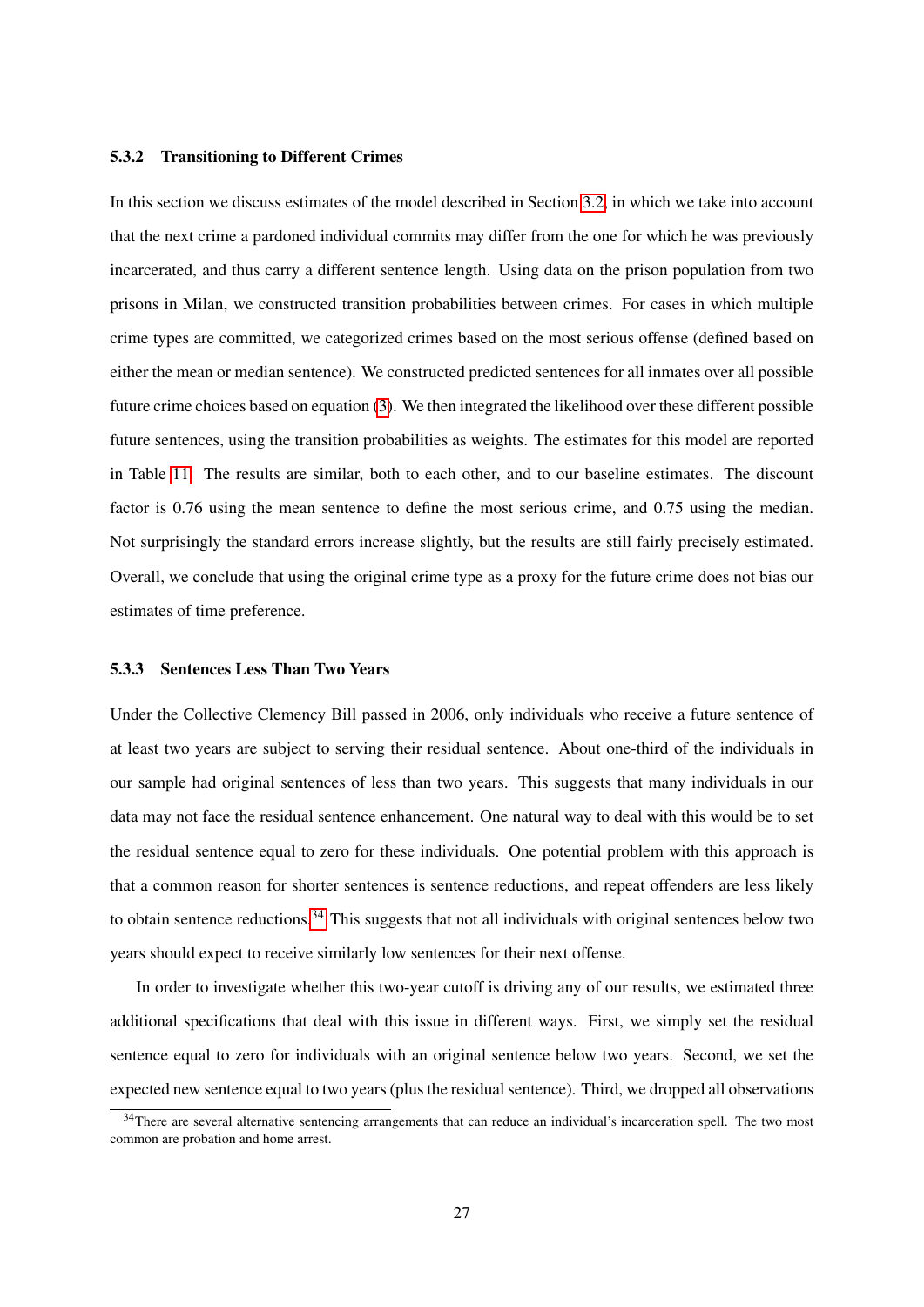#### 5.3.2 Transitioning to Different Crimes

In this section we discuss estimates of the model described in Section 3.2, in which we take into account that the next crime a pardoned individual commits may differ from the one for which he was previously incarcerated, and thus carry a different sentence length. Using data on the prison population from two prisons in Milan, we constructed transition probabilities between crimes. For cases in which multiple crime types are committed, we categorized crimes based on the most serious offense (defined based on either the mean or median sentence). We constructed predicted sentences for all inmates over all possible future crime choices based on equation (3). We then integrated the likelihood over these different possible future sentences, using the transition probabilities as weights. The estimates for this model are reported in Table 11. The results are similar, both to each other, and to our baseline estimates. The discount factor is 0.76 using the mean sentence to define the most serious crime, and 0.75 using the median. Not surprisingly the standard errors increase slightly, but the results are still fairly precisely estimated. Overall, we conclude that using the original crime type as a proxy for the future crime does not bias our estimates of time preference.

#### 5.3.3 Sentences Less Than Two Years

Under the Collective Clemency Bill passed in 2006, only individuals who receive a future sentence of at least two years are subject to serving their residual sentence. About one-third of the individuals in our sample had original sentences of less than two years. This suggests that many individuals in our data may not face the residual sentence enhancement. One natural way to deal with this would be to set the residual sentence equal to zero for these individuals. One potential problem with this approach is that a common reason for shorter sentences is sentence reductions, and repeat offenders are less likely to obtain sentence reductions.[34] This suggests that not all individuals with original sentences below two years should expect to receive similarly low sentences for their next offense.

In order to investigate whether this two-year cutoff is driving any of our results, we estimated three additional specifications that deal with this issue in different ways. First, we simply set the residual sentence equal to zero for individuals with an original sentence below two years. Second, we set the expected new sentence equal to two years (plus the residual sentence). Third, we dropped all observations

[34] There are several alternative sentencing arrangements that can reduce an individual's incarceration spell. The two most common are probation and home arrest.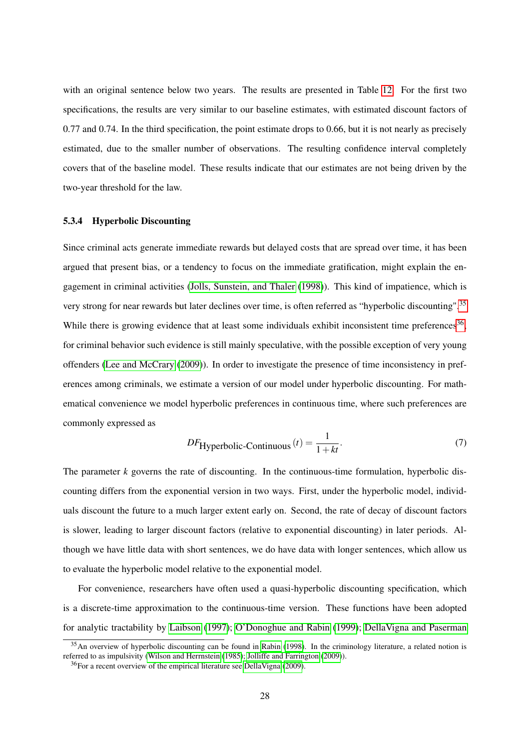with an original sentence below two years. The results are presented in Table 12. For the first two specifications, the results are very similar to our baseline estimates, with estimated discount factors of 0.77 and 0.74. In the third specification, the point estimate drops to 0.66, but it is not nearly as precisely estimated, due to the smaller number of observations. The resulting confidence interval completely covers that of the baseline model. These results indicate that our estimates are not being driven by the two-year threshold for the law.

#### 5.3.4 Hyperbolic Discounting

Since criminal acts generate immediate rewards but delayed costs that are spread over time, it has been argued that present bias, or a tendency to focus on the immediate gratification, might explain the engagement in criminal activities (Jolls, Sunstein, and Thaler (1998)). This kind of impatience, which is very strong for near rewards but later declines over time, is often referred as "hyperbolic discounting".[35] While there is growing evidence that at least some individuals exhibit inconsistent time preferences[36], for criminal behavior such evidence is still mainly speculative, with the possible exception of very young offenders (Lee and McCrary (2009)). In order to investigate the presence of time inconsistency in preferences among criminals, we estimate a version of our model under hyperbolic discounting. For mathematical convenience we model hyperbolic preferences in continuous time, where such preferences are commonly expressed as

$$DF_{\text{Hyperbolic-Continuous}}(t) = \frac{1}{1+kt}. \tag{7}$$

The parameter $k$ governs the rate of discounting. In the continuous-time formulation, hyperbolic discounting differs from the exponential version in two ways. First, under the hyperbolic model, individuals discount the future to a much larger extent early on. Second, the rate of decay of discount factors is slower, leading to larger discount factors (relative to exponential discounting) in later periods. Although we have little data with short sentences, we do have data with longer sentences, which allow us to evaluate the hyperbolic model relative to the exponential model.

For convenience, researchers have often used a quasi-hyperbolic discounting specification, which is a discrete-time approximation to the continuous-time version. These functions have been adopted for analytic tractability by Laibson (1997); O'Donoghue and Rabin (1999); DellaVigna and Paserman

[35] An overview of hyperbolic discounting can be found in Rabin (1998). In the criminology literature, a related notion is referred to as impulsivity (Wilson and Herrnstein (1985); Jolliffe and Farrington (2009)).

[36] For a recent overview of the empirical literature see DellaVigna (2009).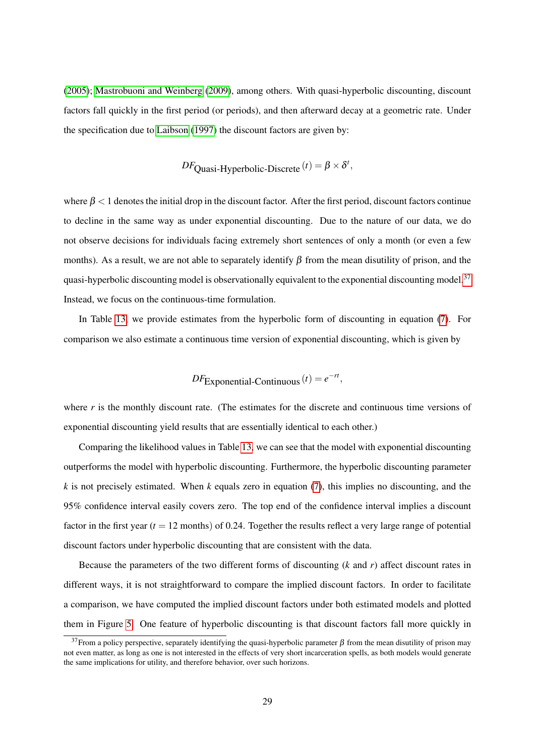(2005); Mastrobuoni and Weinberg (2009), among others. With quasi-hyperbolic discounting, discount factors fall quickly in the first period (or periods), and then afterward decay at a geometric rate. Under the specification due to Laibson (1997) the discount factors are given by:

$$DF_{\text{Quasi-Hyperbolic-Discrete}}(t) = \beta \times \delta^t,$$

where $\beta < 1$ denotes the initial drop in the discount factor. After the first period, discount factors continue to decline in the same way as under exponential discounting. Due to the nature of our data, we do not observe decisions for individuals facing extremely short sentences of only a month (or even a few months). As a result, we are not able to separately identify $\beta$ from the mean disutility of prison, and the quasi-hyperbolic discounting model is observationally equivalent to the exponential discounting model.[37] Instead, we focus on the continuous-time formulation.

In Table 13, we provide estimates from the hyperbolic form of discounting in equation (7). For comparison we also estimate a continuous time version of exponential discounting, which is given by

$$DF_{\text{Exponential-Continuous}}(t) = e^{-rt},$$

where $r$ is the monthly discount rate. (The estimates for the discrete and continuous time versions of exponential discounting yield results that are essentially identical to each other.)

Comparing the likelihood values in Table 13, we can see that the model with exponential discounting outperforms the model with hyperbolic discounting. Furthermore, the hyperbolic discounting parameter $k$ is not precisely estimated. When $k$ equals zero in equation (7), this implies no discounting, and the 95% confidence interval easily covers zero. The top end of the confidence interval implies a discount factor in the first year ($t = 12$ months) of 0.24. Together the results reflect a very large range of potential discount factors under hyperbolic discounting that are consistent with the data.

Because the parameters of the two different forms of discounting ($k$ and $r$) affect discount rates in different ways, it is not straightforward to compare the implied discount factors. In order to facilitate a comparison, we have computed the implied discount factors under both estimated models and plotted them in Figure 5. One feature of hyperbolic discounting is that discount factors fall more quickly in

[37] From a policy perspective, separately identifying the quasi-hyperbolic parameter $\beta$ from the mean disutility of prison may not even matter, as long as one is not interested in the effects of very short incarceration spells, as both models would generate the same implications for utility, and therefore behavior, over such horizons.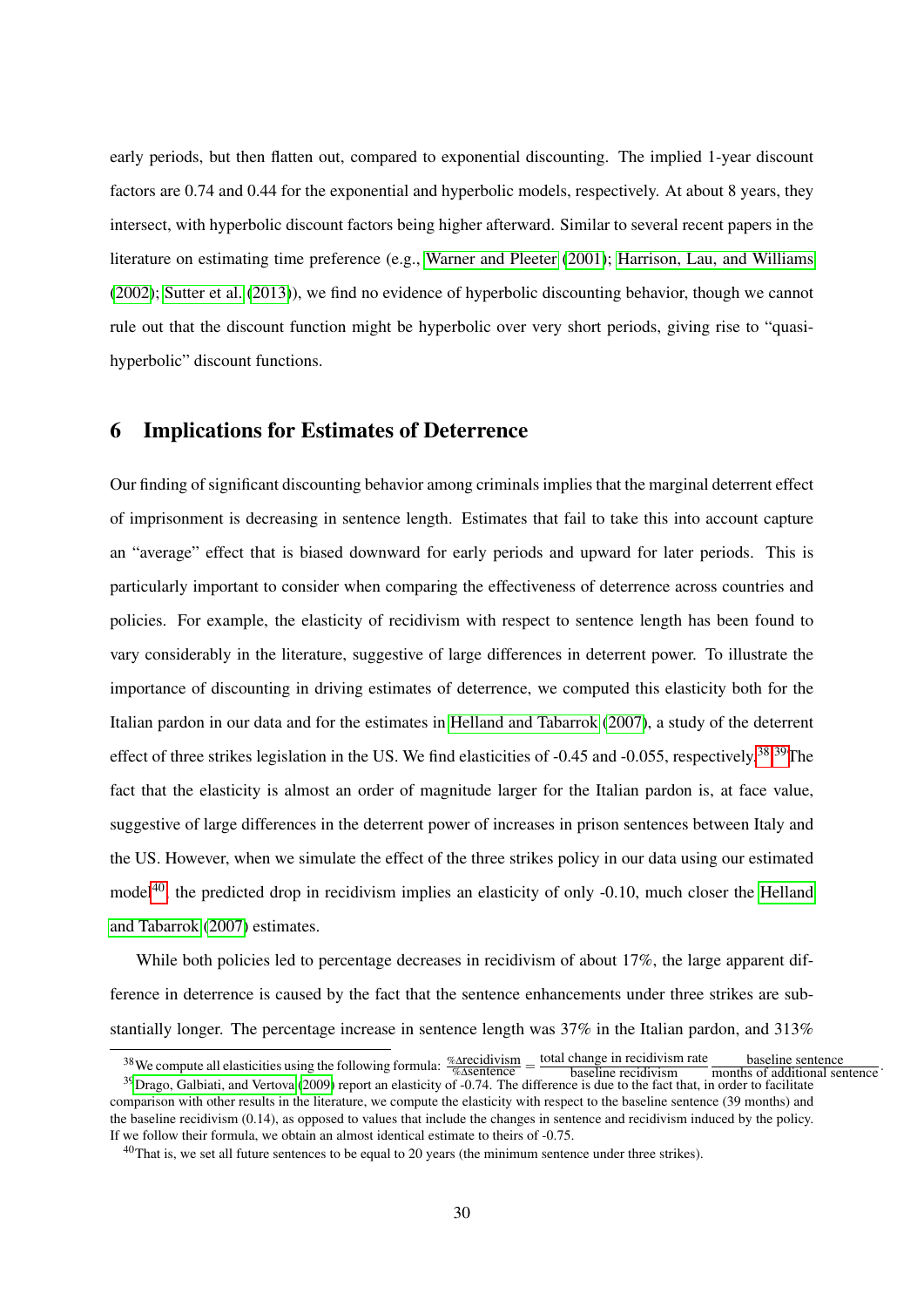early periods, but then flatten out, compared to exponential discounting. The implied 1-year discount factors are 0.74 and 0.44 for the exponential and hyperbolic models, respectively. At about 8 years, they intersect, with hyperbolic discount factors being higher afterward. Similar to several recent papers in the literature on estimating time preference (e.g., Warner and Pleeter (2001); Harrison, Lau, and Williams (2002); Sutter et al. (2013)), we find no evidence of hyperbolic discounting behavior, though we cannot rule out that the discount function might be hyperbolic over very short periods, giving rise to "quasi-hyperbolic" discount functions.

# 6 Implications for Estimates of Deterrence

Our finding of significant discounting behavior among criminals implies that the marginal deterrent effect of imprisonment is decreasing in sentence length. Estimates that fail to take this into account capture an "average" effect that is biased downward for early periods and upward for later periods. This is particularly important to consider when comparing the effectiveness of deterrence across countries and policies. For example, the elasticity of recidivism with respect to sentence length has been found to vary considerably in the literature, suggestive of large differences in deterrent power. To illustrate the importance of discounting in driving estimates of deterrence, we computed this elasticity both for the Italian pardon in our data and for the estimates in Helland and Tabarrok (2007), a study of the deterrent effect of three strikes legislation in the US. We find elasticities of -0.45 and -0.055, respectively.[38][39] The fact that the elasticity is almost an order of magnitude larger for the Italian pardon is, at face value, suggestive of large differences in the deterrent power of increases in prison sentences between Italy and the US. However, when we simulate the effect of the three strikes policy in our data using our estimated model[40], the predicted drop in recidivism implies an elasticity of only -0.10, much closer the Helland and Tabarrok (2007) estimates.

While both policies led to percentage decreases in recidivism of about 17%, the large apparent difference in deterrence is caused by the fact that the sentence enhancements under three strikes are substantially longer. The percentage increase in sentence length was 37% in the Italian pardon, and 313%

[38] We compute all elasticities using the following formula: $\frac{\%\Delta\text{recidivism}}{\%\Delta\text{sentence}} = \frac{\text{total change in recidivism rate}}{\text{baseline recidivism}} \frac{\text{baseline sentence}}{\text{months of additional sentence}}$.

[39] Drago, Galbiati, and Vertova (2009) report an elasticity of -0.74. The difference is due to the fact that, in order to facilitate comparison with other results in the literature, we compute the elasticity with respect to the baseline sentence (39 months) and the baseline recidivism (0.14), as opposed to values that include the changes in sentence and recidivism induced by the policy. If we follow their formula, we obtain an almost identical estimate to theirs of -0.75.

[40] That is, we set all future sentences to be equal to 20 years (the minimum sentence under three strikes).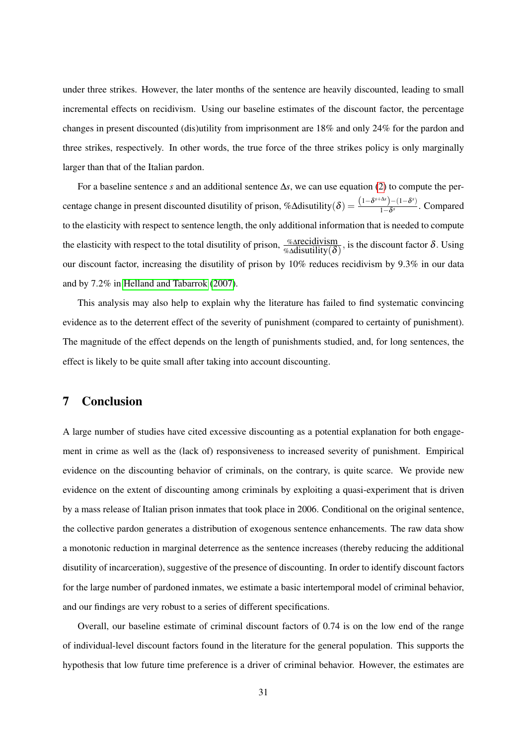under three strikes. However, the later months of the sentence are heavily discounted, leading to small incremental effects on recidivism. Using our baseline estimates of the discount factor, the percentage changes in present discounted (dis)utility from imprisonment are 18% and only 24% for the pardon and three strikes, respectively. In other words, the true force of the three strikes policy is only marginally larger than that of the Italian pardon.

For a baseline sentence $s$ and an additional sentence $\Delta s$, we can use equation (2) to compute the percentage change in present discounted disutility of prison, $\%\Delta\text{disutility}(\delta) = \frac{(1-\delta^{s+\Delta s})-(1-\delta^{s})}{1-\delta^{s}}$. Compared to the elasticity with respect to sentence length, the only additional information that is needed to compute the elasticity with respect to the total disutility of prison, $\frac{\%\Delta\text{recidivism}}{\%\Delta\text{disutility}(\delta)}$, is the discount factor $\delta$. Using our discount factor, increasing the disutility of prison by 10% reduces recidivism by 9.3% in our data and by 7.2% in Helland and Tabarrok (2007).

This analysis may also help to explain why the literature has failed to find systematic convincing evidence as to the deterrent effect of the severity of punishment (compared to certainty of punishment). The magnitude of the effect depends on the length of punishments studied, and, for long sentences, the effect is likely to be quite small after taking into account discounting.

## 7 Conclusion

A large number of studies have cited excessive discounting as a potential explanation for both engagement in crime as well as the (lack of) responsiveness to increased severity of punishment. Empirical evidence on the discounting behavior of criminals, on the contrary, is quite scarce. We provide new evidence on the extent of discounting among criminals by exploiting a quasi-experiment that is driven by a mass release of Italian prison inmates that took place in 2006. Conditional on the original sentence, the collective pardon generates a distribution of exogenous sentence enhancements. The raw data show a monotonic reduction in marginal deterrence as the sentence increases (thereby reducing the additional disutility of incarceration), suggestive of the presence of discounting. In order to identify discount factors for the large number of pardoned inmates, we estimate a basic intertemporal model of criminal behavior, and our findings are very robust to a series of different specifications.

Overall, our baseline estimate of criminal discount factors of 0.74 is on the low end of the range of individual-level discount factors found in the literature for the general population. This supports the hypothesis that low future time preference is a driver of criminal behavior. However, the estimates are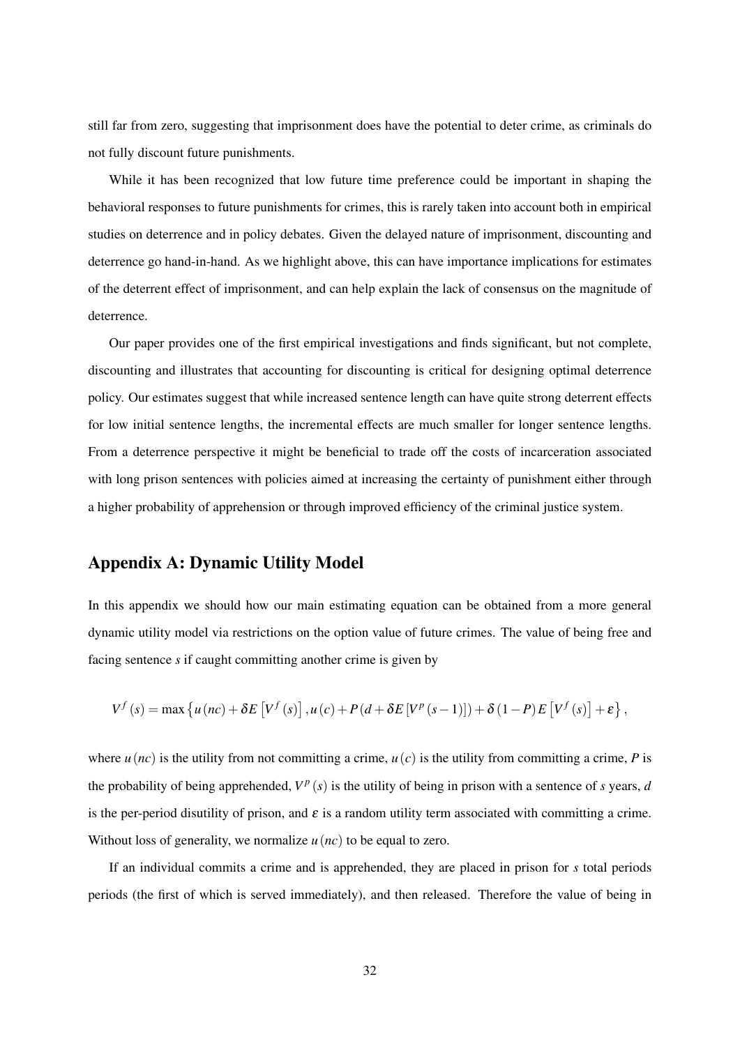still far from zero, suggesting that imprisonment does have the potential to deter crime, as criminals do not fully discount future punishments.

While it has been recognized that low future time preference could be important in shaping the behavioral responses to future punishments for crimes, this is rarely taken into account both in empirical studies on deterrence and in policy debates. Given the delayed nature of imprisonment, discounting and deterrence go hand-in-hand. As we highlight above, this can have importance implications for estimates of the deterrent effect of imprisonment, and can help explain the lack of consensus on the magnitude of deterrence.

Our paper provides one of the first empirical investigations and finds significant, but not complete, discounting and illustrates that accounting for discounting is critical for designing optimal deterrence policy. Our estimates suggest that while increased sentence length can have quite strong deterrent effects for low initial sentence lengths, the incremental effects are much smaller for longer sentence lengths. From a deterrence perspective it might be beneficial to trade off the costs of incarceration associated with long prison sentences with policies aimed at increasing the certainty of punishment either through a higher probability of apprehension or through improved efficiency of the criminal justice system.

## Appendix A: Dynamic Utility Model

In this appendix we should how our main estimating equation can be obtained from a more general dynamic utility model via restrictions on the option value of future crimes. The value of being free and facing sentence $s$ if caught committing another crime is given by

$$V^{f}(s) = \max\left\{u(nc) + \delta E\left[V^{f}(s)\right], u(c) + P\left(d + \delta E\left[V^{p}(s-1)\right]\right) + \delta(1-P)E\left[V^{f}(s)\right] + \varepsilon\right\},$$

where $u(nc)$ is the utility from not committing a crime, $u(c)$ is the utility from committing a crime, $P$ is the probability of being apprehended, $V^{p}(s)$ is the utility of being in prison with a sentence of $s$ years, $d$ is the per-period disutility of prison, and $\varepsilon$ is a random utility term associated with committing a crime. Without loss of generality, we normalize $u(nc)$ to be equal to zero.

If an individual commits a crime and is apprehended, they are placed in prison for $s$ total periods periods (the first of which is served immediately), and then released. Therefore the value of being in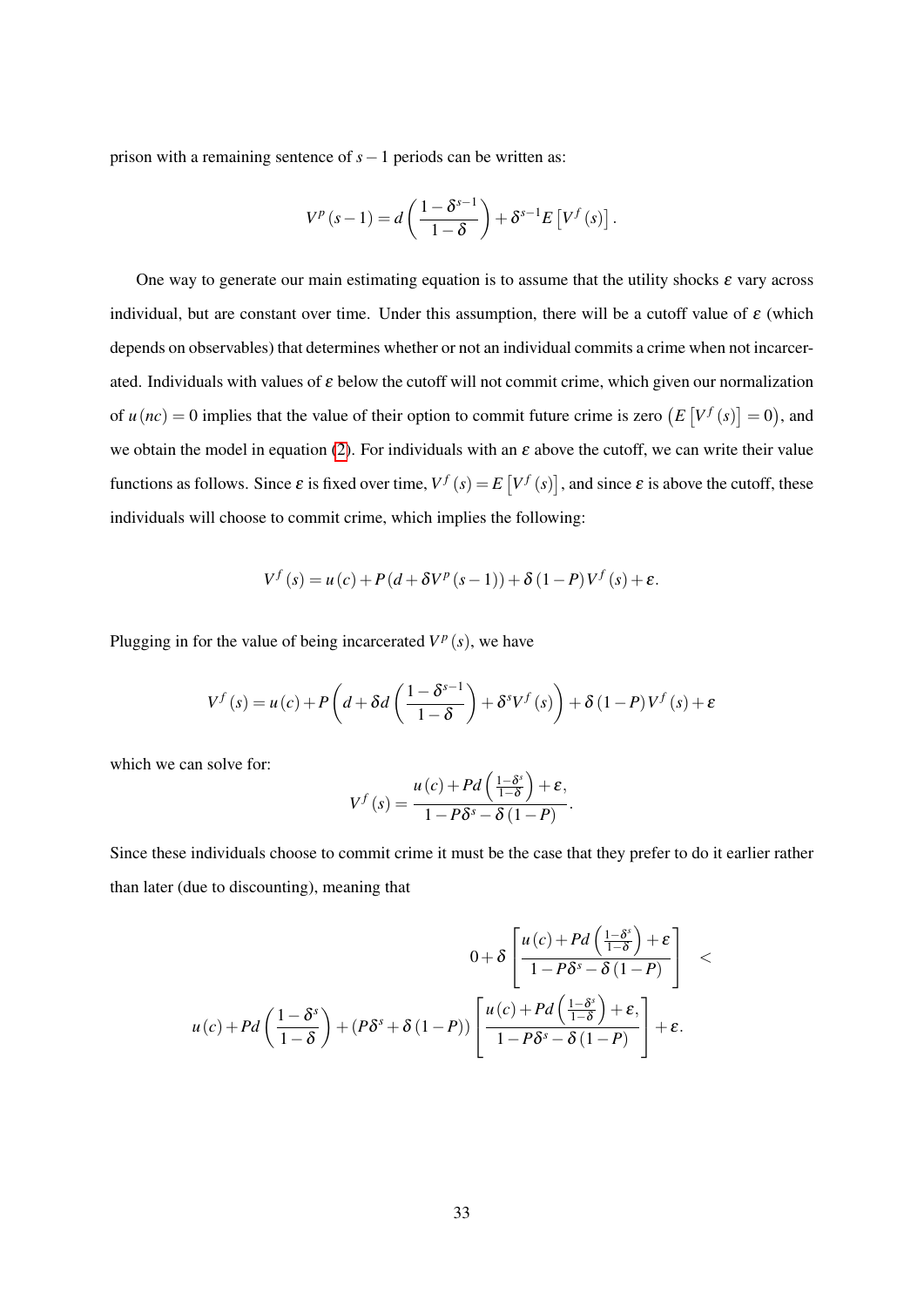prison with a remaining sentence of $s-1$ periods can be written as:

$$V^p(s-1) = d\left(\frac{1-\delta^{s-1}}{1-\delta}\right) + \delta^{s-1}E\left[V^f(s)\right].$$

One way to generate our main estimating equation is to assume that the utility shocks $\varepsilon$ vary across individual, but are constant over time. Under this assumption, there will be a cutoff value of $\varepsilon$ (which depends on observables) that determines whether or not an individual commits a crime when not incarcerated. Individuals with values of $\varepsilon$ below the cutoff will not commit crime, which given our normalization of $u(nc) = 0$ implies that the value of their option to commit future crime is zero $\left(E\left[V^f(s)\right] = 0\right)$, and we obtain the model in equation (2). For individuals with an $\varepsilon$ above the cutoff, we can write their value functions as follows. Since $\varepsilon$ is fixed over time, $V^f(s) = E\left[V^f(s)\right]$, and since $\varepsilon$ is above the cutoff, these individuals will choose to commit crime, which implies the following:

$$V^f(s) = u(c) + P\left(d + \delta V^p(s-1)\right) + \delta(1-P)V^f(s) + \varepsilon.$$

Plugging in for the value of being incarcerated $V^p(s)$, we have

$$V^f(s) = u(c) + P\left(d + \delta d\left(\frac{1-\delta^{s-1}}{1-\delta}\right) + \delta^s V^f(s)\right) + \delta(1-P)V^f(s) + \varepsilon$$

which we can solve for:

$$V^f(s) = \frac{u(c) + Pd\left(\frac{1-\delta^s}{1-\delta}\right) + \varepsilon,}{1 - P\delta^s - \delta(1-P)}.$$

Since these individuals choose to commit crime it must be the case that they prefer to do it earlier rather than later (due to discounting), meaning that

$$0 + \delta\left[\frac{u(c) + Pd\left(\frac{1-\delta^s}{1-\delta}\right) + \varepsilon}{1 - P\delta^s - \delta(1-P)}\right] <$$

$$u(c) + Pd\left(\frac{1-\delta^s}{1-\delta}\right) + \left(P\delta^s + \delta(1-P)\right)\left[\frac{u(c) + Pd\left(\frac{1-\delta^s}{1-\delta}\right) + \varepsilon,}{1 - P\delta^s - \delta(1-P)}\right] + \varepsilon.$$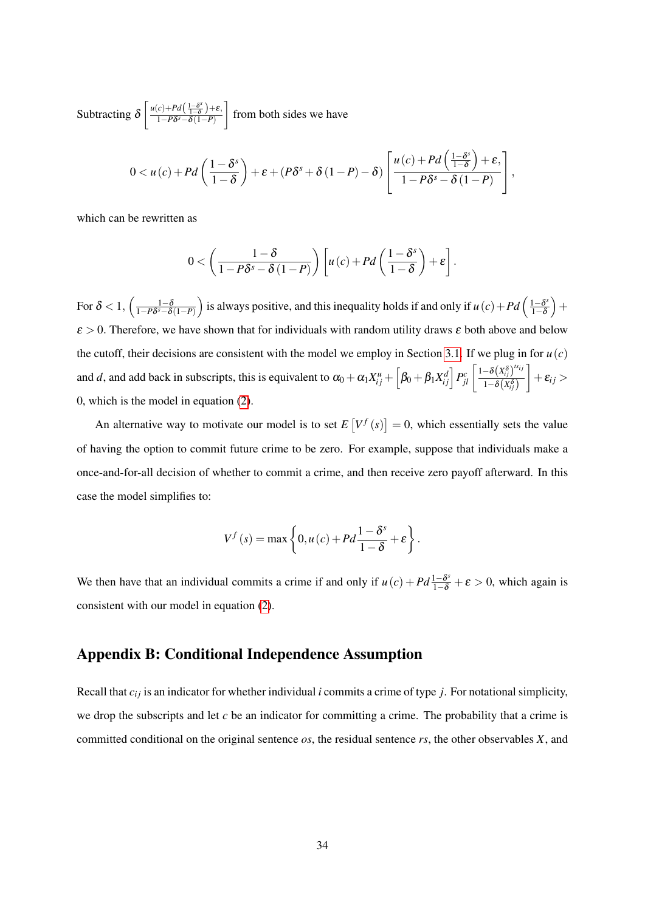Subtracting $\delta \left[ \frac{u(c)+Pd\left(\frac{1-\delta^s}{1-\delta}\right)+\varepsilon,}{1-P\delta^s-\delta(1-P)} \right]$ from both sides we have

$$0 < u(c) + Pd\left(\frac{1-\delta^s}{1-\delta}\right) + \varepsilon + \left(P\delta^s + \delta(1-P) - \delta\right)\left[\frac{u(c)+Pd\left(\frac{1-\delta^s}{1-\delta}\right)+\varepsilon,}{1-P\delta^s-\delta(1-P)}\right],$$

which can be rewritten as

$$0 < \left(\frac{1-\delta}{1-P\delta^s-\delta(1-P)}\right)\left[u(c) + Pd\left(\frac{1-\delta^s}{1-\delta}\right) + \varepsilon\right].$$

For $\delta < 1$, $\left(\frac{1-\delta}{1-P\delta^s-\delta(1-P)}\right)$ is always positive, and this inequality holds if and only if $u(c) + Pd\left(\frac{1-\delta^s}{1-\delta}\right) + \varepsilon > 0$. Therefore, we have shown that for individuals with random utility draws $\varepsilon$ both above and below the cutoff, their decisions are consistent with the model we employ in Section 3.1. If we plug in for $u(c)$ and $d$, and add back in subscripts, this is equivalent to $\alpha_0 + \alpha_1 X_{ij}^u + \left[\beta_0 + \beta_1 X_{ij}^d\right] P_{jl}^c \left[\frac{1-\delta\left(X_{ij}^\delta\right)^{rs_{ij}}}{1-\delta\left(X_{ij}^\delta\right)}\right] + \varepsilon_{ij} > 0$, which is the model in equation (2).

An alternative way to motivate our model is to set $E\left[V^f(s)\right] = 0$, which essentially sets the value of having the option to commit future crime to be zero. For example, suppose that individuals make a once-and-for-all decision of whether to commit a crime, and then receive zero payoff afterward. In this case the model simplifies to:

$$V^f(s) = \max\left\{0, u(c) + Pd\frac{1-\delta^s}{1-\delta} + \varepsilon\right\}.$$

We then have that an individual commits a crime if and only if $u(c) + Pd\frac{1-\delta^s}{1-\delta} + \varepsilon > 0$, which again is consistent with our model in equation (2).

## Appendix B: Conditional Independence Assumption

Recall that $c_{ij}$ is an indicator for whether individual $i$ commits a crime of type $j$. For notational simplicity, we drop the subscripts and let $c$ be an indicator for committing a crime. The probability that a crime is committed conditional on the original sentence $os$, the residual sentence $rs$, the other observables $X$, and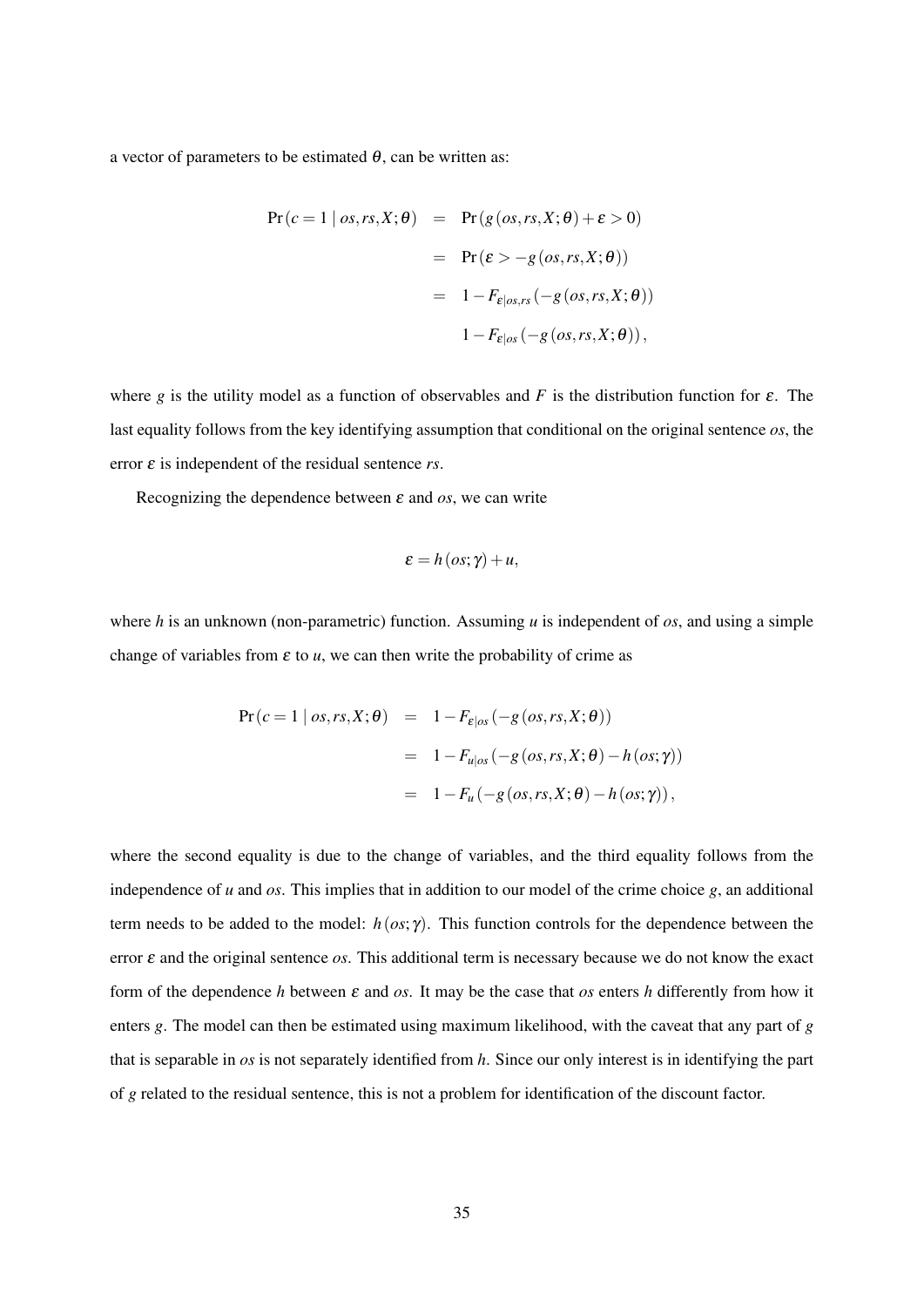a vector of parameters to be estimated $\theta$, can be written as:

$$
\begin{aligned}
\Pr(c=1 \mid os, rs, X; \theta) &= \Pr(g(os, rs, X; \theta) + \varepsilon > 0) \\
&= \Pr(\varepsilon > -g(os, rs, X; \theta)) \\
&= 1 - F_{\varepsilon|os,rs}(-g(os, rs, X; \theta)) \\
&\quad 1 - F_{\varepsilon|os}(-g(os, rs, X; \theta)),
\end{aligned}
$$

where $g$ is the utility model as a function of observables and $F$ is the distribution function for $\varepsilon$. The last equality follows from the key identifying assumption that conditional on the original sentence $os$, the error $\varepsilon$ is independent of the residual sentence $rs$.

Recognizing the dependence between $\varepsilon$ and $os$, we can write

$$
\varepsilon = h(os; \gamma) + u,
$$

where $h$ is an unknown (non-parametric) function. Assuming $u$ is independent of $os$, and using a simple change of variables from $\varepsilon$ to $u$, we can then write the probability of crime as

$$
\begin{aligned}
\Pr(c=1 \mid os, rs, X; \theta) &= 1 - F_{\varepsilon|os}(-g(os, rs, X; \theta)) \\
&= 1 - F_{u|os}(-g(os, rs, X; \theta) - h(os; \gamma)) \\
&= 1 - F_{u}(-g(os, rs, X; \theta) - h(os; \gamma)),
\end{aligned}
$$

where the second equality is due to the change of variables, and the third equality follows from the independence of $u$ and $os$. This implies that in addition to our model of the crime choice $g$, an additional term needs to be added to the model: $h(os; \gamma)$. This function controls for the dependence between the error $\varepsilon$ and the original sentence $os$. This additional term is necessary because we do not know the exact form of the dependence $h$ between $\varepsilon$ and $os$. It may be the case that $os$ enters $h$ differently from how it enters $g$. The model can then be estimated using maximum likelihood, with the caveat that any part of $g$ that is separable in $os$ is not separately identified from $h$. Since our only interest is in identifying the part of $g$ related to the residual sentence, this is not a problem for identification of the discount factor.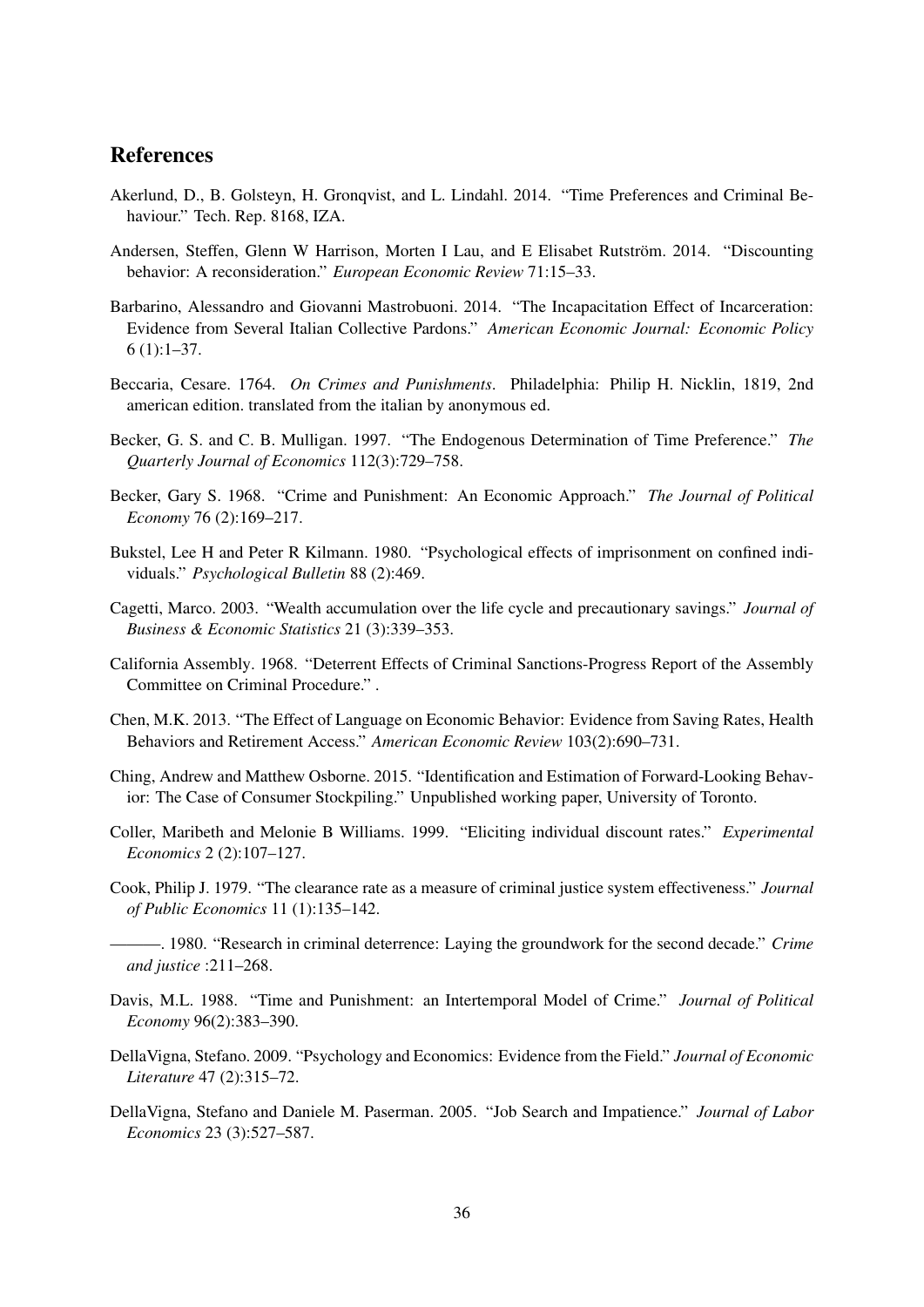## References

Akerlund, D., B. Golsteyn, H. Gronqvist, and L. Lindahl. 2014. "Time Preferences and Criminal Behaviour." Tech. Rep. 8168, IZA.

Andersen, Steffen, Glenn W Harrison, Morten I Lau, and E Elisabet Rutström. 2014. "Discounting behavior: A reconsideration." *European Economic Review* 71:15–33.

Barbarino, Alessandro and Giovanni Mastrobuoni. 2014. "The Incapacitation Effect of Incarceration: Evidence from Several Italian Collective Pardons." *American Economic Journal: Economic Policy* 6 (1):1–37.

Beccaria, Cesare. 1764. *On Crimes and Punishments*. Philadelphia: Philip H. Nicklin, 1819, 2nd american edition. translated from the italian by anonymous ed.

Becker, G. S. and C. B. Mulligan. 1997. "The Endogenous Determination of Time Preference." *The Quarterly Journal of Economics* 112(3):729–758.

Becker, Gary S. 1968. "Crime and Punishment: An Economic Approach." *The Journal of Political Economy* 76 (2):169–217.

Bukstel, Lee H and Peter R Kilmann. 1980. "Psychological effects of imprisonment on confined individuals." *Psychological Bulletin* 88 (2):469.

Cagetti, Marco. 2003. "Wealth accumulation over the life cycle and precautionary savings." *Journal of Business & Economic Statistics* 21 (3):339–353.

California Assembly. 1968. "Deterrent Effects of Criminal Sanctions-Progress Report of the Assembly Committee on Criminal Procedure." .

Chen, M.K. 2013. "The Effect of Language on Economic Behavior: Evidence from Saving Rates, Health Behaviors and Retirement Access." *American Economic Review* 103(2):690–731.

Ching, Andrew and Matthew Osborne. 2015. "Identification and Estimation of Forward-Looking Behavior: The Case of Consumer Stockpiling." Unpublished working paper, University of Toronto.

Coller, Maribeth and Melonie B Williams. 1999. "Eliciting individual discount rates." *Experimental Economics* 2 (2):107–127.

Cook, Philip J. 1979. "The clearance rate as a measure of criminal justice system effectiveness." *Journal of Public Economics* 11 (1):135–142.

———. 1980. "Research in criminal deterrence: Laying the groundwork for the second decade." *Crime and justice* :211–268.

Davis, M.L. 1988. "Time and Punishment: an Intertemporal Model of Crime." *Journal of Political Economy* 96(2):383–390.

DellaVigna, Stefano. 2009. "Psychology and Economics: Evidence from the Field." *Journal of Economic Literature* 47 (2):315–72.

DellaVigna, Stefano and Daniele M. Paserman. 2005. "Job Search and Impatience." *Journal of Labor Economics* 23 (3):527–587.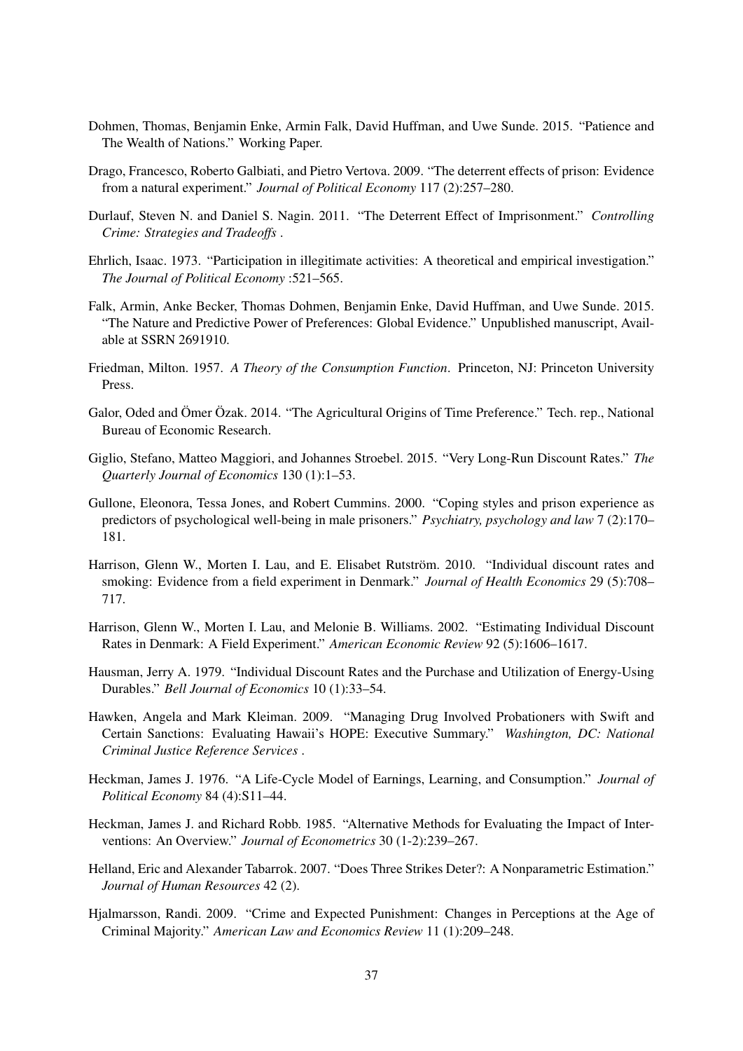Dohmen, Thomas, Benjamin Enke, Armin Falk, David Huffman, and Uwe Sunde. 2015. "Patience and The Wealth of Nations." Working Paper.

Drago, Francesco, Roberto Galbiati, and Pietro Vertova. 2009. "The deterrent effects of prison: Evidence from a natural experiment." *Journal of Political Economy* 117 (2):257–280.

Durlauf, Steven N. and Daniel S. Nagin. 2011. "The Deterrent Effect of Imprisonment." *Controlling Crime: Strategies and Tradeoffs* .

Ehrlich, Isaac. 1973. "Participation in illegitimate activities: A theoretical and empirical investigation." *The Journal of Political Economy* :521–565.

Falk, Armin, Anke Becker, Thomas Dohmen, Benjamin Enke, David Huffman, and Uwe Sunde. 2015. "The Nature and Predictive Power of Preferences: Global Evidence." Unpublished manuscript, Available at SSRN 2691910.

Friedman, Milton. 1957. *A Theory of the Consumption Function*. Princeton, NJ: Princeton University Press.

Galor, Oded and Ömer Özak. 2014. "The Agricultural Origins of Time Preference." Tech. rep., National Bureau of Economic Research.

Giglio, Stefano, Matteo Maggiori, and Johannes Stroebel. 2015. "Very Long-Run Discount Rates." *The Quarterly Journal of Economics* 130 (1):1–53.

Gullone, Eleonora, Tessa Jones, and Robert Cummins. 2000. "Coping styles and prison experience as predictors of psychological well-being in male prisoners." *Psychiatry, psychology and law* 7 (2):170–181.

Harrison, Glenn W., Morten I. Lau, and E. Elisabet Rutström. 2010. "Individual discount rates and smoking: Evidence from a field experiment in Denmark." *Journal of Health Economics* 29 (5):708–717.

Harrison, Glenn W., Morten I. Lau, and Melonie B. Williams. 2002. "Estimating Individual Discount Rates in Denmark: A Field Experiment." *American Economic Review* 92 (5):1606–1617.

Hausman, Jerry A. 1979. "Individual Discount Rates and the Purchase and Utilization of Energy-Using Durables." *Bell Journal of Economics* 10 (1):33–54.

Hawken, Angela and Mark Kleiman. 2009. "Managing Drug Involved Probationers with Swift and Certain Sanctions: Evaluating Hawaii's HOPE: Executive Summary." *Washington, DC: National Criminal Justice Reference Services* .

Heckman, James J. 1976. "A Life-Cycle Model of Earnings, Learning, and Consumption." *Journal of Political Economy* 84 (4):S11–44.

Heckman, James J. and Richard Robb. 1985. "Alternative Methods for Evaluating the Impact of Interventions: An Overview." *Journal of Econometrics* 30 (1-2):239–267.

Helland, Eric and Alexander Tabarrok. 2007. "Does Three Strikes Deter?: A Nonparametric Estimation." *Journal of Human Resources* 42 (2).

Hjalmarsson, Randi. 2009. "Crime and Expected Punishment: Changes in Perceptions at the Age of Criminal Majority." *American Law and Economics Review* 11 (1):209–248.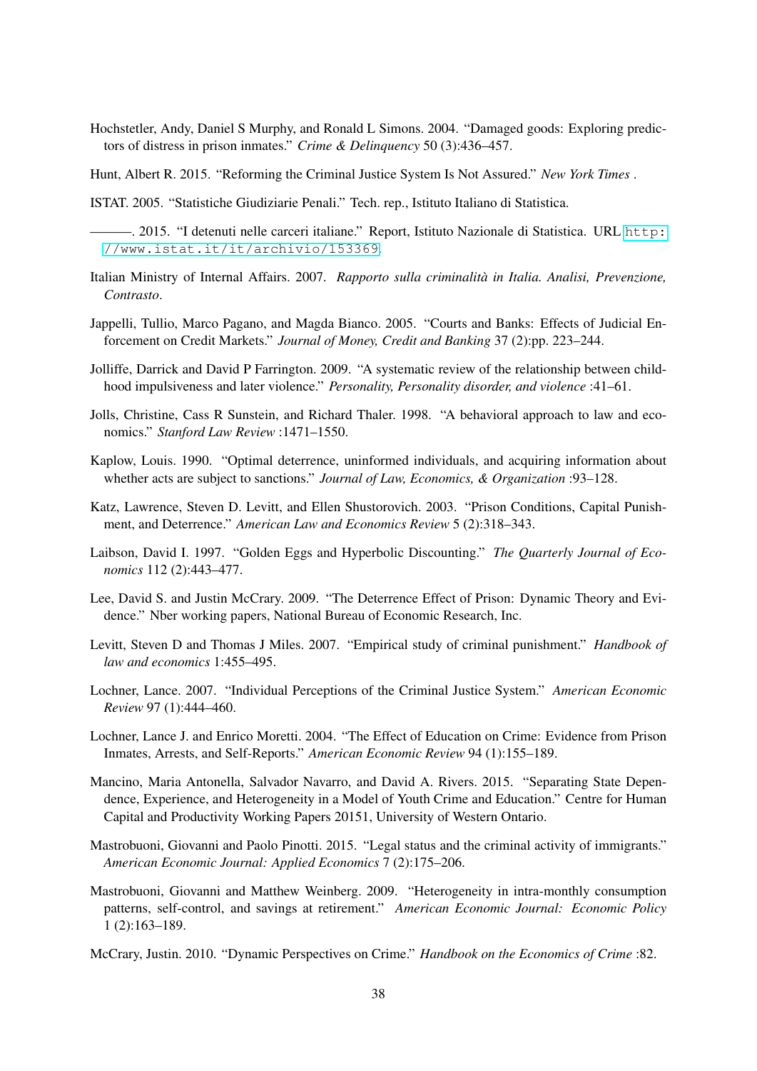Hochstetler, Andy, Daniel S Murphy, and Ronald L Simons. 2004. "Damaged goods: Exploring predictors of distress in prison inmates." *Crime & Delinquency* 50 (3):436–457.

Hunt, Albert R. 2015. "Reforming the Criminal Justice System Is Not Assured." *New York Times* .

ISTAT. 2005. "Statistiche Giudiziarie Penali." Tech. rep., Istituto Italiano di Statistica.

———. 2015. "I detenuti nelle carceri italiane." Report, Istituto Nazionale di Statistica. URL http://www.istat.it/it/archivio/153369.

Italian Ministry of Internal Affairs. 2007. *Rapporto sulla criminalità in Italia. Analisi, Prevenzione, Contrasto*.

Jappelli, Tullio, Marco Pagano, and Magda Bianco. 2005. "Courts and Banks: Effects of Judicial Enforcement on Credit Markets." *Journal of Money, Credit and Banking* 37 (2):pp. 223–244.

Jolliffe, Darrick and David P Farrington. 2009. "A systematic review of the relationship between childhood impulsiveness and later violence." *Personality, Personality disorder, and violence* :41–61.

Jolls, Christine, Cass R Sunstein, and Richard Thaler. 1998. "A behavioral approach to law and economics." *Stanford Law Review* :1471–1550.

Kaplow, Louis. 1990. "Optimal deterrence, uninformed individuals, and acquiring information about whether acts are subject to sanctions." *Journal of Law, Economics, & Organization* :93–128.

Katz, Lawrence, Steven D. Levitt, and Ellen Shustorovich. 2003. "Prison Conditions, Capital Punishment, and Deterrence." *American Law and Economics Review* 5 (2):318–343.

Laibson, David I. 1997. "Golden Eggs and Hyperbolic Discounting." *The Quarterly Journal of Economics* 112 (2):443–477.

Lee, David S. and Justin McCrary. 2009. "The Deterrence Effect of Prison: Dynamic Theory and Evidence." Nber working papers, National Bureau of Economic Research, Inc.

Levitt, Steven D and Thomas J Miles. 2007. "Empirical study of criminal punishment." *Handbook of law and economics* 1:455–495.

Lochner, Lance. 2007. "Individual Perceptions of the Criminal Justice System." *American Economic Review* 97 (1):444–460.

Lochner, Lance J. and Enrico Moretti. 2004. "The Effect of Education on Crime: Evidence from Prison Inmates, Arrests, and Self-Reports." *American Economic Review* 94 (1):155–189.

Mancino, Maria Antonella, Salvador Navarro, and David A. Rivers. 2015. "Separating State Dependence, Experience, and Heterogeneity in a Model of Youth Crime and Education." Centre for Human Capital and Productivity Working Papers 20151, University of Western Ontario.

Mastrobuoni, Giovanni and Paolo Pinotti. 2015. "Legal status and the criminal activity of immigrants." *American Economic Journal: Applied Economics* 7 (2):175–206.

Mastrobuoni, Giovanni and Matthew Weinberg. 2009. "Heterogeneity in intra-monthly consumption patterns, self-control, and savings at retirement." *American Economic Journal: Economic Policy* 1 (2):163–189.

McCrary, Justin. 2010. "Dynamic Perspectives on Crime." *Handbook on the Economics of Crime* :82.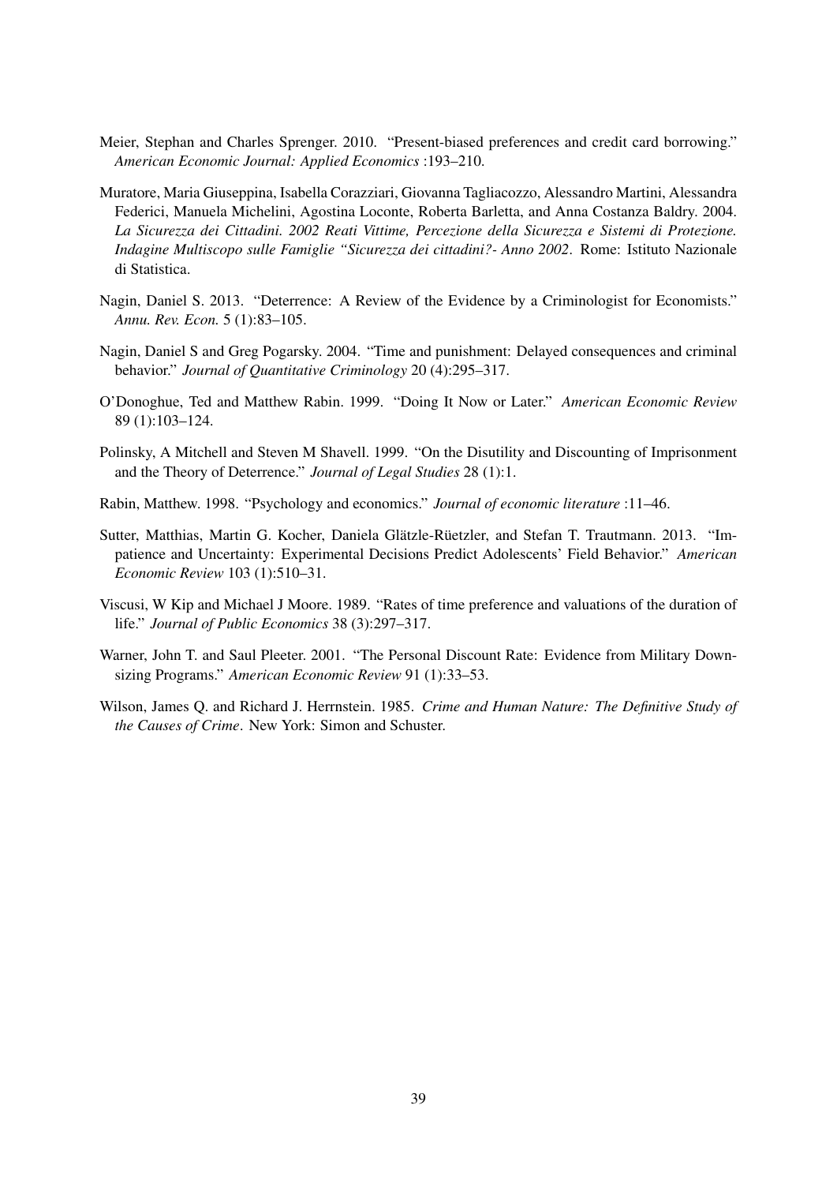Meier, Stephan and Charles Sprenger. 2010. "Present-biased preferences and credit card borrowing." *American Economic Journal: Applied Economics* :193–210.

Muratore, Maria Giuseppina, Isabella Corazziari, Giovanna Tagliacozzo, Alessandro Martini, Alessandra Federici, Manuela Michelini, Agostina Loconte, Roberta Barletta, and Anna Costanza Baldry. 2004. *La Sicurezza dei Cittadini. 2002 Reati Vittime, Percezione della Sicurezza e Sistemi di Protezione. Indagine Multiscopo sulle Famiglie "Sicurezza dei cittadini?- Anno 2002*. Rome: Istituto Nazionale di Statistica.

Nagin, Daniel S. 2013. "Deterrence: A Review of the Evidence by a Criminologist for Economists." *Annu. Rev. Econ.* 5 (1):83–105.

Nagin, Daniel S and Greg Pogarsky. 2004. "Time and punishment: Delayed consequences and criminal behavior." *Journal of Quantitative Criminology* 20 (4):295–317.

O'Donoghue, Ted and Matthew Rabin. 1999. "Doing It Now or Later." *American Economic Review* 89 (1):103–124.

Polinsky, A Mitchell and Steven M Shavell. 1999. "On the Disutility and Discounting of Imprisonment and the Theory of Deterrence." *Journal of Legal Studies* 28 (1):1.

Rabin, Matthew. 1998. "Psychology and economics." *Journal of economic literature* :11–46.

Sutter, Matthias, Martin G. Kocher, Daniela Glätzle-Rüetzler, and Stefan T. Trautmann. 2013. "Impatience and Uncertainty: Experimental Decisions Predict Adolescents' Field Behavior." *American Economic Review* 103 (1):510–31.

Viscusi, W Kip and Michael J Moore. 1989. "Rates of time preference and valuations of the duration of life." *Journal of Public Economics* 38 (3):297–317.

Warner, John T. and Saul Pleeter. 2001. "The Personal Discount Rate: Evidence from Military Downsizing Programs." *American Economic Review* 91 (1):33–53.

Wilson, James Q. and Richard J. Herrnstein. 1985. *Crime and Human Nature: The Definitive Study of the Causes of Crime*. New York: Simon and Schuster.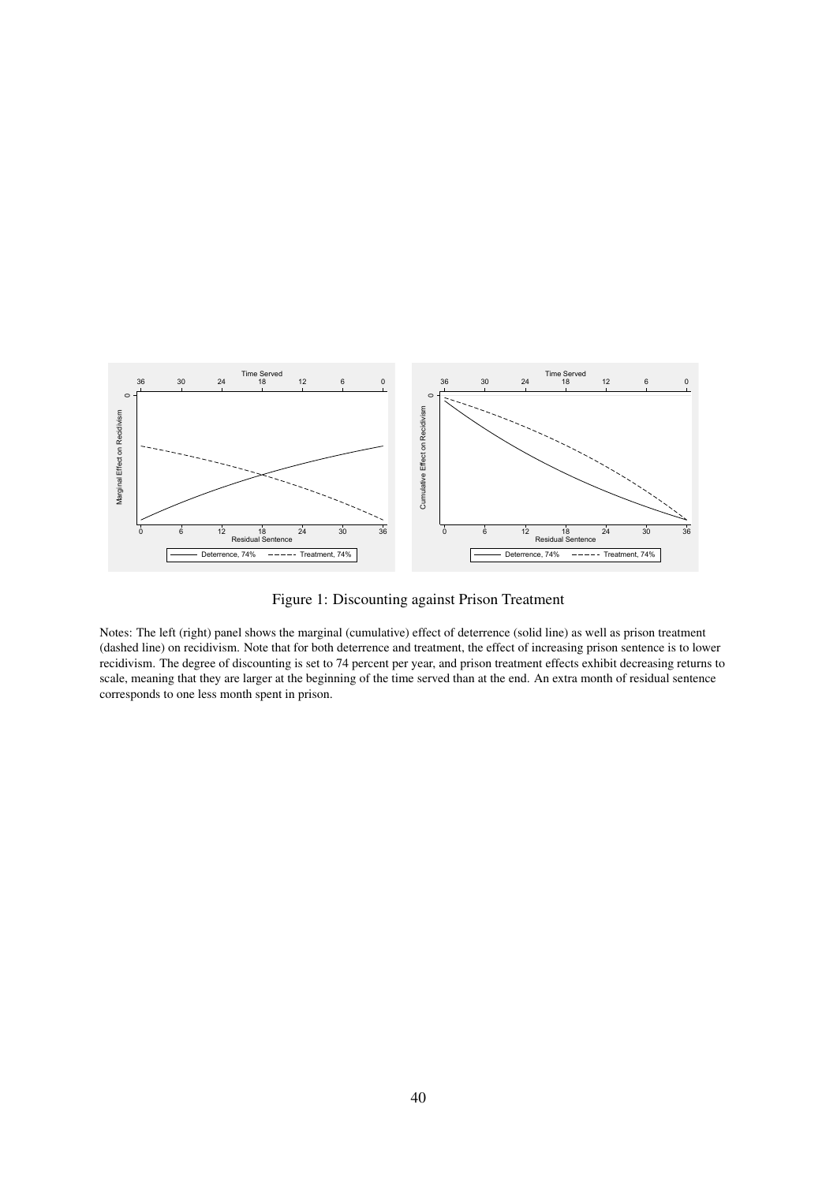Figure 1: Discounting against Prison Treatment

Notes: The left (right) panel shows the marginal (cumulative) effect of deterrence (solid line) as well as prison treatment (dashed line) on recidivism. Note that for both deterrence and treatment, the effect of increasing prison sentence is to lower recidivism. The degree of discounting is set to 74 percent per year, and prison treatment effects exhibit decreasing returns to scale, meaning that they are larger at the beginning of the time served than at the end. An extra month of residual sentence corresponds to one less month spent in prison.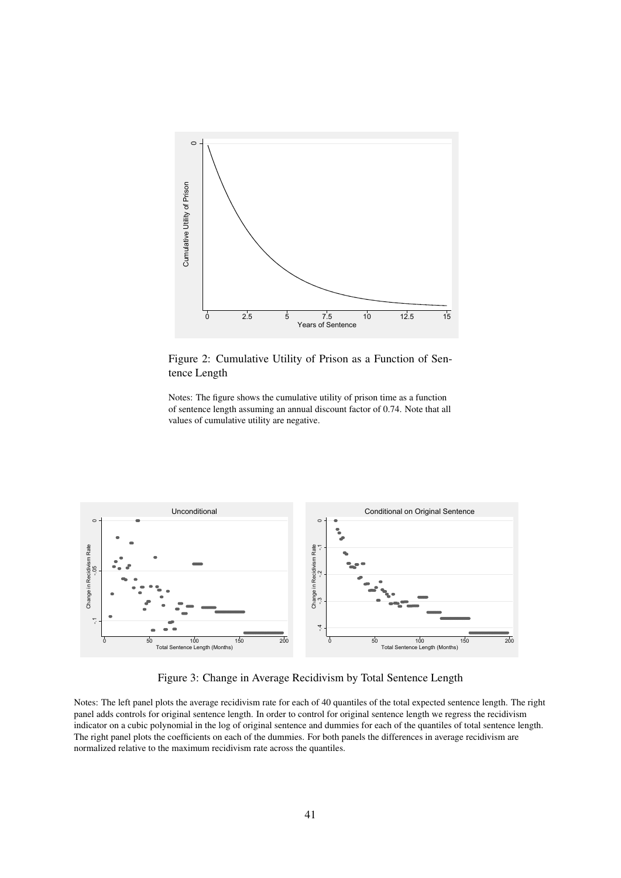Figure 2: Cumulative Utility of Prison as a Function of Sentence Length

Notes: The figure shows the cumulative utility of prison time as a function of sentence length assuming an annual discount factor of 0.74. Note that all values of cumulative utility are negative.

Figure 3: Change in Average Recidivism by Total Sentence Length

Notes: The left panel plots the average recidivism rate for each of 40 quantiles of the total expected sentence length. The right panel adds controls for original sentence length. In order to control for original sentence length we regress the recidivism indicator on a cubic polynomial in the log of original sentence and dummies for each of the quantiles of total sentence length. The right panel plots the coefficients on each of the dummies. For both panels the differences in average recidivism are normalized relative to the maximum recidivism rate across the quantiles.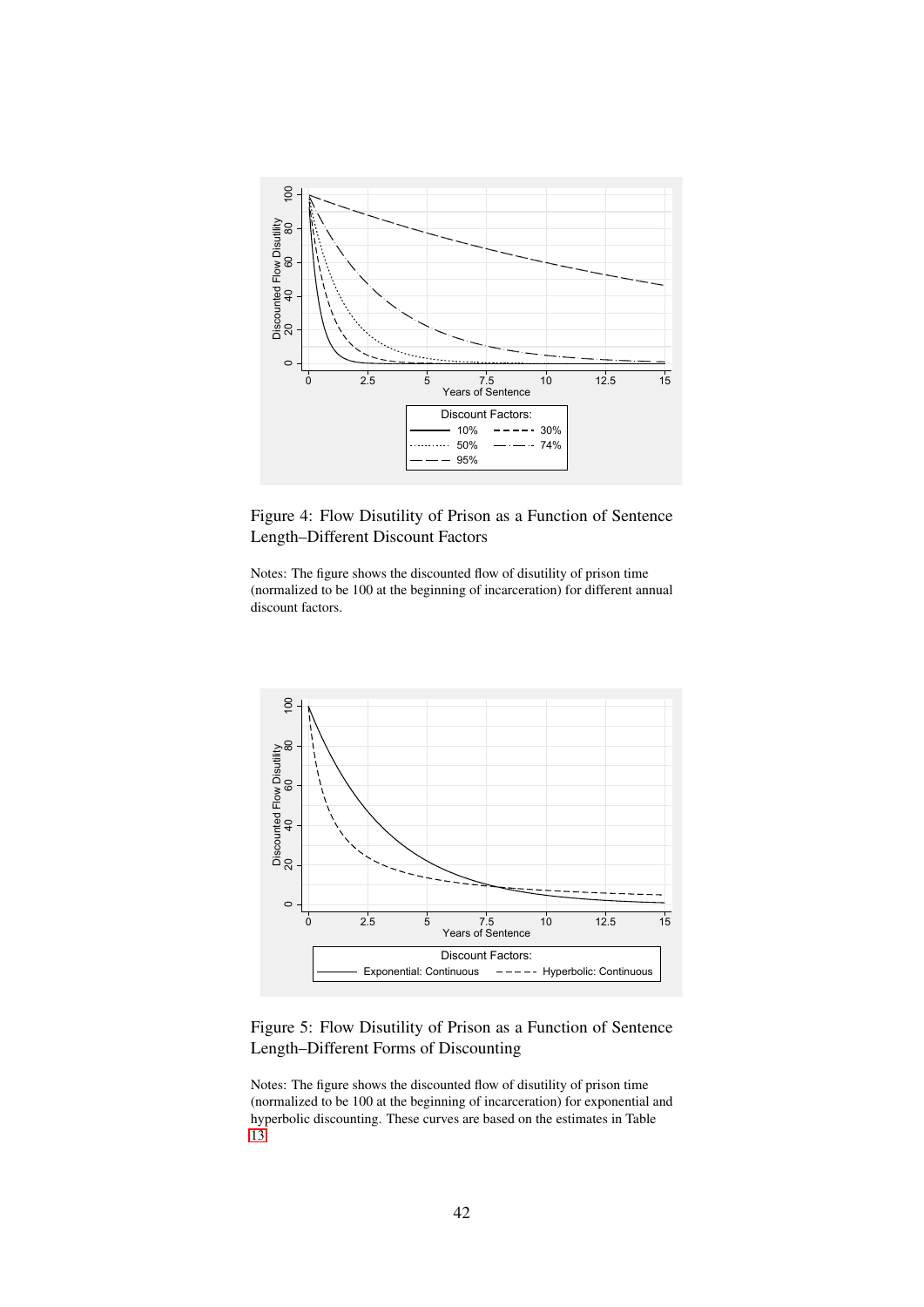Figure 4: Flow Disutility of Prison as a Function of Sentence Length–Different Discount Factors

Notes: The figure shows the discounted flow of disutility of prison time (normalized to be 100 at the beginning of incarceration) for different annual discount factors.

Figure 5: Flow Disutility of Prison as a Function of Sentence Length–Different Forms of Discounting

Notes: The figure shows the discounted flow of disutility of prison time (normalized to be 100 at the beginning of incarceration) for exponential and hyperbolic discounting. These curves are based on the estimates in Table 13.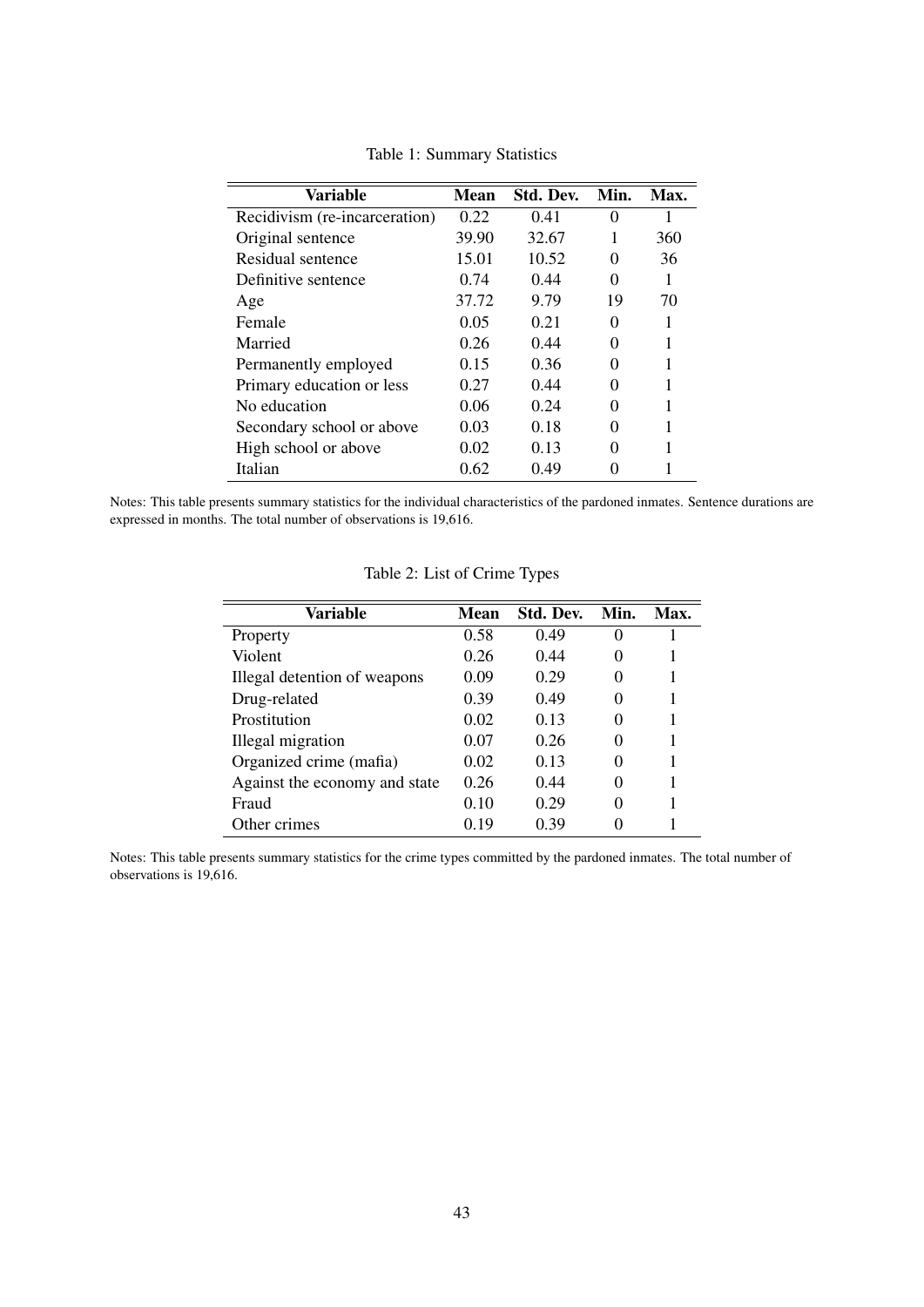Table 1: Summary Statistics

| Variable | Mean | Std. Dev. | Min. | Max. |
|---|---|---|---|---|
| Recidivism (re-incarceration) | 0.22 | 0.41 | 0 | 1 |
| Original sentence | 39.90 | 32.67 | 1 | 360 |
| Residual sentence | 15.01 | 10.52 | 0 | 36 |
| Definitive sentence | 0.74 | 0.44 | 0 | 1 |
| Age | 37.72 | 9.79 | 19 | 70 |
| Female | 0.05 | 0.21 | 0 | 1 |
| Married | 0.26 | 0.44 | 0 | 1 |
| Permanently employed | 0.15 | 0.36 | 0 | 1 |
| Primary education or less | 0.27 | 0.44 | 0 | 1 |
| No education | 0.06 | 0.24 | 0 | 1 |
| Secondary school or above | 0.03 | 0.18 | 0 | 1 |
| High school or above | 0.02 | 0.13 | 0 | 1 |
| Italian | 0.62 | 0.49 | 0 | 1 |

Notes: This table presents summary statistics for the individual characteristics of the pardoned inmates. Sentence durations are expressed in months. The total number of observations is 19,616.

Table 2: List of Crime Types

| Variable | Mean | Std. Dev. | Min. | Max. |
|---|---|---|---|---|
| Property | 0.58 | 0.49 | 0 | 1 |
| Violent | 0.26 | 0.44 | 0 | 1 |
| Illegal detention of weapons | 0.09 | 0.29 | 0 | 1 |
| Drug-related | 0.39 | 0.49 | 0 | 1 |
| Prostitution | 0.02 | 0.13 | 0 | 1 |
| Illegal migration | 0.07 | 0.26 | 0 | 1 |
| Organized crime (mafia) | 0.02 | 0.13 | 0 | 1 |
| Against the economy and state | 0.26 | 0.44 | 0 | 1 |
| Fraud | 0.10 | 0.29 | 0 | 1 |
| Other crimes | 0.19 | 0.39 | 0 | 1 |

Notes: This table presents summary statistics for the crime types committed by the pardoned inmates. The total number of observations is 19,616.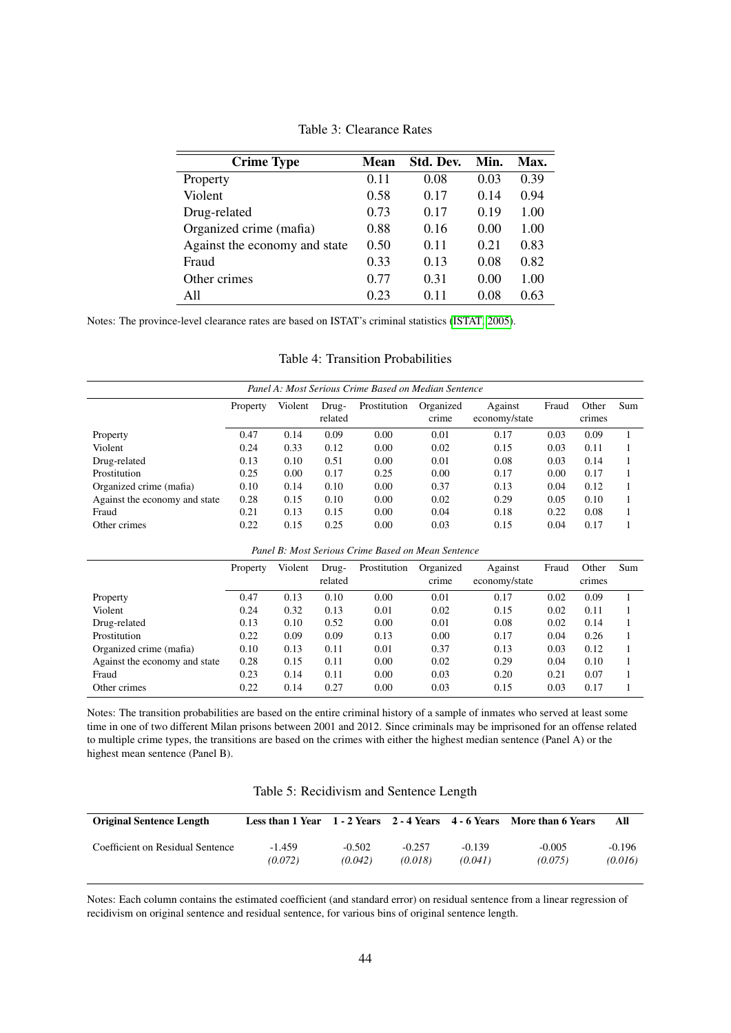Table 3: Clearance Rates

| Crime Type | Mean | Std. Dev. | Min. | Max. |
|---|---|---|---|---|
| Property | 0.11 | 0.08 | 0.03 | 0.39 |
| Violent | 0.58 | 0.17 | 0.14 | 0.94 |
| Drug-related | 0.73 | 0.17 | 0.19 | 1.00 |
| Organized crime (mafia) | 0.88 | 0.16 | 0.00 | 1.00 |
| Against the economy and state | 0.50 | 0.11 | 0.21 | 0.83 |
| Fraud | 0.33 | 0.13 | 0.08 | 0.82 |
| Other crimes | 0.77 | 0.31 | 0.00 | 1.00 |
| All | 0.23 | 0.11 | 0.08 | 0.63 |

Notes: The province-level clearance rates are based on ISTAT's criminal statistics (ISTAT, 2005).

Table 4: Transition Probabilities

*Panel A: Most Serious Crime Based on Median Sentence*

| | Property | Violent | Drug-related | Prostitution | Organized crime | Against economy/state | Fraud | Other crimes | Sum |
|---|---|---|---|---|---|---|---|---|---|
| Property | 0.47 | 0.14 | 0.09 | 0.00 | 0.01 | 0.17 | 0.03 | 0.09 | 1 |
| Violent | 0.24 | 0.33 | 0.12 | 0.00 | 0.02 | 0.15 | 0.03 | 0.11 | 1 |
| Drug-related | 0.13 | 0.10 | 0.51 | 0.00 | 0.01 | 0.08 | 0.03 | 0.14 | 1 |
| Prostitution | 0.25 | 0.00 | 0.17 | 0.25 | 0.00 | 0.17 | 0.00 | 0.17 | 1 |
| Organized crime (mafia) | 0.10 | 0.14 | 0.10 | 0.00 | 0.37 | 0.13 | 0.04 | 0.12 | 1 |
| Against the economy and state | 0.28 | 0.15 | 0.10 | 0.00 | 0.02 | 0.29 | 0.05 | 0.10 | 1 |
| Fraud | 0.21 | 0.13 | 0.15 | 0.00 | 0.04 | 0.18 | 0.22 | 0.08 | 1 |
| Other crimes | 0.22 | 0.15 | 0.25 | 0.00 | 0.03 | 0.15 | 0.04 | 0.17 | 1 |

*Panel B: Most Serious Crime Based on Mean Sentence*

| | Property | Violent | Drug-related | Prostitution | Organized crime | Against economy/state | Fraud | Other crimes | Sum |
|---|---|---|---|---|---|---|---|---|---|
| Property | 0.47 | 0.13 | 0.10 | 0.00 | 0.01 | 0.17 | 0.02 | 0.09 | 1 |
| Violent | 0.24 | 0.32 | 0.13 | 0.01 | 0.02 | 0.15 | 0.02 | 0.11 | 1 |
| Drug-related | 0.13 | 0.10 | 0.52 | 0.00 | 0.01 | 0.08 | 0.02 | 0.14 | 1 |
| Prostitution | 0.22 | 0.09 | 0.09 | 0.13 | 0.00 | 0.17 | 0.04 | 0.26 | 1 |
| Organized crime (mafia) | 0.10 | 0.13 | 0.11 | 0.01 | 0.37 | 0.13 | 0.03 | 0.12 | 1 |
| Against the economy and state | 0.28 | 0.15 | 0.11 | 0.00 | 0.02 | 0.29 | 0.04 | 0.10 | 1 |
| Fraud | 0.23 | 0.14 | 0.11 | 0.00 | 0.03 | 0.20 | 0.21 | 0.07 | 1 |
| Other crimes | 0.22 | 0.14 | 0.27 | 0.00 | 0.03 | 0.15 | 0.03 | 0.17 | 1 |

Notes: The transition probabilities are based on the entire criminal history of a sample of inmates who served at least some time in one of two different Milan prisons between 2001 and 2012. Since criminals may be imprisoned for an offense related to multiple crime types, the transitions are based on the crimes with either the highest median sentence (Panel A) or the highest mean sentence (Panel B).

Table 5: Recidivism and Sentence Length

| **Original Sentence Length** | **Less than 1 Year** | **1 - 2 Years** | **2 - 4 Years** | **4 - 6 Years** | **More than 6 Years** | **All** |
|---|---|---|---|---|---|---|
| Coefficient on Residual Sentence | -1.459 | -0.502 | -0.257 | -0.139 | -0.005 | -0.196 |
| | *(0.072)* | *(0.042)* | *(0.018)* | *(0.041)* | *(0.075)* | *(0.016)* |

Notes: Each column contains the estimated coefficient (and standard error) on residual sentence from a linear regression of recidivism on original sentence and residual sentence, for various bins of original sentence length.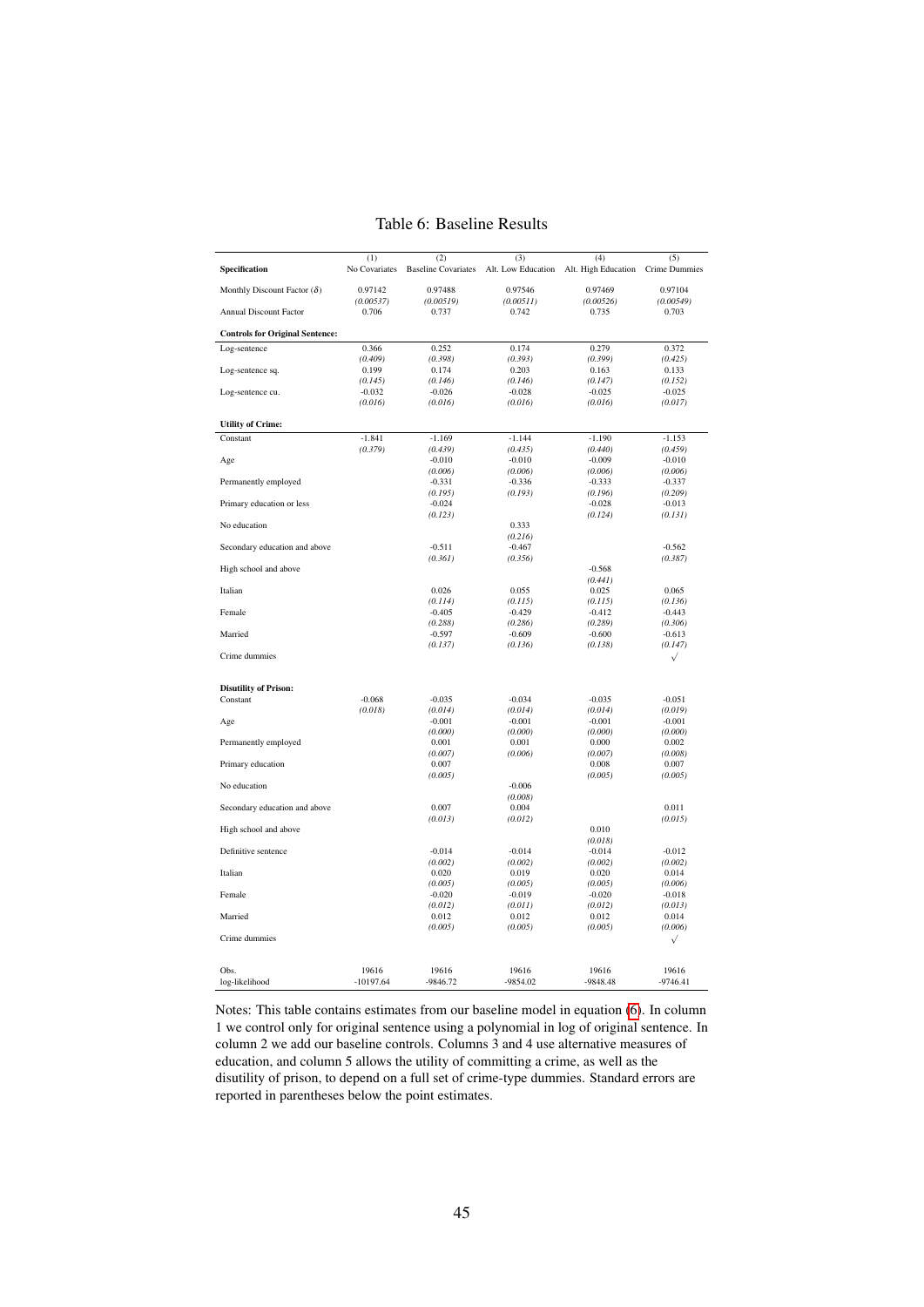Table 6: Baseline Results

| Specification | (1) No Covariates | (2) Baseline Covariates | (3) Alt. Low Education | (4) Alt. High Education | (5) Crime Dummies |
|---|---|---|---|---|---|
| Monthly Discount Factor ($\delta$) | 0.97142 | 0.97488 | 0.97546 | 0.97469 | 0.97104 |
| | *(0.00537)* | *(0.00519)* | *(0.00511)* | *(0.00526)* | *(0.00549)* |
| Annual Discount Factor | 0.706 | 0.737 | 0.742 | 0.735 | 0.703 |
| **Controls for Original Sentence:** | | | | | |
| Log-sentence | 0.366 | 0.252 | 0.174 | 0.279 | 0.372 |
| | *(0.409)* | *(0.398)* | *(0.393)* | *(0.399)* | *(0.425)* |
| Log-sentence sq. | 0.199 | 0.174 | 0.203 | 0.163 | 0.133 |
| | *(0.145)* | *(0.146)* | *(0.146)* | *(0.147)* | *(0.152)* |
| Log-sentence cu. | -0.032 | -0.026 | -0.028 | -0.025 | -0.025 |
| | *(0.016)* | *(0.016)* | *(0.016)* | *(0.016)* | *(0.017)* |
| **Utility of Crime:** | | | | | |
| Constant | -1.841 | -1.169 | -1.144 | -1.190 | -1.153 |
| | *(0.379)* | *(0.439)* | *(0.435)* | *(0.440)* | *(0.459)* |
| Age | | -0.010 | -0.010 | -0.009 | -0.010 |
| | | *(0.006)* | *(0.006)* | *(0.006)* | *(0.006)* |
| Permanently employed | | -0.331 | -0.336 | -0.333 | -0.337 |
| | | *(0.195)* | *(0.193)* | *(0.196)* | *(0.209)* |
| Primary education or less | | -0.024 | | -0.028 | -0.013 |
| | | *(0.123)* | | *(0.124)* | *(0.131)* |
| No education | | | 0.333 | | |
| | | | *(0.216)* | | |
| Secondary education and above | | -0.511 | -0.467 | | -0.562 |
| | | *(0.361)* | *(0.356)* | | *(0.387)* |
| High school and above | | | | -0.568 | |
| | | | | *(0.441)* | |
| Italian | | 0.026 | 0.055 | 0.025 | 0.065 |
| | | *(0.114)* | *(0.115)* | *(0.115)* | *(0.136)* |
| Female | | -0.405 | -0.429 | -0.412 | -0.443 |
| | | *(0.288)* | *(0.286)* | *(0.289)* | *(0.306)* |
| Married | | -0.597 | -0.609 | -0.600 | -0.613 |
| | | *(0.137)* | *(0.136)* | *(0.138)* | *(0.147)* |
| Crime dummies | | | | | √ |
| **Disutility of Prison:** | | | | | |
| Constant | -0.068 | -0.035 | -0.034 | -0.035 | -0.051 |
| | *(0.018)* | *(0.014)* | *(0.014)* | *(0.014)* | *(0.019)* |
| Age | | -0.001 | -0.001 | -0.001 | -0.001 |
| | | *(0.000)* | *(0.000)* | *(0.000)* | *(0.000)* |
| Permanently employed | | 0.001 | 0.001 | 0.000 | 0.002 |
| | | *(0.007)* | *(0.006)* | *(0.007)* | *(0.008)* |
| Primary education | | 0.007 | | 0.008 | 0.007 |
| | | *(0.005)* | | *(0.005)* | *(0.005)* |
| No education | | | -0.006 | | |
| | | | *(0.008)* | | |
| Secondary education and above | | 0.007 | 0.004 | | 0.011 |
| | | *(0.013)* | *(0.012)* | | *(0.015)* |
| High school and above | | | | 0.010 | |
| | | | | *(0.018)* | |
| Definitive sentence | | -0.014 | -0.014 | -0.014 | -0.012 |
| | | *(0.002)* | *(0.002)* | *(0.002)* | *(0.002)* |
| Italian | | 0.020 | 0.019 | 0.020 | 0.014 |
| | | *(0.005)* | *(0.005)* | *(0.005)* | *(0.006)* |
| Female | | -0.020 | -0.019 | -0.020 | -0.018 |
| | | *(0.012)* | *(0.011)* | *(0.012)* | *(0.013)* |
| Married | | 0.012 | 0.012 | 0.012 | 0.014 |
| | | *(0.005)* | *(0.005)* | *(0.005)* | *(0.006)* |
| Crime dummies | | | | | √ |
| Obs. | 19616 | 19616 | 19616 | 19616 | 19616 |
| log-likelihood | -10197.64 | -9846.72 | -9854.02 | -9848.48 | -9746.41 |

Notes: This table contains estimates from our baseline model in equation (6). In column 1 we control only for original sentence using a polynomial in log of original sentence. In column 2 we add our baseline controls. Columns 3 and 4 use alternative measures of education, and column 5 allows the utility of committing a crime, as well as the disutility of prison, to depend on a full set of crime-type dummies. Standard errors are reported in parentheses below the point estimates.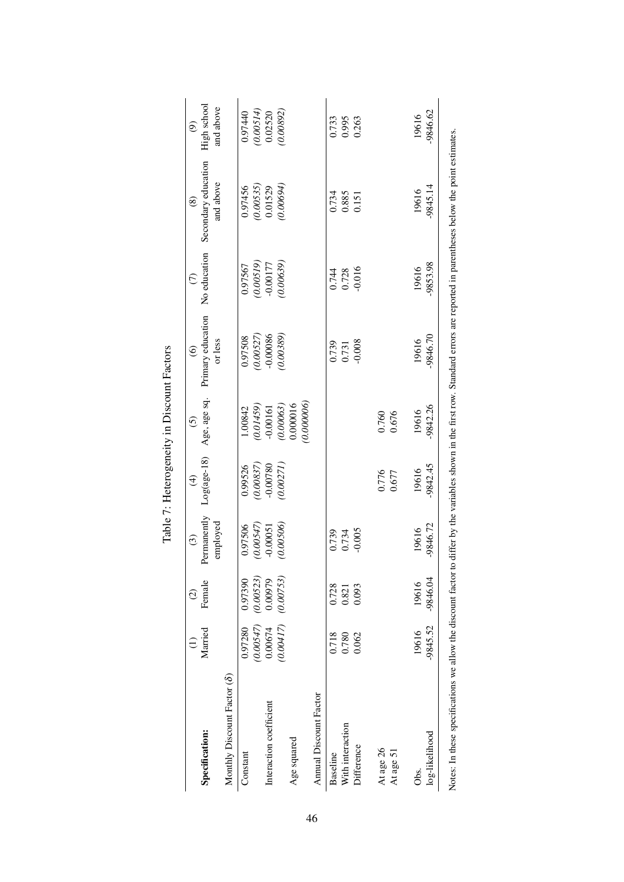Table 7: Heterogeneity in Discount Factors

| Specification: | (1) Married | (2) Female | (3) Permanently employed | (4) Log(age-18) | (5) Age, age sq. | (6) Primary education or less | (7) No education | (8) Secondary education and above | (9) High school and above |
|---|---|---|---|---|---|---|---|---|---|
| Monthly Discount Factor ($\delta$) | | | | | | | | | |
| Constant | 0.97280 | 0.97390 | 0.97506 | 0.99526 | 1.00842 | 0.97508 | 0.97567 | 0.97456 | 0.97440 |
| | *(0.00547)* | *(0.00523)* | *(0.00547)* | *(0.00837)* | *(0.01459)* | *(0.00527)* | *(0.00519)* | *(0.00535)* | *(0.00514)* |
| Interaction coefficient | 0.00674 | 0.00979 | -0.00051 | -0.00780 | -0.00161 | -0.00086 | -0.00177 | 0.01529 | 0.02520 |
| | *(0.00417)* | *(0.00753)* | *(0.00506)* | *(0.00271)* | *(0.00063)* | *(0.00389)* | *(0.00639)* | *(0.00694)* | *(0.00892)* |
| Age squared | | | | | 0.000016 | | | | |
| | | | | | *(0.000006)* | | | | |
| Annual Discount Factor | | | | | | | | | |
| Baseline | 0.718 | 0.728 | 0.739 | | | 0.739 | 0.744 | 0.734 | 0.733 |
| With interaction | 0.780 | 0.821 | 0.734 | | | 0.731 | 0.728 | 0.885 | 0.995 |
| Difference | 0.062 | 0.093 | -0.005 | | | -0.008 | -0.016 | 0.151 | 0.263 |
| At age 26 | | | | 0.776 | 0.760 | | | | |
| At age 51 | | | | 0.677 | 0.676 | | | | |
| Obs. | 19616 | 19616 | 19616 | 19616 | 19616 | 19616 | 19616 | 19616 | 19616 |
| log-likelihood | -9845.52 | -9846.04 | -9846.72 | -9842.45 | -9842.26 | -9846.70 | -9853.98 | -9845.14 | -9846.62 |

Notes: In these specifications we allow the discount factor to differ by the variables shown in the first row. Standard errors are reported in parentheses below the point estimates.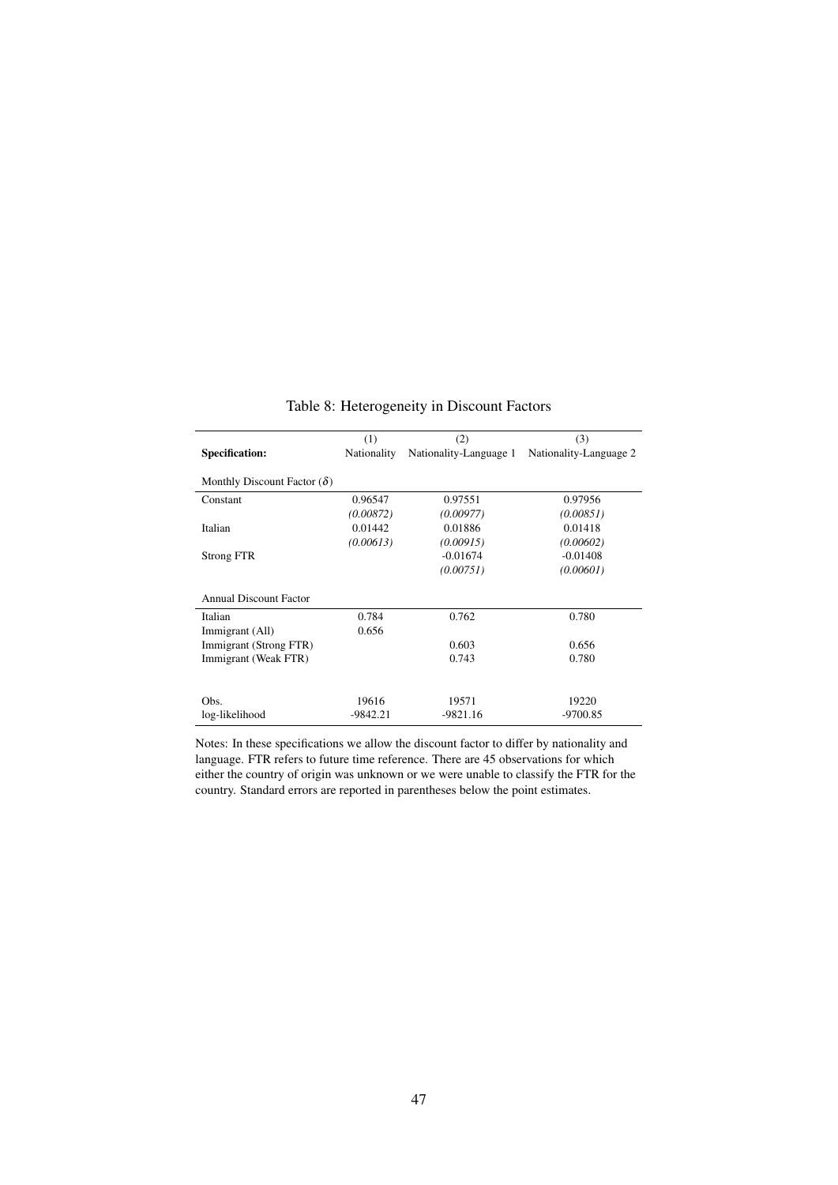Table 8: Heterogeneity in Discount Factors

| | (1) | (2) | (3) |
|---|---|---|---|
| **Specification:** | Nationality | Nationality-Language 1 | Nationality-Language 2 |
| Monthly Discount Factor ($\delta$) | | | |
| Constant | 0.96547 | 0.97551 | 0.97956 |
| | *(0.00872)* | *(0.00977)* | *(0.00851)* |
| Italian | 0.01442 | 0.01886 | 0.01418 |
| | *(0.00613)* | *(0.00915)* | *(0.00602)* |
| Strong FTR | | -0.01674 | -0.01408 |
| | | *(0.00751)* | *(0.00601)* |
| Annual Discount Factor | | | |
| Italian | 0.784 | 0.762 | 0.780 |
| Immigrant (All) | 0.656 | | |
| Immigrant (Strong FTR) | | 0.603 | 0.656 |
| Immigrant (Weak FTR) | | 0.743 | 0.780 |
| Obs. | 19616 | 19571 | 19220 |
| log-likelihood | -9842.21 | -9821.16 | -9700.85 |

Notes: In these specifications we allow the discount factor to differ by nationality and language. FTR refers to future time reference. There are 45 observations for which either the country of origin was unknown or we were unable to classify the FTR for the country. Standard errors are reported in parentheses below the point estimates.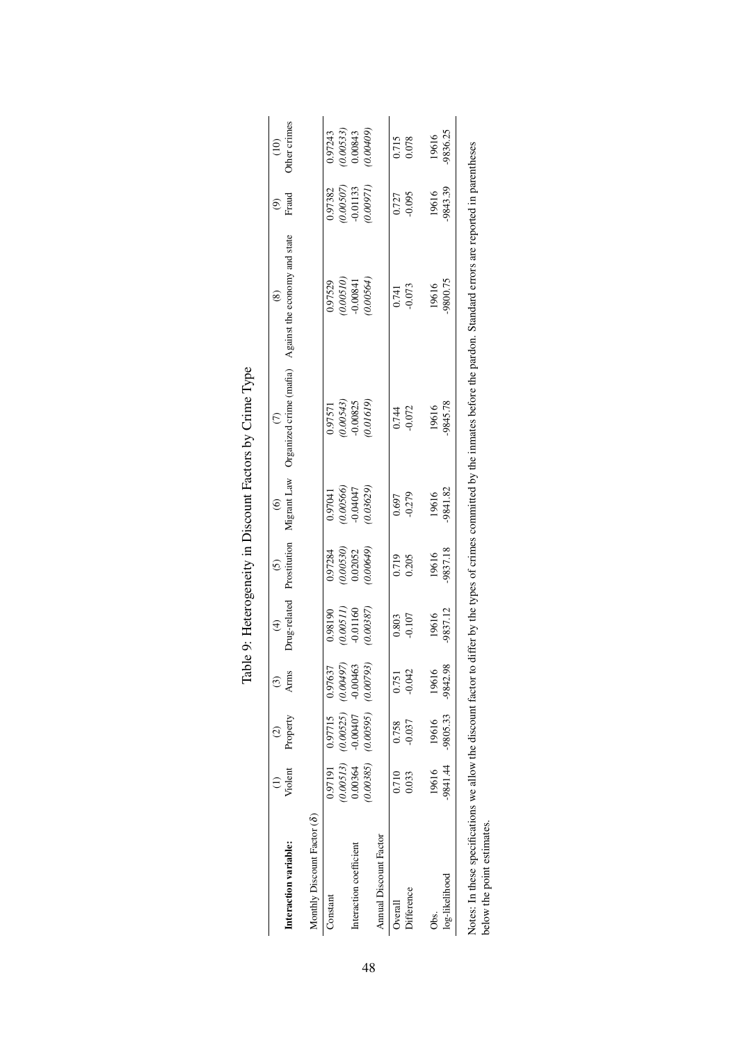# Table 9: Heterogeneity in Discount Factors by Crime Type

| **Interaction variable:** | (1) Violent | (2) Property | (3) Arms | (4) Drug-related | (5) Prostitution | (6) Migrant Law | (7) Organized crime (mafia) | (8) Against the economy and state | (9) Fraud | (10) Other crimes |
|---|---|---|---|---|---|---|---|---|---|---|
| Monthly Discount Factor ($\delta$) | | | | | | | | | | |
| Constant | 0.97191 | 0.97715 | 0.97637 | 0.98190 | 0.97284 | 0.97041 | 0.97571 | 0.97529 | 0.97382 | 0.97243 |
| | *(0.00513)* | *(0.00525)* | *(0.00497)* | *(0.00511)* | *(0.00530)* | *(0.00566)* | *(0.00543)* | *(0.00510)* | *(0.00507)* | *(0.00533)* |
| Interaction coefficient | 0.00364 | -0.00407 | -0.00463 | -0.01160 | 0.02052 | -0.04047 | -0.00825 | -0.00841 | -0.01133 | 0.00843 |
| | *(0.00385)* | *(0.00595)* | *(0.00793)* | *(0.00387)* | *(0.00649)* | *(0.03629)* | *(0.01619)* | *(0.00564)* | *(0.00971)* | *(0.00409)* |
| Annual Discount Factor | | | | | | | | | | |
| Overall | 0.710 | 0.758 | 0.751 | 0.803 | 0.719 | 0.697 | 0.744 | 0.741 | 0.727 | 0.715 |
| Difference | 0.033 | -0.037 | -0.042 | -0.107 | 0.205 | -0.279 | -0.072 | -0.073 | -0.095 | 0.078 |
| Obs. | 19616 | 19616 | 19616 | 19616 | 19616 | 19616 | 19616 | 19616 | 19616 | 19616 |
| log-likelihood | -9841.44 | -9805.33 | -9842.98 | -9837.12 | -9837.18 | -9841.82 | -9845.78 | -9800.75 | -9843.39 | -9836.25 |

Notes: In these specifications we allow the discount factor to differ by the types of crimes committed by the inmates before the pardon. Standard errors are reported in parentheses below the point estimates.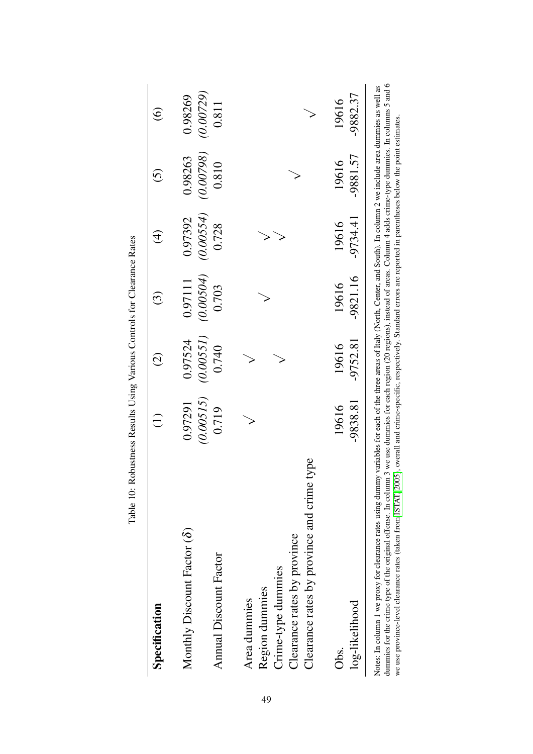Table 10: Robustness Results Using Various Controls for Clearance Rates

| **Specification** | (1) | (2) | (3) | (4) | (5) | (6) |
|---|---|---|---|---|---|---|
| Monthly Discount Factor ($\delta$) | 0.97291 | 0.97524 | 0.97111 | 0.97392 | 0.98263 | 0.98269 |
| | *(0.00515)* | *(0.00551)* | *(0.00504)* | *(0.00554)* | *(0.00798)* | *(0.00729)* |
| Annual Discount Factor | 0.719 | 0.740 | 0.703 | 0.728 | 0.810 | 0.811 |
| | | | | | | |
| Area dummies | √ | √ | | | | |
| Region dummies | | | √ | √ | | |
| Crime-type dummies | | √ | | √ | | |
| Clearance rates by province | | | | | √ | |
| Clearance rates by province and crime type | | | | | | √ |
| | | | | | | |
| Obs. | 19616 | 19616 | 19616 | 19616 | 19616 | 19616 |
| log-likelihood | -9838.81 | -9752.81 | -9821.16 | -9734.41 | -9881.57 | -9882.37 |

Notes: In column 1 we proxy for clearance rates using dummy variables for each of the three areas of Italy (North, Center, and South). In column 2 we include area dummies as well as dummies for the crime type of the original offense. In column 3 we use dummies for each region (20 regions), instead of areas. Column 4 adds crime-type dummies. In columns 5 and 6 we use province-level clearance rates (taken from ISTAT 2005), overall and crime-specific, respectively. Standard errors are reported in parentheses below the point estimates.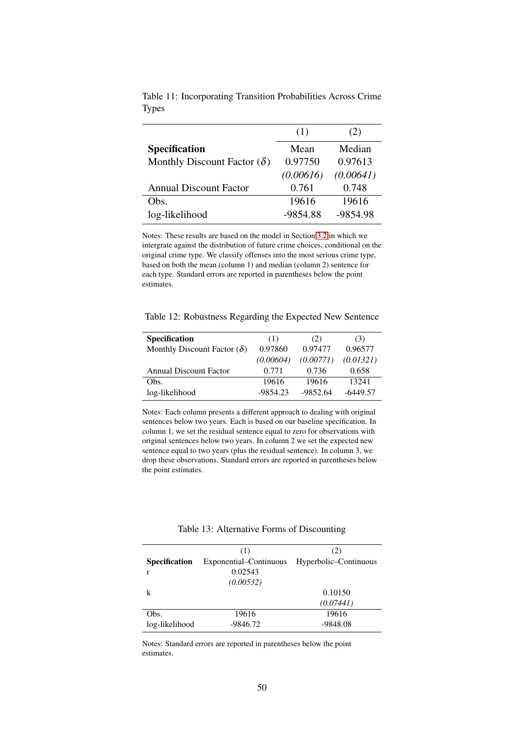Table 11: Incorporating Transition Probabilities Across Crime Types

| | (1) | (2) |
|---|---|---|
| **Specification** | Mean | Median |
| Monthly Discount Factor ($\delta$) | 0.97750 | 0.97613 |
| | *(0.00616)* | *(0.00641)* |
| Annual Discount Factor | 0.761 | 0.748 |
| Obs. | 19616 | 19616 |
| log-likelihood | -9854.88 | -9854.98 |

Notes: These results are based on the model in Section 3.2 in which we intergrate against the distribution of future crime choices, conditional on the original crime type. We classify offenses into the most serious crime type, based on both the mean (column 1) and median (column 2) sentence for each type. Standard errors are reported in parentheses below the point estimates.

Table 12: Robustness Regarding the Expected New Sentence

| **Specification** | (1) | (2) | (3) |
|---|---|---|---|
| Monthly Discount Factor ($\delta$) | 0.97860 | 0.97477 | 0.96577 |
| | *(0.00604)* | *(0.00771)* | *(0.01321)* |
| Annual Discount Factor | 0.771 | 0.736 | 0.658 |
| Obs. | 19616 | 19616 | 13241 |
| log-likelihood | -9854.23 | -9852.64 | -6449.57 |

Notes: Each column presents a different approach to dealing with original sentences below two years. Each is based on our baseline specification. In column 1, we set the residual sentence equal to zero for observations with original sentences below two years. In column 2 we set the expected new sentence equal to two years (plus the residual sentence). In column 3, we drop these observations. Standard errors are reported in parentheses below the point estimates.

Table 13: Alternative Forms of Discounting

| | (1) | (2) |
|---|---|---|
| **Specification** | Exponential–Continuous | Hyperbolic–Continuous |
| r | 0.02543 | |
| | *(0.00532)* | |
| k | | 0.10150 |
| | | *(0.07441)* |
| Obs. | 19616 | 19616 |
| log-likelihood | -9846.72 | -9848.08 |

Notes: Standard errors are reported in parentheses below the point estimates.